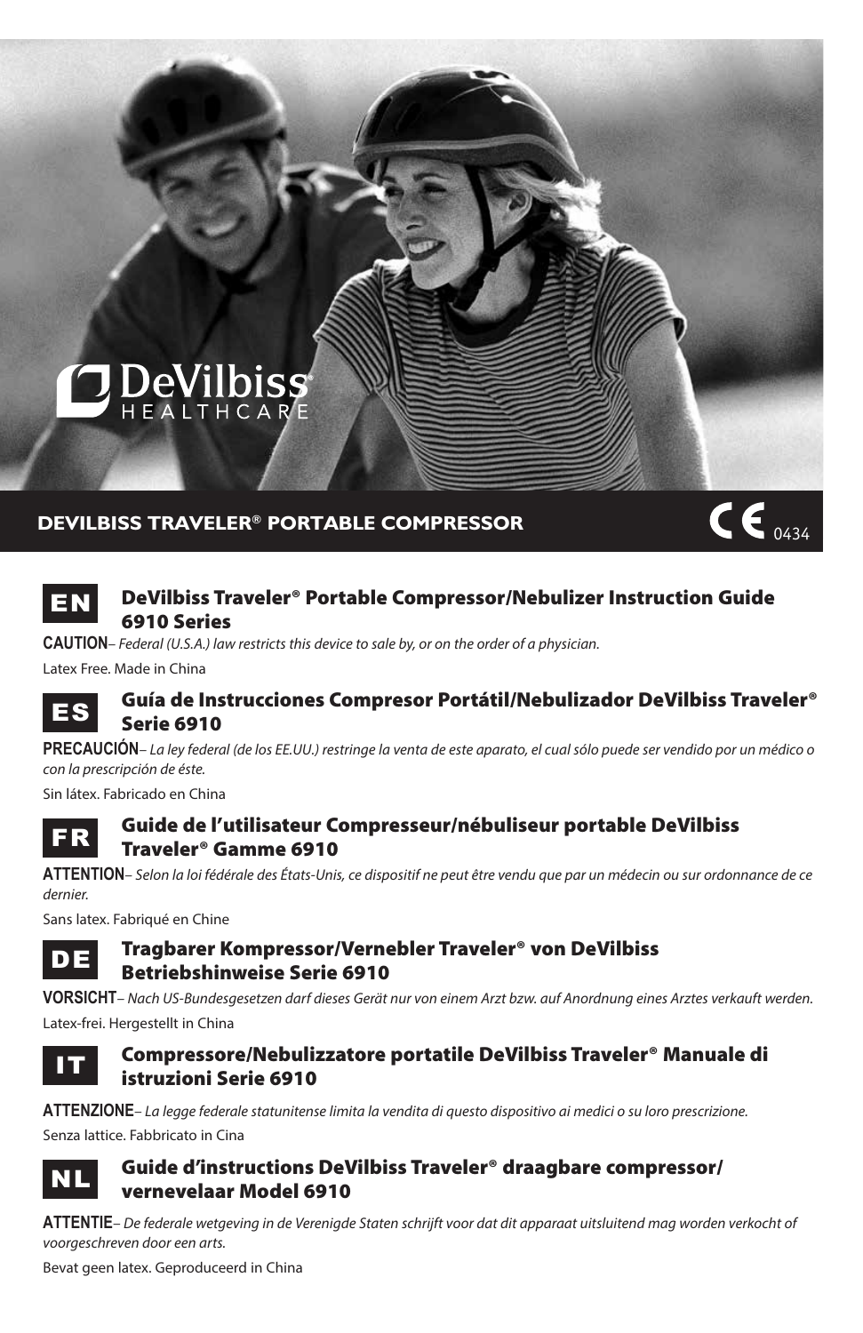DeVilbiss HEALTHCARE

**DEVILBISS TRAVELER® PORTABLE COMPRESSOR**

CE 0434

## EN

### DeVilbiss Traveler® Portable Compressor/Nebulizer Instruction Guide 6910 Series

**CAUTION**– *Federal (U.S.A.) law restricts this device to sale by, or on the order of a physician.*

Latex Free. Made in China

## ES

### Guía de Instrucciones Compresor Portátil/Nebulizador DeVilbiss Traveler® Serie 6910

**PRECAUCIÓN**– *La ley federal (de los EE.UU.) restringe la venta de este aparato, el cual sólo puede ser vendido por un médico o con la prescripción de éste.*

Sin látex. Fabricado en China

## FR

### Guide de l'utilisateur Compresseur/nébuliseur portable DeVilbiss Traveler® Gamme 6910

**ATTENTION**– *Selon la loi fédérale des États-Unis, ce dispositif ne peut être vendu que par un médecin ou sur ordonnance de ce dernier.*

Sans latex. Fabriqué en Chine

## DE

### Tragbarer Kompressor/Vernebler Traveler® von DeVilbiss Betriebshinweise Serie 6910

**VORSICHT**– *Nach US-Bundesgesetzen darf dieses Gerät nur von einem Arzt bzw. auf Anordnung eines Arztes verkauft werden.*

Latex-frei. Hergestellt in China

## IT

### Compressore/Nebulizzatore portatile DeVilbiss Traveler® Manuale di istruzioni Serie 6910

**ATTENZIONE**– *La legge federale statunitense limita la vendita di questo dispositivo ai medici o su loro prescrizione.*

Senza lattice. Fabbricato in Cina

## NL

### Guide d'instructions DeVilbiss Traveler® draagbare compressor/ vernevelaar Model 6910

**ATTENTIE**– *De federale wetgeving in de Verenigde Staten schrijft voor dat dit apparaat uitsluitend mag worden verkocht of voorgeschreven door een arts.*

Bevat geen latex. Geproduceerd in China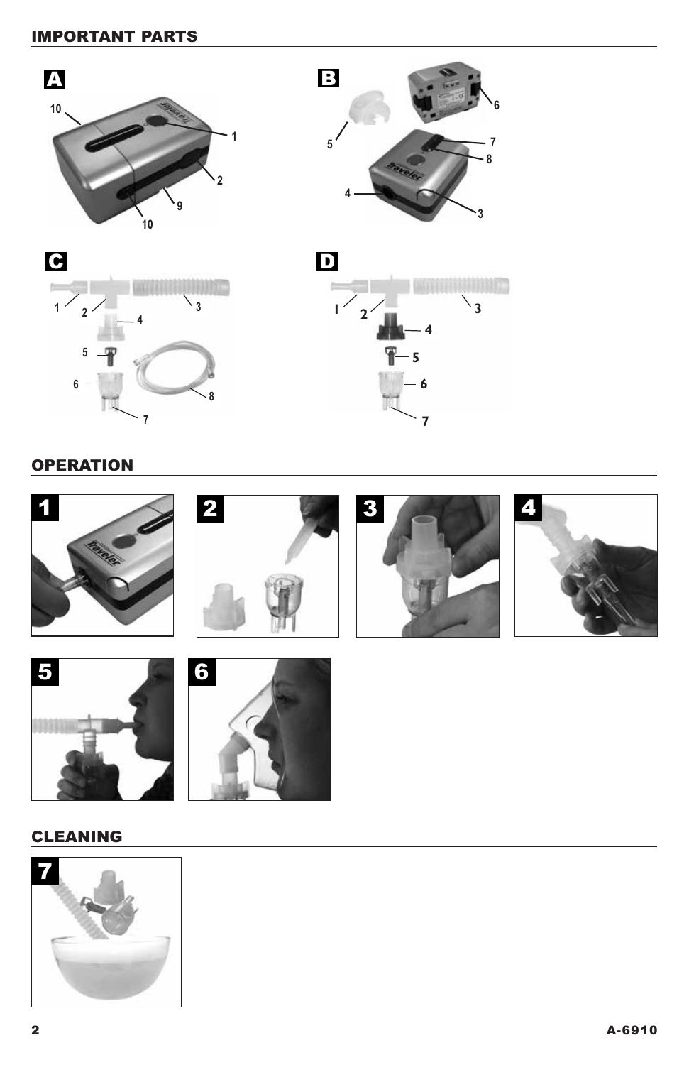## IMPORTANT PARTS

A

B

C

D

## OPERATION

1

2

3

4

5

6

## CLEANING

7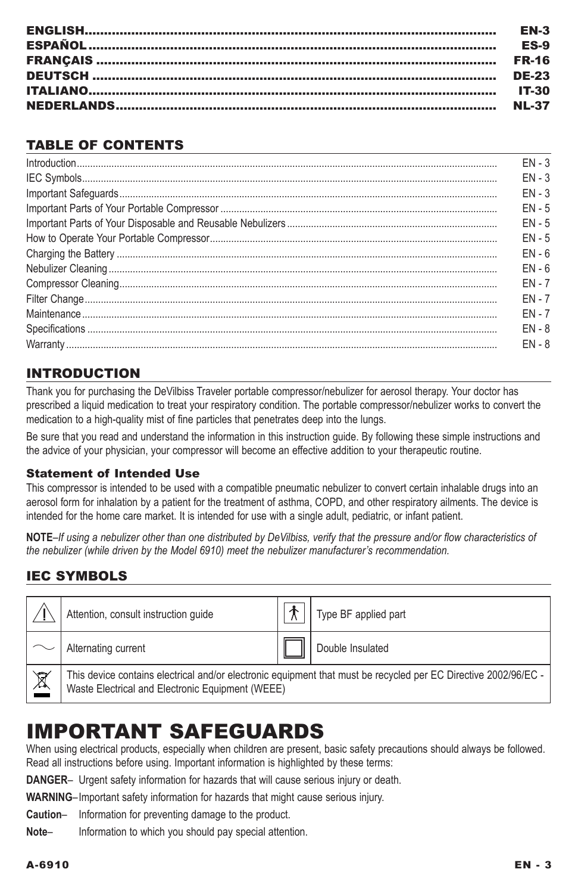| | |
|---|---|
| ENGLISH | EN-3 |
| ESPAÑOL | ES-9 |
| FRANÇAIS | FR-16 |
| DEUTSCH | DE-23 |
| ITALIANO | IT-30 |
| NEDERLANDS | NL-37 |

## TABLE OF CONTENTS

| | |
|---|---|
| Introduction | EN - 3 |
| IEC Symbols | EN - 3 |
| Important Safeguards | EN - 3 |
| Important Parts of Your Portable Compressor | EN - 5 |
| Important Parts of Your Disposable and Reusable Nebulizers | EN - 5 |
| How to Operate Your Portable Compressor | EN - 5 |
| Charging the Battery | EN - 6 |
| Nebulizer Cleaning | EN - 6 |
| Compressor Cleaning | EN - 7 |
| Filter Change | EN - 7 |
| Maintenance | EN - 7 |
| Specifications | EN - 8 |
| Warranty | EN - 8 |

## INTRODUCTION

Thank you for purchasing the DeVilbiss Traveler portable compressor/nebulizer for aerosol therapy. Your doctor has prescribed a liquid medication to treat your respiratory condition. The portable compressor/nebulizer works to convert the medication to a high-quality mist of fine particles that penetrates deep into the lungs.

Be sure that you read and understand the information in this instruction guide. By following these simple instructions and the advice of your physician, your compressor will become an effective addition to your therapeutic routine.

### Statement of Intended Use

This compressor is intended to be used with a compatible pneumatic nebulizer to convert certain inhalable drugs into an aerosol form for inhalation by a patient for the treatment of asthma, COPD, and other respiratory ailments. The device is intended for the home care market. It is intended for use with a single adult, pediatric, or infant patient.

**NOTE**–*If using a nebulizer other than one distributed by DeVilbiss, verify that the pressure and/or flow characteristics of the nebulizer (while driven by the Model 6910) meet the nebulizer manufacturer's recommendation.*

## IEC SYMBOLS

| Symbol | Description | Symbol | Description |
|---|---|---|---|
| ⚠ | Attention, consult instruction guide | 🯅 | Type BF applied part |
| ∼ | Alternating current | ⧈ | Double Insulated |
| WEEE | This device contains electrical and/or electronic equipment that must be recycled per EC Directive 2002/96/EC - Waste Electrical and Electronic Equipment (WEEE) | | |

# IMPORTANT SAFEGUARDS

When using electrical products, especially when children are present, basic safety precautions should always be followed. Read all instructions before using. Important information is highlighted by these terms:

**DANGER**– Urgent safety information for hazards that will cause serious injury or death.

**WARNING**– Important safety information for hazards that might cause serious injury.

**Caution**– Information for preventing damage to the product.

**Note**– Information to which you should pay special attention.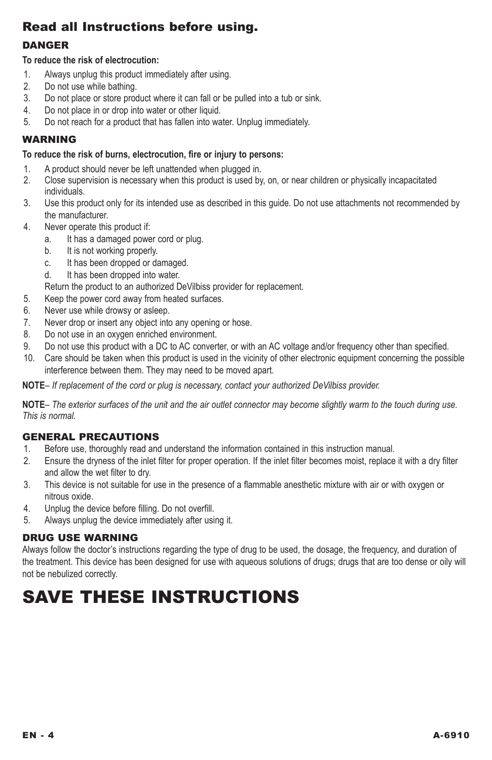## Read all Instructions before using.

### DANGER

**To reduce the risk of electrocution:**

1. Always unplug this product immediately after using.
2. Do not use while bathing.
3. Do not place or store product where it can fall or be pulled into a tub or sink.
4. Do not place in or drop into water or other liquid.
5. Do not reach for a product that has fallen into water. Unplug immediately.

### WARNING

**To reduce the risk of burns, electrocution, fire or injury to persons:**

1. A product should never be left unattended when plugged in.
2. Close supervision is necessary when this product is used by, on, or near children or physically incapacitated individuals.
3. Use this product only for its intended use as described in this guide. Do not use attachments not recommended by the manufacturer.
4. Never operate this product if:
   a. It has a damaged power cord or plug.
   b. It is not working properly.
   c. It has been dropped or damaged.
   d. It has been dropped into water.

   Return the product to an authorized DeVilbiss provider for replacement.
5. Keep the power cord away from heated surfaces.
6. Never use while drowsy or asleep.
7. Never drop or insert any object into any opening or hose.
8. Do not use in an oxygen enriched environment.
9. Do not use this product with a DC to AC converter, or with an AC voltage and/or frequency other than specified.
10. Care should be taken when this product is used in the vicinity of other electronic equipment concerning the possible interference between them. They may need to be moved apart.

**NOTE**– *If replacement of the cord or plug is necessary, contact your authorized DeVilbiss provider.*

**NOTE**– *The exterior surfaces of the unit and the air outlet connector may become slightly warm to the touch during use. This is normal.*

### GENERAL PRECAUTIONS

1. Before use, thoroughly read and understand the information contained in this instruction manual.
2. Ensure the dryness of the inlet filter for proper operation. If the inlet filter becomes moist, replace it with a dry filter and allow the wet filter to dry.
3. This device is not suitable for use in the presence of a flammable anesthetic mixture with air or with oxygen or nitrous oxide.
4. Unplug the device before filling. Do not overfill.
5. Always unplug the device immediately after using it.

### DRUG USE WARNING

Always follow the doctor's instructions regarding the type of drug to be used, the dosage, the frequency, and duration of the treatment. This device has been designed for use with aqueous solutions of drugs; drugs that are too dense or oily will not be nebulized correctly.

# SAVE THESE INSTRUCTIONS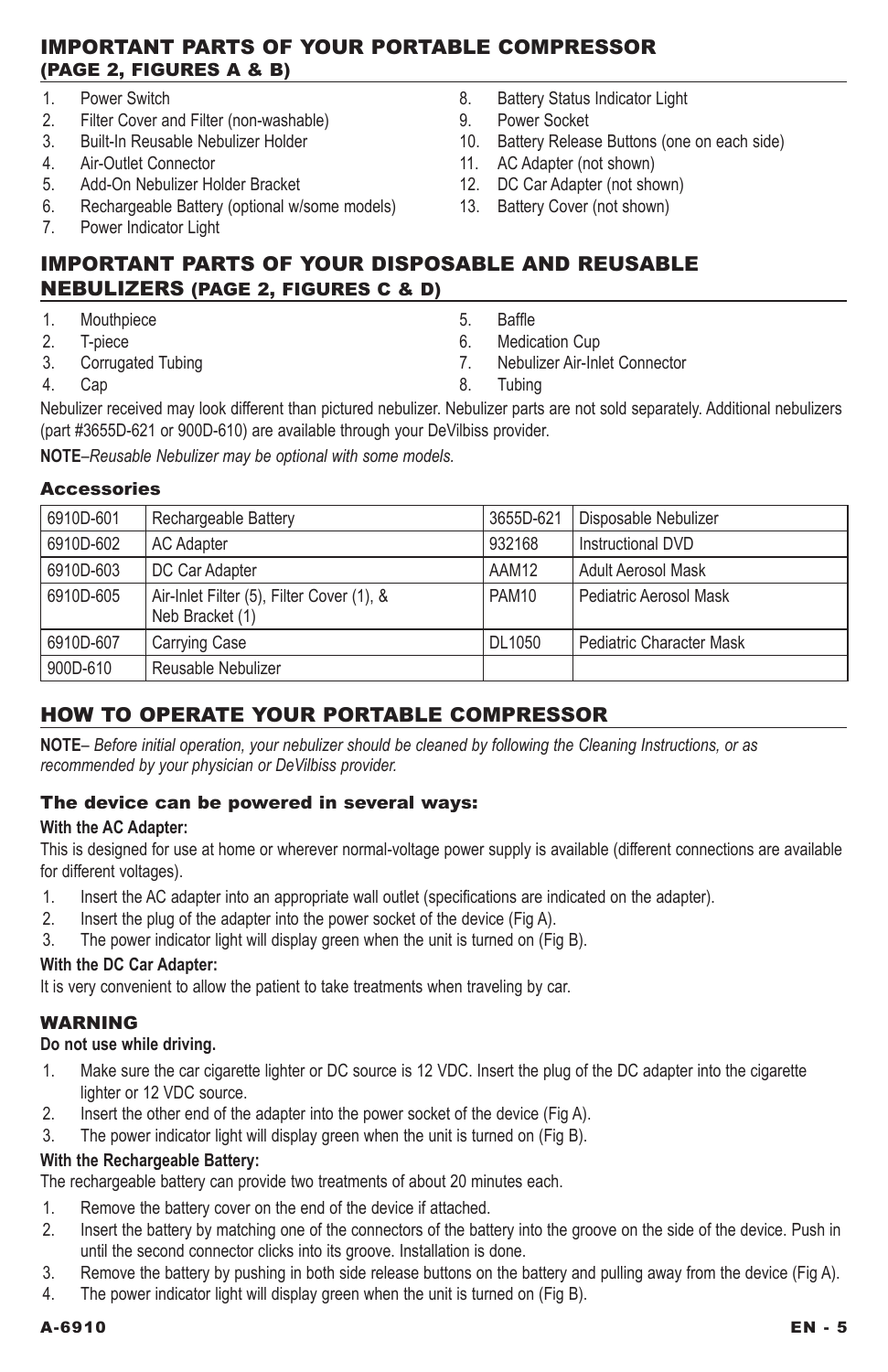## IMPORTANT PARTS OF YOUR PORTABLE COMPRESSOR (PAGE 2, FIGURES A & B)

1. Power Switch
2. Filter Cover and Filter (non-washable)
3. Built-In Reusable Nebulizer Holder
4. Air-Outlet Connector
5. Add-On Nebulizer Holder Bracket
6. Rechargeable Battery (optional w/some models)
7. Power Indicator Light
8. Battery Status Indicator Light
9. Power Socket
10. Battery Release Buttons (one on each side)
11. AC Adapter (not shown)
12. DC Car Adapter (not shown)
13. Battery Cover (not shown)

## IMPORTANT PARTS OF YOUR DISPOSABLE AND REUSABLE NEBULIZERS (PAGE 2, FIGURES C & D)

1. Mouthpiece
2. T-piece
3. Corrugated Tubing
4. Cap
5. Baffle
6. Medication Cup
7. Nebulizer Air-Inlet Connector
8. Tubing

Nebulizer received may look different than pictured nebulizer. Nebulizer parts are not sold separately. Additional nebulizers (part #3655D-621 or 900D-610) are available through your DeVilbiss provider.

**NOTE**–*Reusable Nebulizer may be optional with some models.*

### Accessories

| | | | |
|---|---|---|---|
| 6910D-601 | Rechargeable Battery | 3655D-621 | Disposable Nebulizer |
| 6910D-602 | AC Adapter | 932168 | Instructional DVD |
| 6910D-603 | DC Car Adapter | AAM12 | Adult Aerosol Mask |
| 6910D-605 | Air-Inlet Filter (5), Filter Cover (1), & Neb Bracket (1) | PAM10 | Pediatric Aerosol Mask |
| 6910D-607 | Carrying Case | DL1050 | Pediatric Character Mask |
| 900D-610 | Reusable Nebulizer | | |

## HOW TO OPERATE YOUR PORTABLE COMPRESSOR

**NOTE**– *Before initial operation, your nebulizer should be cleaned by following the Cleaning Instructions, or as recommended by your physician or DeVilbiss provider.*

### The device can be powered in several ways:

**With the AC Adapter:**

This is designed for use at home or wherever normal-voltage power supply is available (different connections are available for different voltages).

1. Insert the AC adapter into an appropriate wall outlet (specifications are indicated on the adapter).
2. Insert the plug of the adapter into the power socket of the device (Fig A).
3. The power indicator light will display green when the unit is turned on (Fig B).

**With the DC Car Adapter:**

It is very convenient to allow the patient to take treatments when traveling by car.

### WARNING

**Do not use while driving.**

1. Make sure the car cigarette lighter or DC source is 12 VDC. Insert the plug of the DC adapter into the cigarette lighter or 12 VDC source.
2. Insert the other end of the adapter into the power socket of the device (Fig A).
3. The power indicator light will display green when the unit is turned on (Fig B).

**With the Rechargeable Battery:**

The rechargeable battery can provide two treatments of about 20 minutes each.

1. Remove the battery cover on the end of the device if attached.
2. Insert the battery by matching one of the connectors of the battery into the groove on the side of the device. Push in until the second connector clicks into its groove. Installation is done.
3. Remove the battery by pushing in both side release buttons on the battery and pulling away from the device (Fig A).
4. The power indicator light will display green when the unit is turned on (Fig B).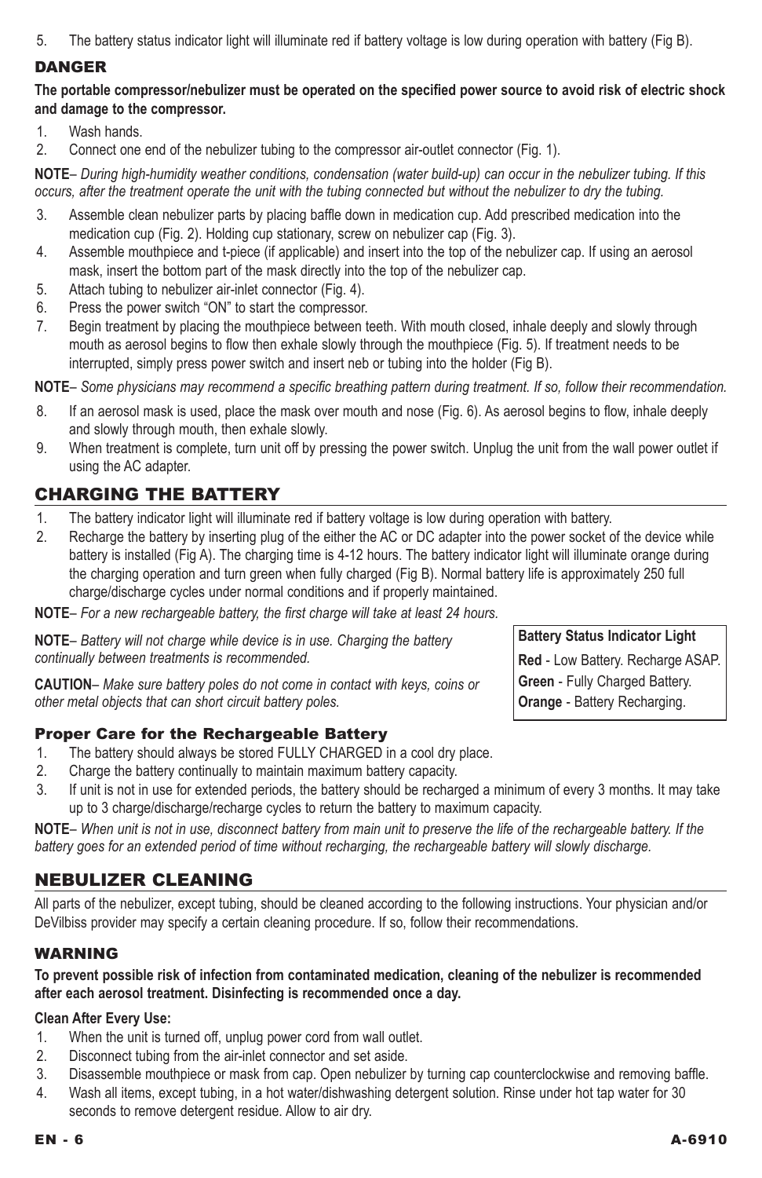5. The battery status indicator light will illuminate red if battery voltage is low during operation with battery (Fig B).

### DANGER

**The portable compressor/nebulizer must be operated on the specified power source to avoid risk of electric shock and damage to the compressor.**

1. Wash hands.
2. Connect one end of the nebulizer tubing to the compressor air-outlet connector (Fig. 1).

**NOTE**– *During high-humidity weather conditions, condensation (water build-up) can occur in the nebulizer tubing. If this occurs, after the treatment operate the unit with the tubing connected but without the nebulizer to dry the tubing.*

3. Assemble clean nebulizer parts by placing baffle down in medication cup. Add prescribed medication into the medication cup (Fig. 2). Holding cup stationary, screw on nebulizer cap (Fig. 3).
4. Assemble mouthpiece and t-piece (if applicable) and insert into the top of the nebulizer cap. If using an aerosol mask, insert the bottom part of the mask directly into the top of the nebulizer cap.
5. Attach tubing to nebulizer air-inlet connector (Fig. 4).
6. Press the power switch "ON" to start the compressor.
7. Begin treatment by placing the mouthpiece between teeth. With mouth closed, inhale deeply and slowly through mouth as aerosol begins to flow then exhale slowly through the mouthpiece (Fig. 5). If treatment needs to be interrupted, simply press power switch and insert neb or tubing into the holder (Fig B).

**NOTE**– *Some physicians may recommend a specific breathing pattern during treatment. If so, follow their recommendation.*

8. If an aerosol mask is used, place the mask over mouth and nose (Fig. 6). As aerosol begins to flow, inhale deeply and slowly through mouth, then exhale slowly.
9. When treatment is complete, turn unit off by pressing the power switch. Unplug the unit from the wall power outlet if using the AC adapter.

## CHARGING THE BATTERY

1. The battery indicator light will illuminate red if battery voltage is low during operation with battery.
2. Recharge the battery by inserting plug of the either the AC or DC adapter into the power socket of the device while battery is installed (Fig A). The charging time is 4-12 hours. The battery indicator light will illuminate orange during the charging operation and turn green when fully charged (Fig B). Normal battery life is approximately 250 full charge/discharge cycles under normal conditions and if properly maintained.

**NOTE**– *For a new rechargeable battery, the first charge will take at least 24 hours.*

**NOTE**– *Battery will not charge while device is in use. Charging the battery continually between treatments is recommended.*

**CAUTION**– *Make sure battery poles do not come in contact with keys, coins or other metal objects that can short circuit battery poles.*

| Battery Status Indicator Light |
|---|
| **Red** - Low Battery. Recharge ASAP. |
| **Green** - Fully Charged Battery. |
| **Orange** - Battery Recharging. |

### Proper Care for the Rechargeable Battery

1. The battery should always be stored FULLY CHARGED in a cool dry place.
2. Charge the battery continually to maintain maximum battery capacity.
3. If unit is not in use for extended periods, the battery should be recharged a minimum of every 3 months. It may take up to 3 charge/discharge/recharge cycles to return the battery to maximum capacity.

**NOTE**– *When unit is not in use, disconnect battery from main unit to preserve the life of the rechargeable battery. If the battery goes for an extended period of time without recharging, the rechargeable battery will slowly discharge.*

## NEBULIZER CLEANING

All parts of the nebulizer, except tubing, should be cleaned according to the following instructions. Your physician and/or DeVilbiss provider may specify a certain cleaning procedure. If so, follow their recommendations.

### WARNING

**To prevent possible risk of infection from contaminated medication, cleaning of the nebulizer is recommended after each aerosol treatment. Disinfecting is recommended once a day.**

**Clean After Every Use:**

1. When the unit is turned off, unplug power cord from wall outlet.
2. Disconnect tubing from the air-inlet connector and set aside.
3. Disassemble mouthpiece or mask from cap. Open nebulizer by turning cap counterclockwise and removing baffle.
4. Wash all items, except tubing, in a hot water/dishwashing detergent solution. Rinse under hot tap water for 30 seconds to remove detergent residue. Allow to air dry.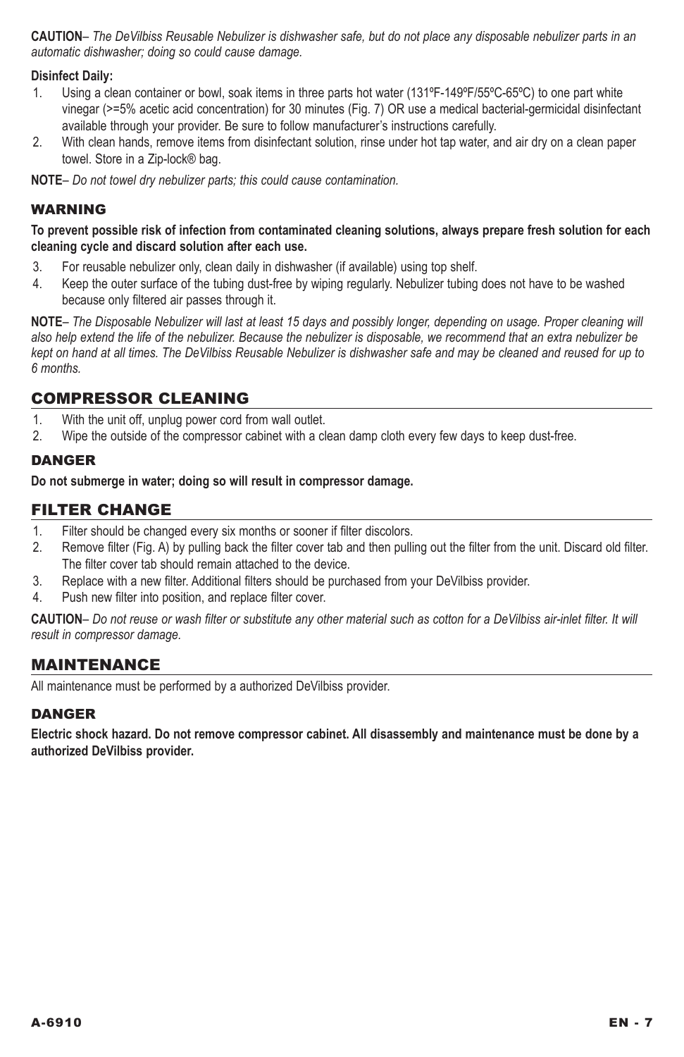**CAUTION**– *The DeVilbiss Reusable Nebulizer is dishwasher safe, but do not place any disposable nebulizer parts in an automatic dishwasher; doing so could cause damage.*

**Disinfect Daily:**

1. Using a clean container or bowl, soak items in three parts hot water (131ºF-149ºF/55ºC-65ºC) to one part white vinegar (>=5% acetic acid concentration) for 30 minutes (Fig. 7) OR use a medical bacterial-germicidal disinfectant available through your provider. Be sure to follow manufacturer's instructions carefully.
2. With clean hands, remove items from disinfectant solution, rinse under hot tap water, and air dry on a clean paper towel. Store in a Zip-lock® bag.

**NOTE**– *Do not towel dry nebulizer parts; this could cause contamination.*

### WARNING

**To prevent possible risk of infection from contaminated cleaning solutions, always prepare fresh solution for each cleaning cycle and discard solution after each use.**

3. For reusable nebulizer only, clean daily in dishwasher (if available) using top shelf.
4. Keep the outer surface of the tubing dust-free by wiping regularly. Nebulizer tubing does not have to be washed because only filtered air passes through it.

**NOTE**– *The Disposable Nebulizer will last at least 15 days and possibly longer, depending on usage. Proper cleaning will also help extend the life of the nebulizer. Because the nebulizer is disposable, we recommend that an extra nebulizer be kept on hand at all times. The DeVilbiss Reusable Nebulizer is dishwasher safe and may be cleaned and reused for up to 6 months.*

## COMPRESSOR CLEANING

1. With the unit off, unplug power cord from wall outlet.
2. Wipe the outside of the compressor cabinet with a clean damp cloth every few days to keep dust-free.

### DANGER

**Do not submerge in water; doing so will result in compressor damage.**

## FILTER CHANGE

1. Filter should be changed every six months or sooner if filter discolors.
2. Remove filter (Fig. A) by pulling back the filter cover tab and then pulling out the filter from the unit. Discard old filter. The filter cover tab should remain attached to the device.
3. Replace with a new filter. Additional filters should be purchased from your DeVilbiss provider.
4. Push new filter into position, and replace filter cover.

**CAUTION**– *Do not reuse or wash filter or substitute any other material such as cotton for a DeVilbiss air-inlet filter. It will result in compressor damage.*

## MAINTENANCE

All maintenance must be performed by a authorized DeVilbiss provider.

### DANGER

**Electric shock hazard. Do not remove compressor cabinet. All disassembly and maintenance must be done by a authorized DeVilbiss provider.**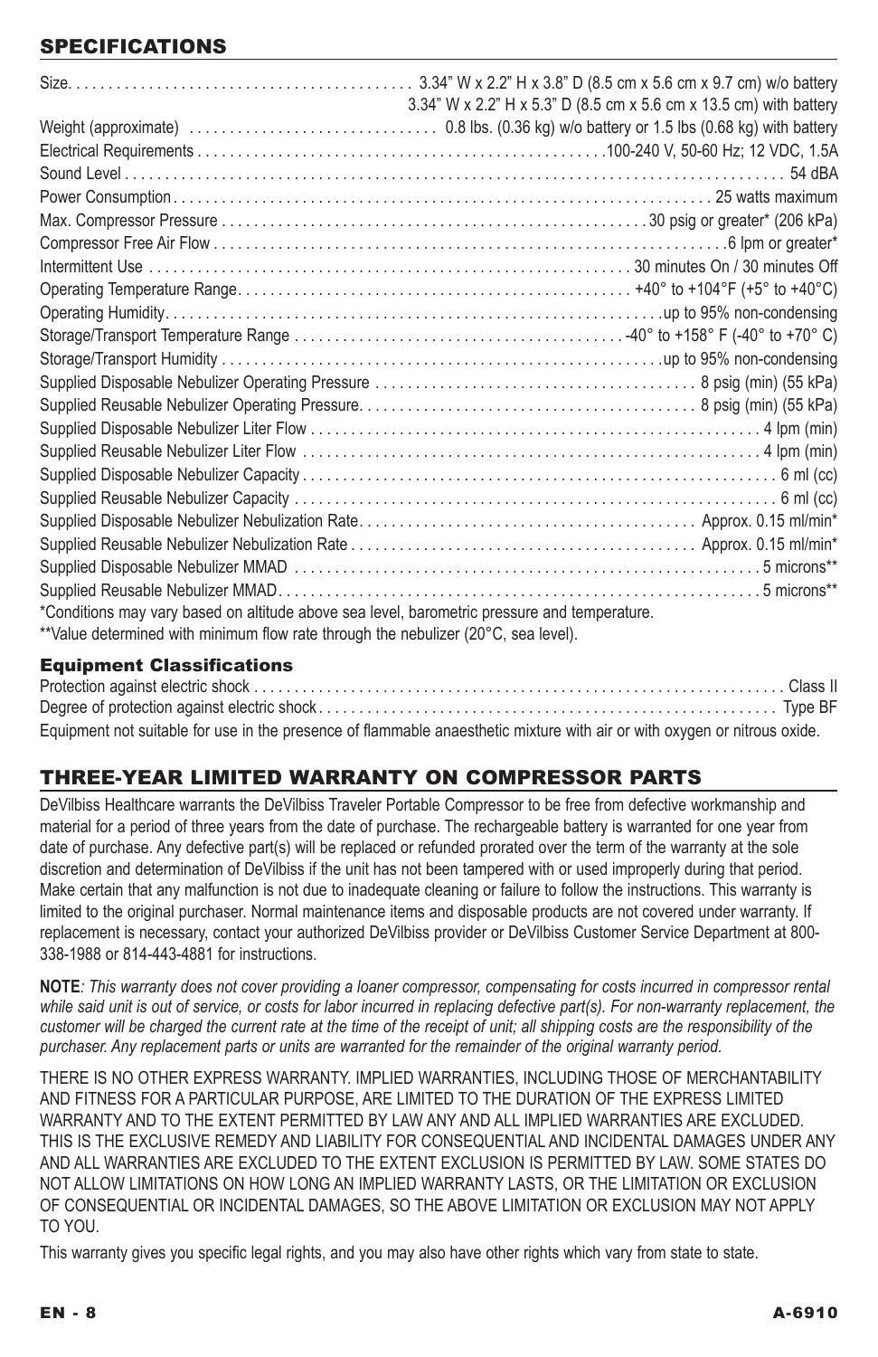## SPECIFICATIONS

| | |
|---|---|
| Size | 3.34" W x 2.2" H x 3.8" D (8.5 cm x 5.6 cm x 9.7 cm) w/o battery<br>3.34" W x 2.2" H x 5.3" D (8.5 cm x 5.6 cm x 13.5 cm) with battery |
| Weight (approximate) | 0.8 lbs. (0.36 kg) w/o battery or 1.5 lbs (0.68 kg) with battery |
| Electrical Requirements | 100-240 V, 50-60 Hz; 12 VDC, 1.5A |
| Sound Level | 54 dBA |
| Power Consumption | 25 watts maximum |
| Max. Compressor Pressure | 30 psig or greater* (206 kPa) |
| Compressor Free Air Flow | 6 lpm or greater* |
| Intermittent Use | 30 minutes On / 30 minutes Off |
| Operating Temperature Range | +40° to +104°F (+5° to +40°C) |
| Operating Humidity | up to 95% non-condensing |
| Storage/Transport Temperature Range | -40° to +158° F (-40° to +70° C) |
| Storage/Transport Humidity | up to 95% non-condensing |
| Supplied Disposable Nebulizer Operating Pressure | 8 psig (min) (55 kPa) |
| Supplied Reusable Nebulizer Operating Pressure | 8 psig (min) (55 kPa) |
| Supplied Disposable Nebulizer Liter Flow | 4 lpm (min) |
| Supplied Reusable Nebulizer Liter Flow | 4 lpm (min) |
| Supplied Disposable Nebulizer Capacity | 6 ml (cc) |
| Supplied Reusable Nebulizer Capacity | 6 ml (cc) |
| Supplied Disposable Nebulizer Nebulization Rate | Approx. 0.15 ml/min* |
| Supplied Reusable Nebulizer Nebulization Rate | Approx. 0.15 ml/min* |
| Supplied Disposable Nebulizer MMAD | 5 microns** |
| Supplied Reusable Nebulizer MMAD | 5 microns** |

*Conditions may vary based on altitude above sea level, barometric pressure and temperature.

**Value determined with minimum flow rate through the nebulizer (20°C, sea level).

### Equipment Classifications

| | |
|---|---|
| Protection against electric shock | Class II |
| Degree of protection against electric shock | Type BF |

Equipment not suitable for use in the presence of flammable anaesthetic mixture with air or with oxygen or nitrous oxide.

## THREE-YEAR LIMITED WARRANTY ON COMPRESSOR PARTS

DeVilbiss Healthcare warrants the DeVilbiss Traveler Portable Compressor to be free from defective workmanship and material for a period of three years from the date of purchase. The rechargeable battery is warranted for one year from date of purchase. Any defective part(s) will be replaced or refunded prorated over the term of the warranty at the sole discretion and determination of DeVilbiss if the unit has not been tampered with or used improperly during that period. Make certain that any malfunction is not due to inadequate cleaning or failure to follow the instructions. This warranty is limited to the original purchaser. Normal maintenance items and disposable products are not covered under warranty. If replacement is necessary, contact your authorized DeVilbiss provider or DeVilbiss Customer Service Department at 800-338-1988 or 814-443-4881 for instructions.

**NOTE***: This warranty does not cover providing a loaner compressor, compensating for costs incurred in compressor rental while said unit is out of service, or costs for labor incurred in replacing defective part(s). For non-warranty replacement, the customer will be charged the current rate at the time of the receipt of unit; all shipping costs are the responsibility of the purchaser. Any replacement parts or units are warranted for the remainder of the original warranty period.*

THERE IS NO OTHER EXPRESS WARRANTY. IMPLIED WARRANTIES, INCLUDING THOSE OF MERCHANTABILITY AND FITNESS FOR A PARTICULAR PURPOSE, ARE LIMITED TO THE DURATION OF THE EXPRESS LIMITED WARRANTY AND TO THE EXTENT PERMITTED BY LAW ANY AND ALL IMPLIED WARRANTIES ARE EXCLUDED. THIS IS THE EXCLUSIVE REMEDY AND LIABILITY FOR CONSEQUENTIAL AND INCIDENTAL DAMAGES UNDER ANY AND ALL WARRANTIES ARE EXCLUDED TO THE EXTENT EXCLUSION IS PERMITTED BY LAW. SOME STATES DO NOT ALLOW LIMITATIONS ON HOW LONG AN IMPLIED WARRANTY LASTS, OR THE LIMITATION OR EXCLUSION OF CONSEQUENTIAL OR INCIDENTAL DAMAGES, SO THE ABOVE LIMITATION OR EXCLUSION MAY NOT APPLY TO YOU.

This warranty gives you specific legal rights, and you may also have other rights which vary from state to state.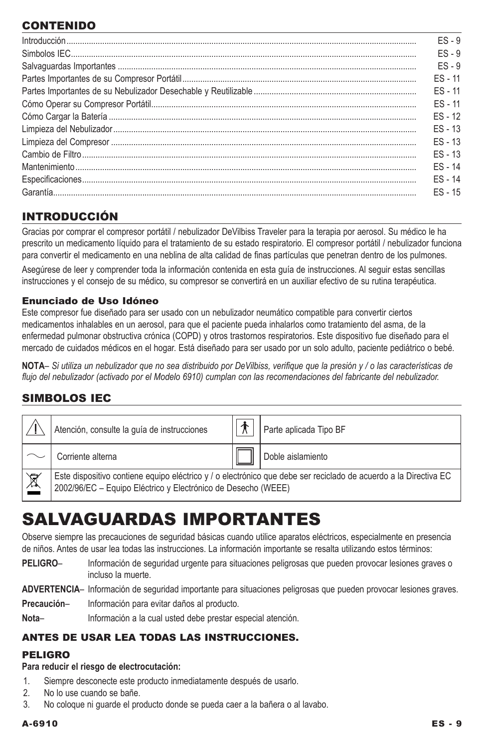## CONTENIDO

| | |
|---|---|
| Introducción | ES - 9 |
| Simbolos IEC | ES - 9 |
| Salvaguardas Importantes | ES - 9 |
| Partes Importantes de su Compresor Portátil | ES - 11 |
| Partes Importantes de su Nebulizador Desechable y Reutilizable | ES - 11 |
| Cómo Operar su Compresor Portátil | ES - 11 |
| Cómo Cargar la Batería | ES - 12 |
| Limpieza del Nebulizador | ES - 13 |
| Limpieza del Compresor | ES - 13 |
| Cambio de Filtro | ES - 13 |
| Mantenimiento | ES - 14 |
| Especificaciones | ES - 14 |
| Garantía | ES - 15 |

## INTRODUCCIÓN

Gracias por comprar el compresor portátil / nebulizador DeVilbiss Traveler para la terapia por aerosol. Su médico le ha prescrito un medicamento líquido para el tratamiento de su estado respiratorio. El compresor portátil / nebulizador funciona para convertir el medicamento en una neblina de alta calidad de finas partículas que penetran dentro de los pulmones.

Asegúrese de leer y comprender toda la información contenida en esta guía de instrucciones. Al seguir estas sencillas instrucciones y el consejo de su médico, su compresor se convertirá en un auxiliar efectivo de su rutina terapéutica.

### Enunciado de Uso Idóneo

Este compresor fue diseñado para ser usado con un nebulizador neumático compatible para convertir ciertos medicamentos inhalables en un aerosol, para que el paciente pueda inhalarlos como tratamiento del asma, de la enfermedad pulmonar obstructiva crónica (COPD) y otros trastornos respiratorios. Este dispositivo fue diseñado para el mercado de cuidados médicos en el hogar. Está diseñado para ser usado por un solo adulto, paciente pediátrico o bebé.

**NOTA**– *Si utiliza un nebulizador que no sea distribuido por DeVilbiss, verifique que la presión y / o las características de flujo del nebulizador (activado por el Modelo 6910) cumplan con las recomendaciones del fabricante del nebulizador.*

## SIMBOLOS IEC

| Símbolo | Descripción | Símbolo | Descripción |
|---|---|---|---|
| ⚠ | Atención, consulte la guía de instrucciones | 🚶 | Parte aplicada Tipo BF |
| ∼ | Corriente alterna | ⧈ | Doble aislamiento |
| 🗑 | Este dispositivo contiene equipo eléctrico y / o electrónico que debe ser reciclado de acuerdo a la Directiva EC 2002/96/EC – Equipo Eléctrico y Electrónico de Desecho (WEEE) | | |

# SALVAGUARDAS IMPORTANTES

Observe siempre las precauciones de seguridad básicas cuando utilice aparatos eléctricos, especialmente en presencia de niños. Antes de usar lea todas las instrucciones. La información importante se resalta utilizando estos términos:

**PELIGRO**– Información de seguridad urgente para situaciones peligrosas que pueden provocar lesiones graves o incluso la muerte.

**ADVERTENCIA**– Información de seguridad importante para situaciones peligrosas que pueden provocar lesiones graves.

**Precaución**– Información para evitar daños al producto.

**Nota**– Información a la cual usted debe prestar especial atención.

### ANTES DE USAR LEA TODAS LAS INSTRUCCIONES.

### PELIGRO

**Para reducir el riesgo de electrocutación:**

1. Siempre desconecte este producto inmediatamente después de usarlo.
2. No lo use cuando se bañe.
3. No coloque ni guarde el producto donde se pueda caer a la bañera o al lavabo.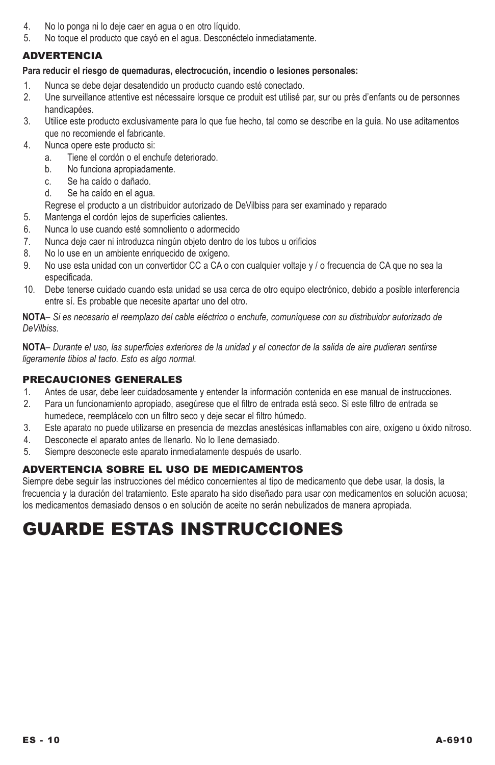4. No lo ponga ni lo deje caer en agua o en otro líquido.
5. No toque el producto que cayó en el agua. Desconéctelo inmediatamente.

### ADVERTENCIA

**Para reducir el riesgo de quemaduras, electrocución, incendio o lesiones personales:**

1. Nunca se debe dejar desatendido un producto cuando esté conectado.
2. Une surveillance attentive est nécessaire lorsque ce produit est utilisé par, sur ou près d'enfants ou de personnes handicapées.
3. Utilice este producto exclusivamente para lo que fue hecho, tal como se describe en la guía. No use aditamentos que no recomiende el fabricante.
4. Nunca opere este producto si:
   a. Tiene el cordón o el enchufe deteriorado.
   b. No funciona apropiadamente.
   c. Se ha caído o dañado.
   d. Se ha caído en el agua.

   Regrese el producto a un distribuidor autorizado de DeVilbiss para ser examinado y reparado
5. Mantenga el cordón lejos de superficies calientes.
6. Nunca lo use cuando esté somnoliento o adormecido
7. Nunca deje caer ni introduzca ningún objeto dentro de los tubos u orificios
8. No lo use en un ambiente enriquecido de oxígeno.
9. No use esta unidad con un convertidor CC a CA o con cualquier voltaje y / o frecuencia de CA que no sea la especificada.
10. Debe tenerse cuidado cuando esta unidad se usa cerca de otro equipo electrónico, debido a posible interferencia entre sí. Es probable que necesite apartar uno del otro.

**NOTA**– *Si es necesario el reemplazo del cable eléctrico o enchufe, comuníquese con su distribuidor autorizado de DeVilbiss.*

**NOTA**– *Durante el uso, las superficies exteriores de la unidad y el conector de la salida de aire pudieran sentirse ligeramente tibios al tacto. Esto es algo normal.*

### PRECAUCIONES GENERALES

1. Antes de usar, debe leer cuidadosamente y entender la información contenida en ese manual de instrucciones.
2. Para un funcionamiento apropiado, asegúrese que el filtro de entrada está seco. Si este filtro de entrada se humedece, reemplácelo con un filtro seco y deje secar el filtro húmedo.
3. Este aparato no puede utilizarse en presencia de mezclas anestésicas inflamables con aire, oxígeno u óxido nitroso.
4. Desconecte el aparato antes de llenarlo. No lo llene demasiado.
5. Siempre desconecte este aparato inmediatamente después de usarlo.

### ADVERTENCIA SOBRE EL USO DE MEDICAMENTOS

Siempre debe seguir las instrucciones del médico concernientes al tipo de medicamento que debe usar, la dosis, la frecuencia y la duración del tratamiento. Este aparato ha sido diseñado para usar con medicamentos en solución acuosa; los medicamentos demasiado densos o en solución de aceite no serán nebulizados de manera apropiada.

# GUARDE ESTAS INSTRUCCIONES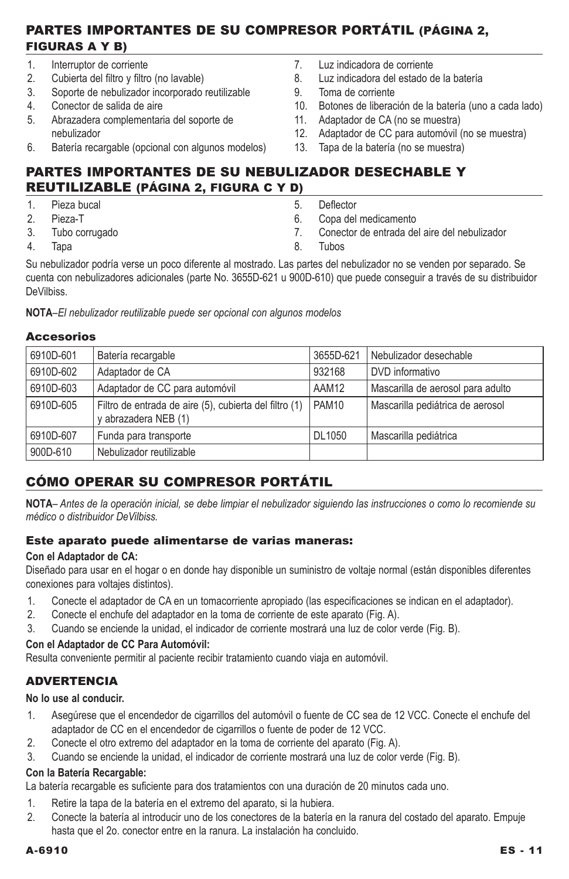## PARTES IMPORTANTES DE SU COMPRESOR PORTÁTIL (PÁGINA 2, FIGURAS A Y B)

1. Interruptor de corriente
2. Cubierta del filtro y filtro (no lavable)
3. Soporte de nebulizador incorporado reutilizable
4. Conector de salida de aire
5. Abrazadera complementaria del soporte de nebulizador
6. Batería recargable (opcional con algunos modelos)
7. Luz indicadora de corriente
8. Luz indicadora del estado de la batería
9. Toma de corriente
10. Botones de liberación de la batería (uno a cada lado)
11. Adaptador de CA (no se muestra)
12. Adaptador de CC para automóvil (no se muestra)
13. Tapa de la batería (no se muestra)

## PARTES IMPORTANTES DE SU NEBULIZADOR DESECHABLE Y REUTILIZABLE (PÁGINA 2, FIGURA C Y D)

1. Pieza bucal
2. Pieza-T
3. Tubo corrugado
4. Tapa
5. Deflector
6. Copa del medicamento
7. Conector de entrada del aire del nebulizador
8. Tubos

Su nebulizador podría verse un poco diferente al mostrado. Las partes del nebulizador no se venden por separado. Se cuenta con nebulizadores adicionales (parte No. 3655D-621 u 900D-610) que puede conseguir a través de su distribuidor DeVilbiss.

**NOTA**–*El nebulizador reutilizable puede ser opcional con algunos modelos*

### Accesorios

| 6910D-601 | Batería recargable | 3655D-621 | Nebulizador desechable |
|---|---|---|---|
| 6910D-602 | Adaptador de CA | 932168 | DVD informativo |
| 6910D-603 | Adaptador de CC para automóvil | AAM12 | Mascarilla de aerosol para adulto |
| 6910D-605 | Filtro de entrada de aire (5), cubierta del filtro (1) y abrazadera NEB (1) | PAM10 | Mascarilla pediátrica de aerosol |
| 6910D-607 | Funda para transporte | DL1050 | Mascarilla pediátrica |
| 900D-610 | Nebulizador reutilizable | | |

## CÓMO OPERAR SU COMPRESOR PORTÁTIL

**NOTA**– *Antes de la operación inicial, se debe limpiar el nebulizador siguiendo las instrucciones o como lo recomiende su médico o distribuidor DeVilbiss.*

### Este aparato puede alimentarse de varias maneras:

**Con el Adaptador de CA:**
Diseñado para usar en el hogar o en donde hay disponible un suministro de voltaje normal (están disponibles diferentes conexiones para voltajes distintos).

1. Conecte el adaptador de CA en un tomacorriente apropiado (las especificaciones se indican en el adaptador).
2. Conecte el enchufe del adaptador en la toma de corriente de este aparato (Fig. A).
3. Cuando se enciende la unidad, el indicador de corriente mostrará una luz de color verde (Fig. B).

**Con el Adaptador de CC Para Automóvil:**
Resulta conveniente permitir al paciente recibir tratamiento cuando viaja en automóvil.

### ADVERTENCIA

**No lo use al conducir.**

1. Asegúrese que el encendedor de cigarrillos del automóvil o fuente de CC sea de 12 VCC. Conecte el enchufe del adaptador de CC en el encendedor de cigarrillos o fuente de poder de 12 VCC.
2. Conecte el otro extremo del adaptador en la toma de corriente del aparato (Fig. A).
3. Cuando se enciende la unidad, el indicador de corriente mostrará una luz de color verde (Fig. B).

**Con la Batería Recargable:**
La batería recargable es suficiente para dos tratamientos con una duración de 20 minutos cada uno.

1. Retire la tapa de la batería en el extremo del aparato, si la hubiera.
2. Conecte la batería al introducir uno de los conectores de la batería en la ranura del costado del aparato. Empuje hasta que el 2o. conector entre en la ranura. La instalación ha concluido.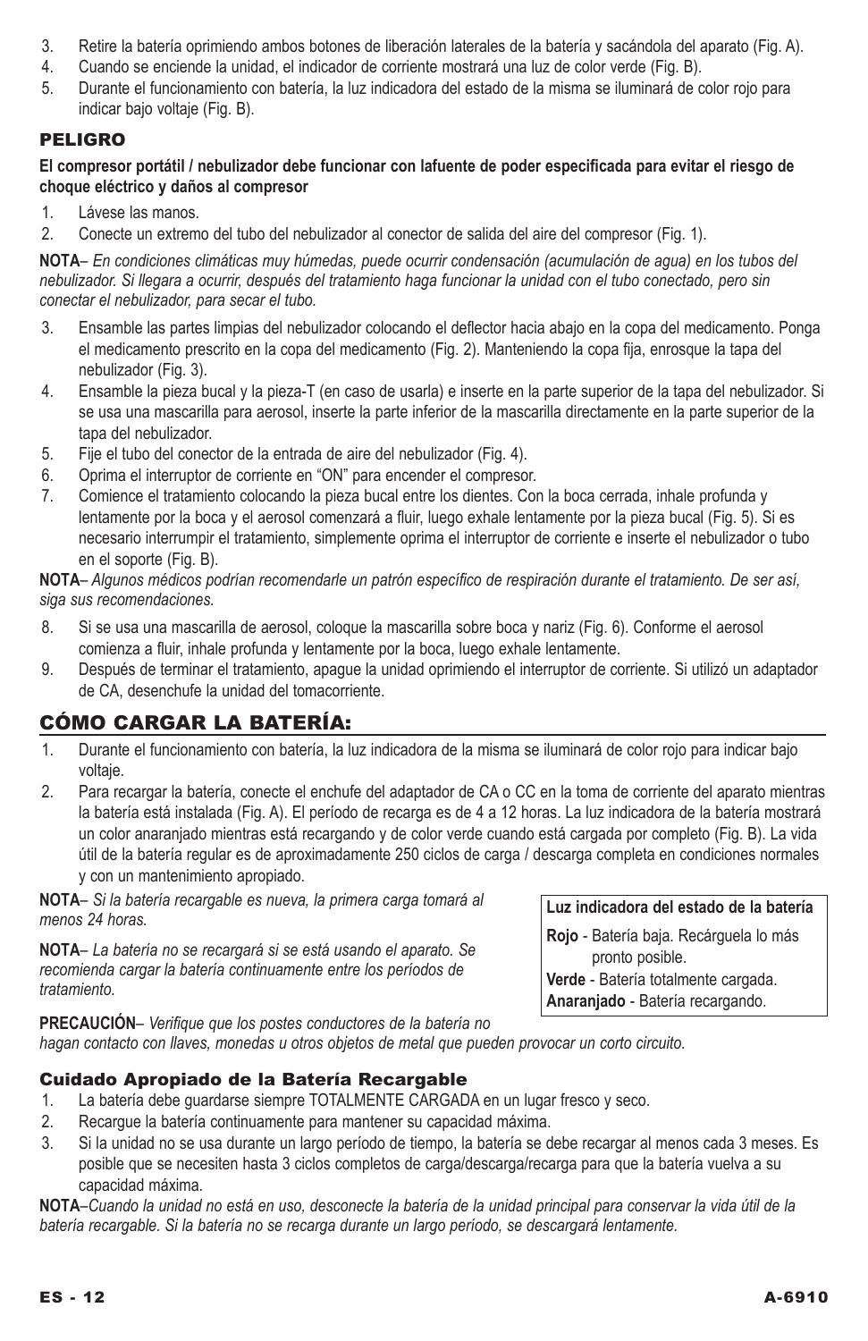3. Retire la batería oprimiendo ambos botones de liberación laterales de la batería y sacándola del aparato (Fig. A).
4. Cuando se enciende la unidad, el indicador de corriente mostrará una luz de color verde (Fig. B).
5. Durante el funcionamiento con batería, la luz indicadora del estado de la misma se iluminará de color rojo para indicar bajo voltaje (Fig. B).

### PELIGRO

**El compresor portátil / nebulizador debe funcionar con lafuente de poder especificada para evitar el riesgo de choque eléctrico y daños al compresor**

1. Lávese las manos.
2. Conecte un extremo del tubo del nebulizador al conector de salida del aire del compresor (Fig. 1).

**NOTA**– *En condiciones climáticas muy húmedas, puede ocurrir condensación (acumulación de agua) en los tubos del nebulizador. Si llegara a ocurrir, después del tratamiento haga funcionar la unidad con el tubo conectado, pero sin conectar el nebulizador, para secar el tubo.*

3. Ensamble las partes limpias del nebulizador colocando el deflector hacia abajo en la copa del medicamento. Ponga el medicamento prescrito en la copa del medicamento (Fig. 2). Manteniendo la copa fija, enrosque la tapa del nebulizador (Fig. 3).
4. Ensamble la pieza bucal y la pieza-T (en caso de usarla) e inserte en la parte superior de la tapa del nebulizador. Si se usa una mascarilla para aerosol, inserte la parte inferior de la mascarilla directamente en la parte superior de la tapa del nebulizador.
5. Fije el tubo del conector de la entrada de aire del nebulizador (Fig. 4).
6. Oprima el interruptor de corriente en “ON” para encender el compresor.
7. Comience el tratamiento colocando la pieza bucal entre los dientes. Con la boca cerrada, inhale profunda y lentamente por la boca y el aerosol comenzará a fluir, luego exhale lentamente por la pieza bucal (Fig. 5). Si es necesario interrumpir el tratamiento, simplemente oprima el interruptor de corriente e inserte el nebulizador o tubo en el soporte (Fig. B).

**NOTA**– *Algunos médicos podrían recomendarle un patrón específico de respiración durante el tratamiento. De ser así, siga sus recomendaciones.*

8. Si se usa una mascarilla de aerosol, coloque la mascarilla sobre boca y nariz (Fig. 6). Conforme el aerosol comienza a fluir, inhale profunda y lentamente por la boca, luego exhale lentamente.
9. Después de terminar el tratamiento, apague la unidad oprimiendo el interruptor de corriente. Si utilizó un adaptador de CA, desenchufe la unidad del tomacorriente.

## CÓMO CARGAR LA BATERÍA:

1. Durante el funcionamiento con batería, la luz indicadora de la misma se iluminará de color rojo para indicar bajo voltaje.
2. Para recargar la batería, conecte el enchufe del adaptador de CA o CC en la toma de corriente del aparato mientras la batería está instalada (Fig. A). El período de recarga es de 4 a 12 horas. La luz indicadora de la batería mostrará un color anaranjado mientras está recargando y de color verde cuando está cargada por completo (Fig. B). La vida útil de la batería regular es de aproximadamente 250 ciclos de carga / descarga completa en condiciones normales y con un mantenimiento apropiado.

**NOTA**– *Si la batería recargable es nueva, la primera carga tomará al menos 24 horas.*

**NOTA**– *La batería no se recargará si se está usando el aparato. Se recomienda cargar la batería continuamente entre los períodos de tratamiento.*

**PRECAUCIÓN**– *Verifique que los postes conductores de la batería no hagan contacto con llaves, monedas u otros objetos de metal que pueden provocar un corto circuito.*

| Luz indicadora del estado de la batería |
|---|
| **Rojo** - Batería baja. Recárguela lo más pronto posible. |
| **Verde** - Batería totalmente cargada. |
| **Anaranjado** - Batería recargando. |

### Cuidado Apropiado de la Batería Recargable

1. La batería debe guardarse siempre TOTALMENTE CARGADA en un lugar fresco y seco.
2. Recargue la batería continuamente para mantener su capacidad máxima.
3. Si la unidad no se usa durante un largo período de tiempo, la batería se debe recargar al menos cada 3 meses. Es posible que se necesiten hasta 3 ciclos completos de carga/descarga/recarga para que la batería vuelva a su capacidad máxima.

**NOTA**–*Cuando la unidad no está en uso, desconecte la batería de la unidad principal para conservar la vida útil de la batería recargable. Si la batería no se recarga durante un largo período, se descargará lentamente.*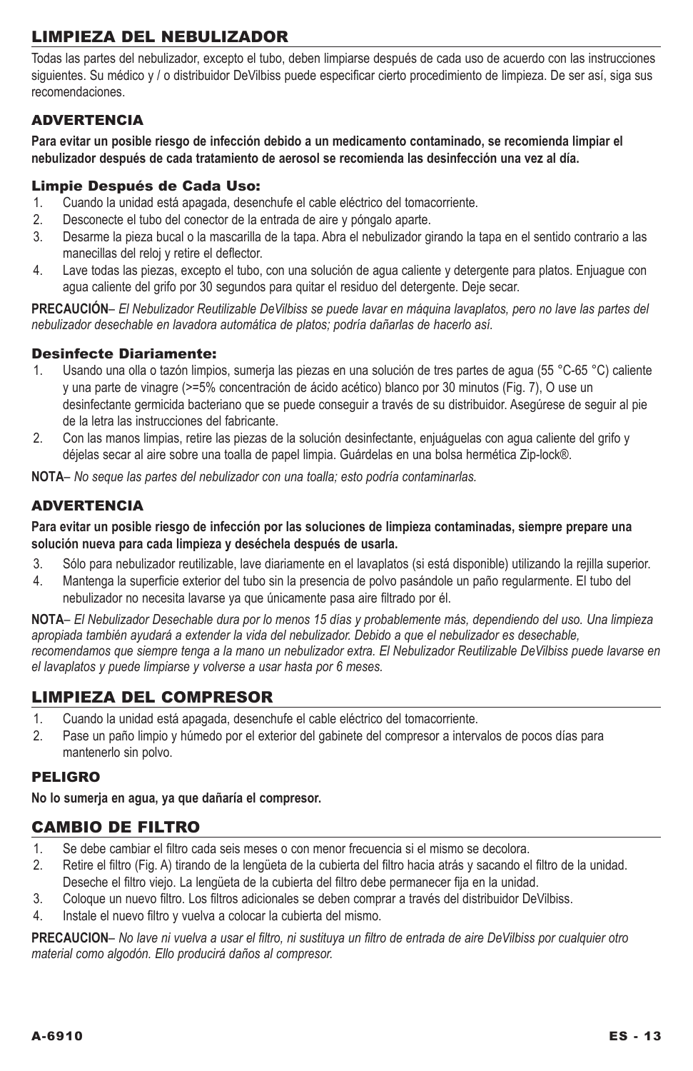## LIMPIEZA DEL NEBULIZADOR

Todas las partes del nebulizador, excepto el tubo, deben limpiarse después de cada uso de acuerdo con las instrucciones siguientes. Su médico y / o distribuidor DeVilbiss puede especificar cierto procedimiento de limpieza. De ser así, siga sus recomendaciones.

### ADVERTENCIA

**Para evitar un posible riesgo de infección debido a un medicamento contaminado, se recomienda limpiar el nebulizador después de cada tratamiento de aerosol se recomienda las desinfección una vez al día.**

### Limpie Después de Cada Uso:

1. Cuando la unidad está apagada, desenchufe el cable eléctrico del tomacorriente.
2. Desconecte el tubo del conector de la entrada de aire y póngalo aparte.
3. Desarme la pieza bucal o la mascarilla de la tapa. Abra el nebulizador girando la tapa en el sentido contrario a las manecillas del reloj y retire el deflector.
4. Lave todas las piezas, excepto el tubo, con una solución de agua caliente y detergente para platos. Enjuague con agua caliente del grifo por 30 segundos para quitar el residuo del detergente. Deje secar.

**PRECAUCIÓN**– *El Nebulizador Reutilizable DeVilbiss se puede lavar en máquina lavaplatos, pero no lave las partes del nebulizador desechable en lavadora automática de platos; podría dañarlas de hacerlo así.*

### Desinfecte Diariamente:

1. Usando una olla o tazón limpios, sumerja las piezas en una solución de tres partes de agua (55 °C-65 °C) caliente y una parte de vinagre (>=5% concentración de ácido acético) blanco por 30 minutos (Fig. 7), O use un desinfectante germicida bacteriano que se puede conseguir a través de su distribuidor. Asegúrese de seguir al pie de la letra las instrucciones del fabricante.
2. Con las manos limpias, retire las piezas de la solución desinfectante, enjuáguelas con agua caliente del grifo y déjelas secar al aire sobre una toalla de papel limpia. Guárdelas en una bolsa hermética Zip-lock®.

**NOTA**– *No seque las partes del nebulizador con una toalla; esto podría contaminarlas.*

### ADVERTENCIA

**Para evitar un posible riesgo de infección por las soluciones de limpieza contaminadas, siempre prepare una solución nueva para cada limpieza y deséchela después de usarla.**

3. Sólo para nebulizador reutilizable, lave diariamente en el lavaplatos (si está disponible) utilizando la rejilla superior.
4. Mantenga la superficie exterior del tubo sin la presencia de polvo pasándole un paño regularmente. El tubo del nebulizador no necesita lavarse ya que únicamente pasa aire filtrado por él.

**NOTA**– *El Nebulizador Desechable dura por lo menos 15 días y probablemente más, dependiendo del uso. Una limpieza apropiada también ayudará a extender la vida del nebulizador. Debido a que el nebulizador es desechable, recomendamos que siempre tenga a la mano un nebulizador extra. El Nebulizador Reutilizable DeVilbiss puede lavarse en el lavaplatos y puede limpiarse y volverse a usar hasta por 6 meses.*

## LIMPIEZA DEL COMPRESOR

1. Cuando la unidad está apagada, desenchufe el cable eléctrico del tomacorriente.
2. Pase un paño limpio y húmedo por el exterior del gabinete del compresor a intervalos de pocos días para mantenerlo sin polvo.

### PELIGRO

**No lo sumerja en agua, ya que dañaría el compresor.**

## CAMBIO DE FILTRO

1. Se debe cambiar el filtro cada seis meses o con menor frecuencia si el mismo se decolora.
2. Retire el filtro (Fig. A) tirando de la lengüeta de la cubierta del filtro hacia atrás y sacando el filtro de la unidad. Deseche el filtro viejo. La lengüeta de la cubierta del filtro debe permanecer fija en la unidad.
3. Coloque un nuevo filtro. Los filtros adicionales se deben comprar a través del distribuidor DeVilbiss.
4. Instale el nuevo filtro y vuelva a colocar la cubierta del mismo.

**PRECAUCION**– *No lave ni vuelva a usar el filtro, ni sustituya un filtro de entrada de aire DeVilbiss por cualquier otro material como algodón. Ello producirá daños al compresor.*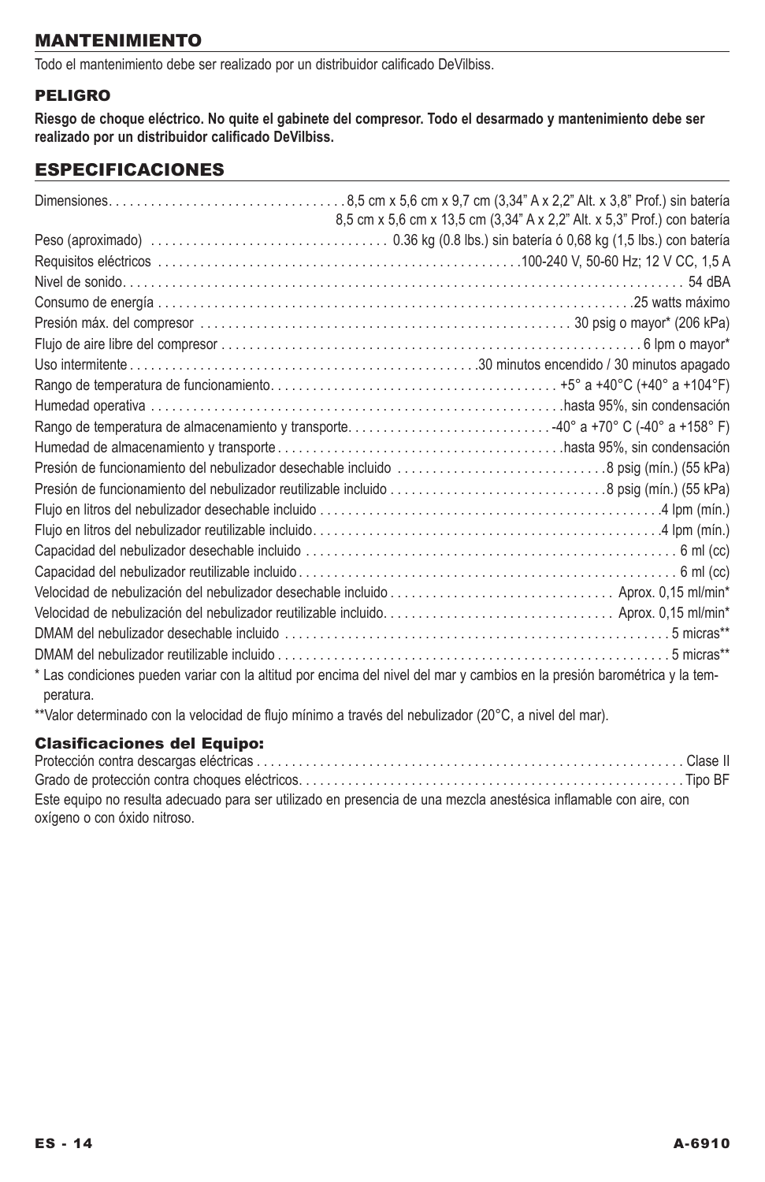## MANTENIMIENTO

Todo el mantenimiento debe ser realizado por un distribuidor calificado DeVilbiss.

### PELIGRO

**Riesgo de choque eléctrico. No quite el gabinete del compresor. Todo el desarmado y mantenimiento debe ser realizado por un distribuidor calificado DeVilbiss.**

## ESPECIFICACIONES

| | |
|---|---|
| Dimensiones | 8,5 cm x 5,6 cm x 9,7 cm (3,34" A x 2,2" Alt. x 3,8" Prof.) sin batería<br>8,5 cm x 5,6 cm x 13,5 cm (3,34" A x 2,2" Alt. x 5,3" Prof.) con batería |
| Peso (aproximado) | 0.36 kg (0.8 lbs.) sin batería ó 0,68 kg (1,5 lbs.) con batería |
| Requisitos eléctricos | 100-240 V, 50-60 Hz; 12 V CC, 1,5 A |
| Nivel de sonido | 54 dBA |
| Consumo de energía | 25 watts máximo |
| Presión máx. del compresor | 30 psig o mayor* (206 kPa) |
| Flujo de aire libre del compresor | 6 lpm o mayor* |
| Uso intermitente | 30 minutos encendido / 30 minutos apagado |
| Rango de temperatura de funcionamiento | +5° a +40°C (+40° a +104°F) |
| Humedad operativa | hasta 95%, sin condensación |
| Rango de temperatura de almacenamiento y transporte | -40° a +70° C (-40° a +158° F) |
| Humedad de almacenamiento y transporte | hasta 95%, sin condensación |
| Presión de funcionamiento del nebulizador desechable incluido | 8 psig (mín.) (55 kPa) |
| Presión de funcionamiento del nebulizador reutilizable incluido | 8 psig (mín.) (55 kPa) |
| Flujo en litros del nebulizador desechable incluido | 4 lpm (mín.) |
| Flujo en litros del nebulizador reutilizable incluido | 4 lpm (mín.) |
| Capacidad del nebulizador desechable incluido | 6 ml (cc) |
| Capacidad del nebulizador reutilizable incluido | 6 ml (cc) |
| Velocidad de nebulización del nebulizador desechable incluido | Aprox. 0,15 ml/min* |
| Velocidad de nebulización del nebulizador reutilizable incluido | Aprox. 0,15 ml/min* |
| DMAM del nebulizador desechable incluido | 5 micras** |
| DMAM del nebulizador reutilizable incluido | 5 micras** |

\* Las condiciones pueden variar con la altitud por encima del nivel del mar y cambios en la presión barométrica y la temperatura.

\*\*Valor determinado con la velocidad de flujo mínimo a través del nebulizador (20°C, a nivel del mar).

### Clasificaciones del Equipo:

| | |
|---|---|
| Protección contra descargas eléctricas | Clase II |
| Grado de protección contra choques eléctricos | Tipo BF |

Este equipo no resulta adecuado para ser utilizado en presencia de una mezcla anestésica inflamable con aire, con oxígeno o con óxido nitroso.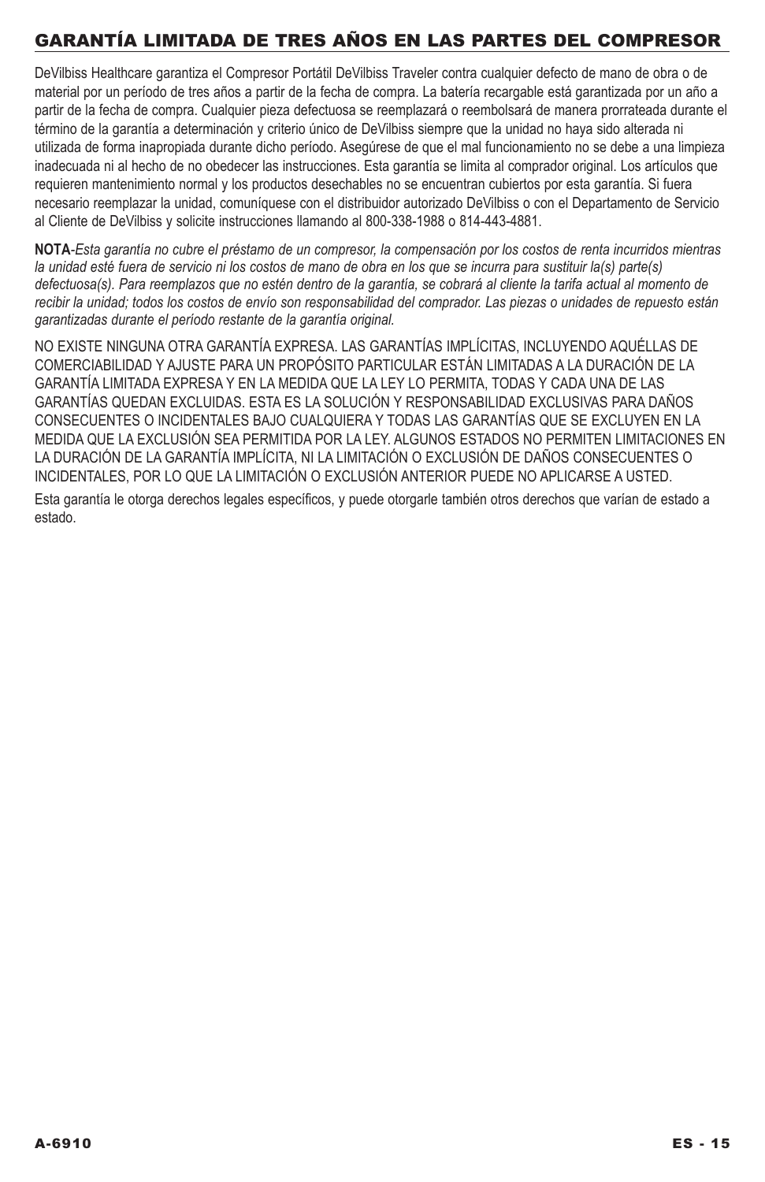## GARANTÍA LIMITADA DE TRES AÑOS EN LAS PARTES DEL COMPRESOR

DeVilbiss Healthcare garantiza el Compresor Portátil DeVilbiss Traveler contra cualquier defecto de mano de obra o de material por un período de tres años a partir de la fecha de compra. La batería recargable está garantizada por un año a partir de la fecha de compra. Cualquier pieza defectuosa se reemplazará o reembolsará de manera prorrateada durante el término de la garantía a determinación y criterio único de DeVilbiss siempre que la unidad no haya sido alterada ni utilizada de forma inapropiada durante dicho período. Asegúrese de que el mal funcionamiento no se debe a una limpieza inadecuada ni al hecho de no obedecer las instrucciones. Esta garantía se limita al comprador original. Los artículos que requieren mantenimiento normal y los productos desechables no se encuentran cubiertos por esta garantía. Si fuera necesario reemplazar la unidad, comuníquese con el distribuidor autorizado DeVilbiss o con el Departamento de Servicio al Cliente de DeVilbiss y solicite instrucciones llamando al 800-338-1988 o 814-443-4881.

**NOTA**-*Esta garantía no cubre el préstamo de un compresor, la compensación por los costos de renta incurridos mientras la unidad esté fuera de servicio ni los costos de mano de obra en los que se incurra para sustituir la(s) parte(s) defectuosa(s). Para reemplazos que no estén dentro de la garantía, se cobrará al cliente la tarifa actual al momento de recibir la unidad; todos los costos de envío son responsabilidad del comprador. Las piezas o unidades de repuesto están garantizadas durante el período restante de la garantía original.*

NO EXISTE NINGUNA OTRA GARANTÍA EXPRESA. LAS GARANTÍAS IMPLÍCITAS, INCLUYENDO AQUÉLLAS DE COMERCIABILIDAD Y AJUSTE PARA UN PROPÓSITO PARTICULAR ESTÁN LIMITADAS A LA DURACIÓN DE LA GARANTÍA LIMITADA EXPRESA Y EN LA MEDIDA QUE LA LEY LO PERMITA, TODAS Y CADA UNA DE LAS GARANTÍAS QUEDAN EXCLUIDAS. ESTA ES LA SOLUCIÓN Y RESPONSABILIDAD EXCLUSIVAS PARA DAÑOS CONSECUENTES O INCIDENTALES BAJO CUALQUIERA Y TODAS LAS GARANTÍAS QUE SE EXCLUYEN EN LA MEDIDA QUE LA EXCLUSIÓN SEA PERMITIDA POR LA LEY. ALGUNOS ESTADOS NO PERMITEN LIMITACIONES EN LA DURACIÓN DE LA GARANTÍA IMPLÍCITA, NI LA LIMITACIÓN O EXCLUSIÓN DE DAÑOS CONSECUENTES O INCIDENTALES, POR LO QUE LA LIMITACIÓN O EXCLUSIÓN ANTERIOR PUEDE NO APLICARSE A USTED.

Esta garantía le otorga derechos legales específicos, y puede otorgarle también otros derechos que varían de estado a estado.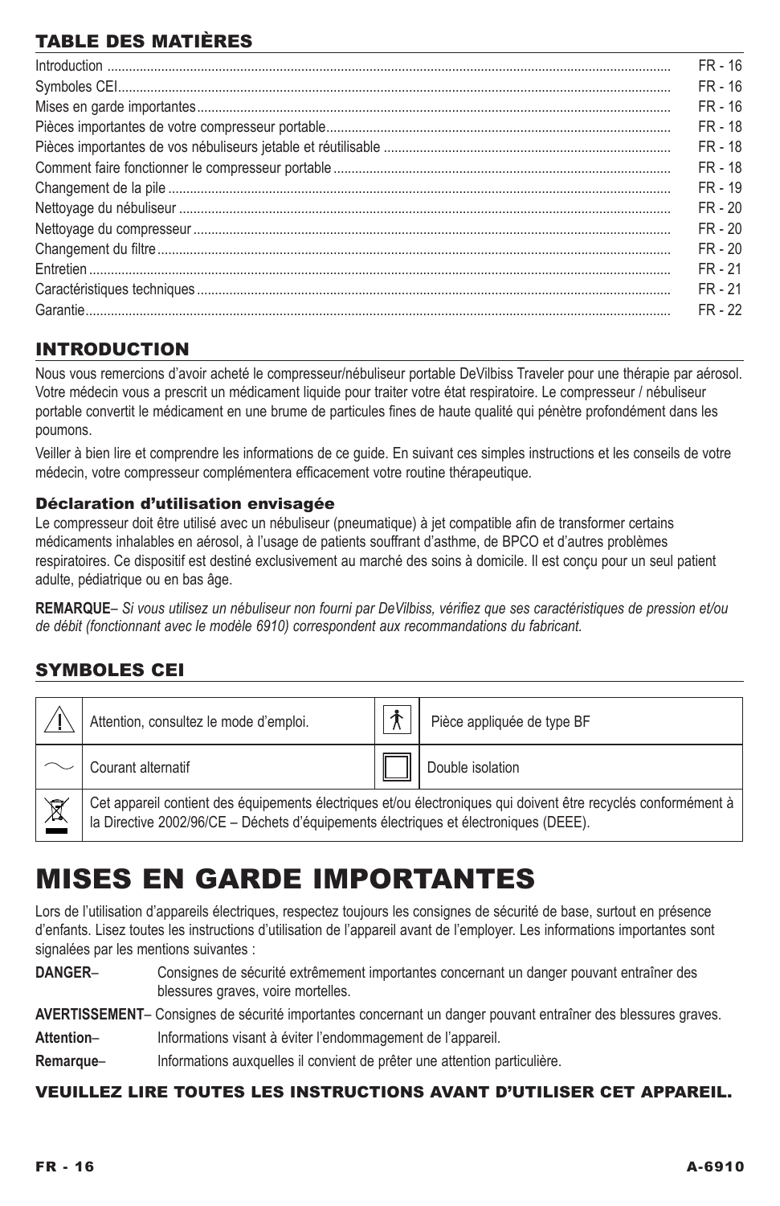## TABLE DES MATIÈRES

| | |
|---|---|
| Introduction | FR - 16 |
| Symboles CEI | FR - 16 |
| Mises en garde importantes | FR - 16 |
| Pièces importantes de votre compresseur portable | FR - 18 |
| Pièces importantes de vos nébuliseurs jetable et réutilisable | FR - 18 |
| Comment faire fonctionner le compresseur portable | FR - 18 |
| Changement de la pile | FR - 19 |
| Nettoyage du nébuliseur | FR - 20 |
| Nettoyage du compresseur | FR - 20 |
| Changement du filtre | FR - 20 |
| Entretien | FR - 21 |
| Caractéristiques techniques | FR - 21 |
| Garantie | FR - 22 |

## INTRODUCTION

Nous vous remercions d'avoir acheté le compresseur/nébuliseur portable DeVilbiss Traveler pour une thérapie par aérosol. Votre médecin vous a prescrit un médicament liquide pour traiter votre état respiratoire. Le compresseur / nébuliseur portable convertit le médicament en une brume de particules fines de haute qualité qui pénètre profondément dans les poumons.

Veiller à bien lire et comprendre les informations de ce guide. En suivant ces simples instructions et les conseils de votre médecin, votre compresseur complémentera efficacement votre routine thérapeutique.

### Déclaration d'utilisation envisagée

Le compresseur doit être utilisé avec un nébuliseur (pneumatique) à jet compatible afin de transformer certains médicaments inhalables en aérosol, à l'usage de patients souffrant d'asthme, de BPCO et d'autres problèmes respiratoires. Ce dispositif est destiné exclusivement au marché des soins à domicile. Il est conçu pour un seul patient adulte, pédiatrique ou en bas âge.

**REMARQUE**– *Si vous utilisez un nébuliseur non fourni par DeVilbiss, vérifiez que ses caractéristiques de pression et/ou de débit (fonctionnant avec le modèle 6910) correspondent aux recommandations du fabricant.*

## SYMBOLES CEI

| Symbole | Description | Symbole | Description |
|---|---|---|---|
| ⚠ | Attention, consultez le mode d'emploi. | 🚶 | Pièce appliquée de type BF |
| ～ | Courant alternatif | ▣ | Double isolation |
| 🗑 | Cet appareil contient des équipements électriques et/ou électroniques qui doivent être recyclés conformément à la Directive 2002/96/CE – Déchets d'équipements électriques et électroniques (DEEE). | | |

# MISES EN GARDE IMPORTANTES

Lors de l'utilisation d'appareils électriques, respectez toujours les consignes de sécurité de base, surtout en présence d'enfants. Lisez toutes les instructions d'utilisation de l'appareil avant de l'employer. Les informations importantes sont signalées par les mentions suivantes :

**DANGER**– Consignes de sécurité extrêmement importantes concernant un danger pouvant entraîner des blessures graves, voire mortelles.

**AVERTISSEMENT**– Consignes de sécurité importantes concernant un danger pouvant entraîner des blessures graves.

**Attention**– Informations visant à éviter l'endommagement de l'appareil.

**Remarque**– Informations auxquelles il convient de prêter une attention particulière.

**VEUILLEZ LIRE TOUTES LES INSTRUCTIONS AVANT D'UTILISER CET APPAREIL.**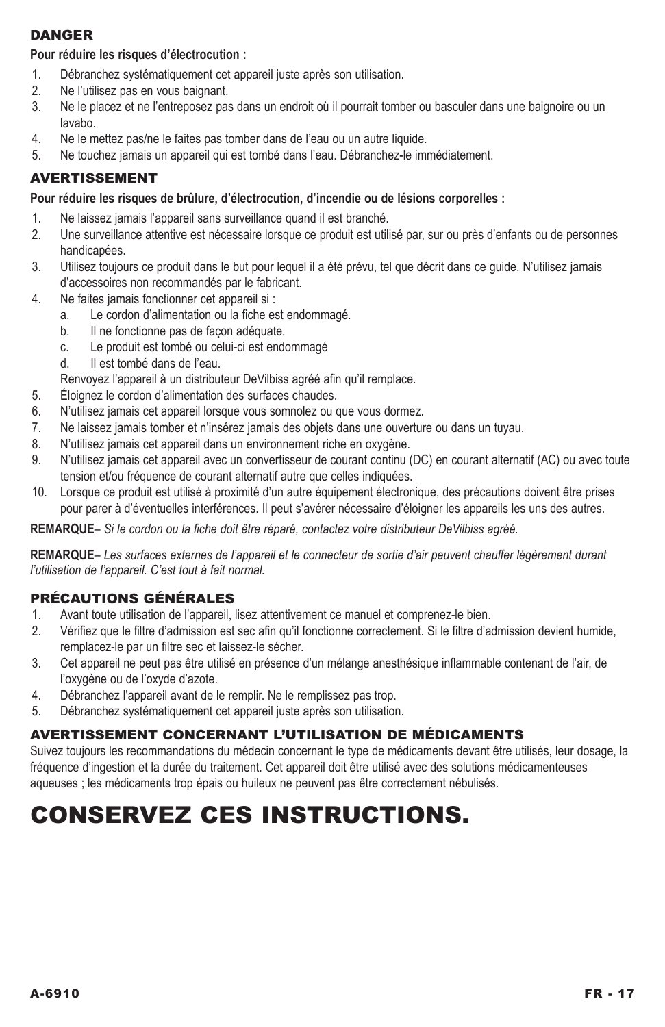## DANGER

**Pour réduire les risques d'électrocution :**

1. Débranchez systématiquement cet appareil juste après son utilisation.
2. Ne l'utilisez pas en vous baignant.
3. Ne le placez et ne l'entreposez pas dans un endroit où il pourrait tomber ou basculer dans une baignoire ou un lavabo.
4. Ne le mettez pas/ne le faites pas tomber dans de l'eau ou un autre liquide.
5. Ne touchez jamais un appareil qui est tombé dans l'eau. Débranchez-le immédiatement.

## AVERTISSEMENT

**Pour réduire les risques de brûlure, d'électrocution, d'incendie ou de lésions corporelles :**

1. Ne laissez jamais l'appareil sans surveillance quand il est branché.
2. Une surveillance attentive est nécessaire lorsque ce produit est utilisé par, sur ou près d'enfants ou de personnes handicapées.
3. Utilisez toujours ce produit dans le but pour lequel il a été prévu, tel que décrit dans ce guide. N'utilisez jamais d'accessoires non recommandés par le fabricant.
4. Ne faites jamais fonctionner cet appareil si :
   a. Le cordon d'alimentation ou la fiche est endommagé.
   b. Il ne fonctionne pas de façon adéquate.
   c. Le produit est tombé ou celui-ci est endommagé
   d. Il est tombé dans de l'eau.

   Renvoyez l'appareil à un distributeur DeVilbiss agréé afin qu'il remplace.
5. Éloignez le cordon d'alimentation des surfaces chaudes.
6. N'utilisez jamais cet appareil lorsque vous somnolez ou que vous dormez.
7. Ne laissez jamais tomber et n'insérez jamais des objets dans une ouverture ou dans un tuyau.
8. N'utilisez jamais cet appareil dans un environnement riche en oxygène.
9. N'utilisez jamais cet appareil avec un convertisseur de courant continu (DC) en courant alternatif (AC) ou avec toute tension et/ou fréquence de courant alternatif autre que celles indiquées.
10. Lorsque ce produit est utilisé à proximité d'un autre équipement électronique, des précautions doivent être prises pour parer à d'éventuelles interférences. Il peut s'avérer nécessaire d'éloigner les appareils les uns des autres.

**REMARQUE**– *Si le cordon ou la fiche doit être réparé, contactez votre distributeur DeVilbiss agréé.*

**REMARQUE**– *Les surfaces externes de l'appareil et le connecteur de sortie d'air peuvent chauffer légèrement durant l'utilisation de l'appareil. C'est tout à fait normal.*

## PRÉCAUTIONS GÉNÉRALES

1. Avant toute utilisation de l'appareil, lisez attentivement ce manuel et comprenez-le bien.
2. Vérifiez que le filtre d'admission est sec afin qu'il fonctionne correctement. Si le filtre d'admission devient humide, remplacez-le par un filtre sec et laissez-le sécher.
3. Cet appareil ne peut pas être utilisé en présence d'un mélange anesthésique inflammable contenant de l'air, de l'oxygène ou de l'oxyde d'azote.
4. Débranchez l'appareil avant de le remplir. Ne le remplissez pas trop.
5. Débranchez systématiquement cet appareil juste après son utilisation.

## AVERTISSEMENT CONCERNANT L'UTILISATION DE MÉDICAMENTS

Suivez toujours les recommandations du médecin concernant le type de médicaments devant être utilisés, leur dosage, la fréquence d'ingestion et la durée du traitement. Cet appareil doit être utilisé avec des solutions médicamenteuses aqueuses ; les médicaments trop épais ou huileux ne peuvent pas être correctement nébulisés.

# CONSERVEZ CES INSTRUCTIONS.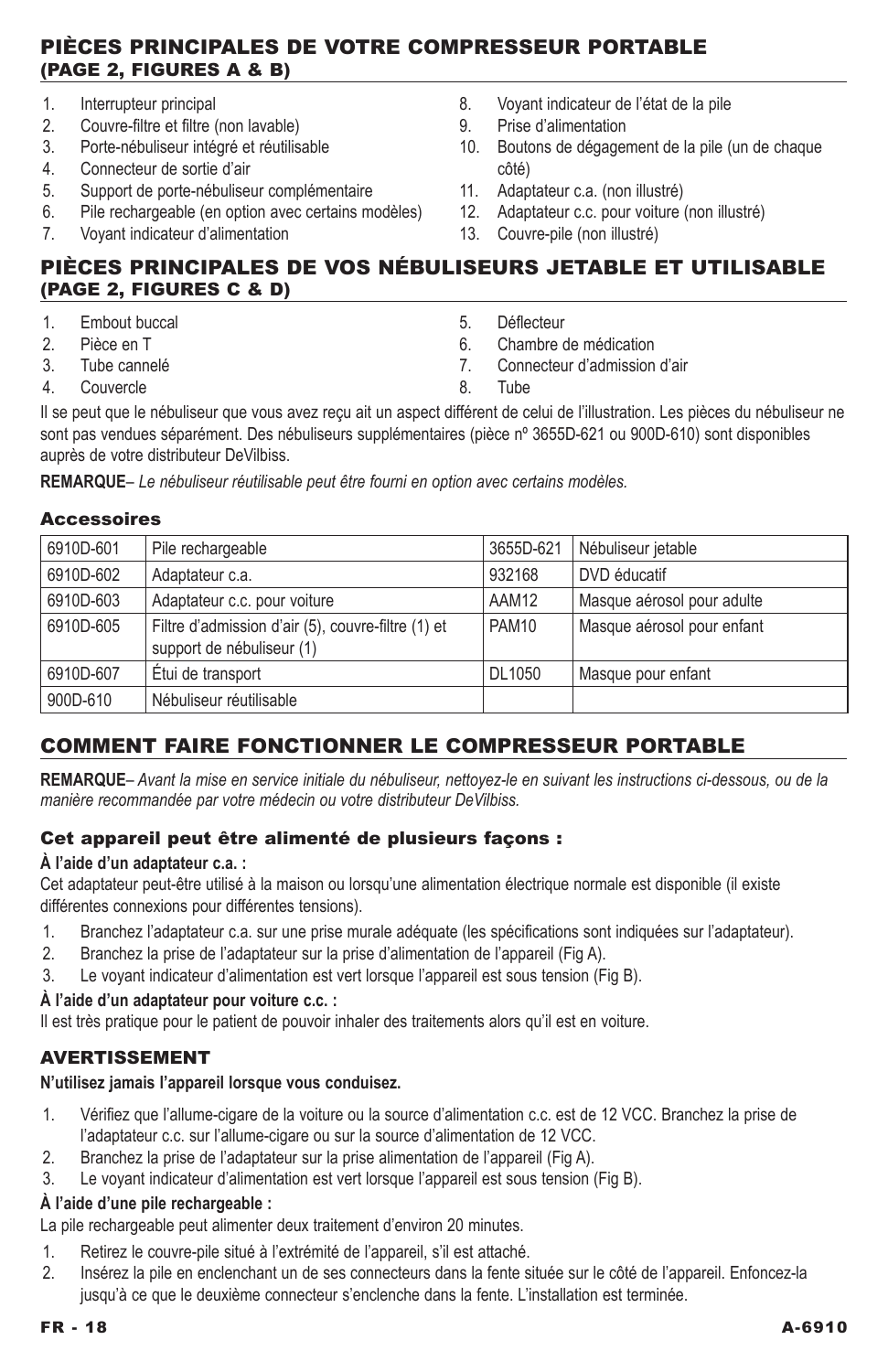## PIÈCES PRINCIPALES DE VOTRE COMPRESSEUR PORTABLE (PAGE 2, FIGURES A & B)

1. Interrupteur principal
2. Couvre-filtre et filtre (non lavable)
3. Porte-nébuliseur intégré et réutilisable
4. Connecteur de sortie d'air
5. Support de porte-nébuliseur complémentaire
6. Pile rechargeable (en option avec certains modèles)
7. Voyant indicateur d'alimentation
8. Voyant indicateur de l'état de la pile
9. Prise d'alimentation
10. Boutons de dégagement de la pile (un de chaque côté)
11. Adaptateur c.a. (non illustré)
12. Adaptateur c.c. pour voiture (non illustré)
13. Couvre-pile (non illustré)

## PIÈCES PRINCIPALES DE VOS NÉBULISEURS JETABLE ET UTILISABLE (PAGE 2, FIGURES C & D)

1. Embout buccal
2. Pièce en T
3. Tube cannelé
4. Couvercle
5. Déflecteur
6. Chambre de médication
7. Connecteur d'admission d'air
8. Tube

Il se peut que le nébuliseur que vous avez reçu ait un aspect différent de celui de l'illustration. Les pièces du nébuliseur ne sont pas vendues séparément. Des nébuliseurs supplémentaires (pièce nº 3655D-621 ou 900D-610) sont disponibles auprès de votre distributeur DeVilbiss.

**REMARQUE**– *Le nébuliseur réutilisable peut être fourni en option avec certains modèles.*

### Accessoires

| | | | |
|---|---|---|---|
| 6910D-601 | Pile rechargeable | 3655D-621 | Nébuliseur jetable |
| 6910D-602 | Adaptateur c.a. | 932168 | DVD éducatif |
| 6910D-603 | Adaptateur c.c. pour voiture | AAM12 | Masque aérosol pour adulte |
| 6910D-605 | Filtre d'admission d'air (5), couvre-filtre (1) et support de nébuliseur (1) | PAM10 | Masque aérosol pour enfant |
| 6910D-607 | Étui de transport | DL1050 | Masque pour enfant |
| 900D-610 | Nébuliseur réutilisable | | |

## COMMENT FAIRE FONCTIONNER LE COMPRESSEUR PORTABLE

**REMARQUE**– *Avant la mise en service initiale du nébuliseur, nettoyez-le en suivant les instructions ci-dessous, ou de la manière recommandée par votre médecin ou votre distributeur DeVilbiss.*

### Cet appareil peut être alimenté de plusieurs façons :

**À l'aide d'un adaptateur c.a. :**

Cet adaptateur peut-être utilisé à la maison ou lorsqu'une alimentation électrique normale est disponible (il existe différentes connexions pour différentes tensions).

1. Branchez l'adaptateur c.a. sur une prise murale adéquate (les spécifications sont indiquées sur l'adaptateur).
2. Branchez la prise de l'adaptateur sur la prise d'alimentation de l'appareil (Fig A).
3. Le voyant indicateur d'alimentation est vert lorsque l'appareil est sous tension (Fig B).

**À l'aide d'un adaptateur pour voiture c.c. :**

Il est très pratique pour le patient de pouvoir inhaler des traitements alors qu'il est en voiture.

### AVERTISSEMENT

**N'utilisez jamais l'appareil lorsque vous conduisez.**

1. Vérifiez que l'allume-cigare de la voiture ou la source d'alimentation c.c. est de 12 VCC. Branchez la prise de l'adaptateur c.c. sur l'allume-cigare ou sur la source d'alimentation de 12 VCC.
2. Branchez la prise de l'adaptateur sur la prise alimentation de l'appareil (Fig A).
3. Le voyant indicateur d'alimentation est vert lorsque l'appareil est sous tension (Fig B).

**À l'aide d'une pile rechargeable :**

La pile rechargeable peut alimenter deux traitement d'environ 20 minutes.

1. Retirez le couvre-pile situé à l'extrémité de l'appareil, s'il est attaché.
2. Insérez la pile en enclenchant un de ses connecteurs dans la fente située sur le côté de l'appareil. Enfoncez-la jusqu'à ce que le deuxième connecteur s'enclenche dans la fente. L'installation est terminée.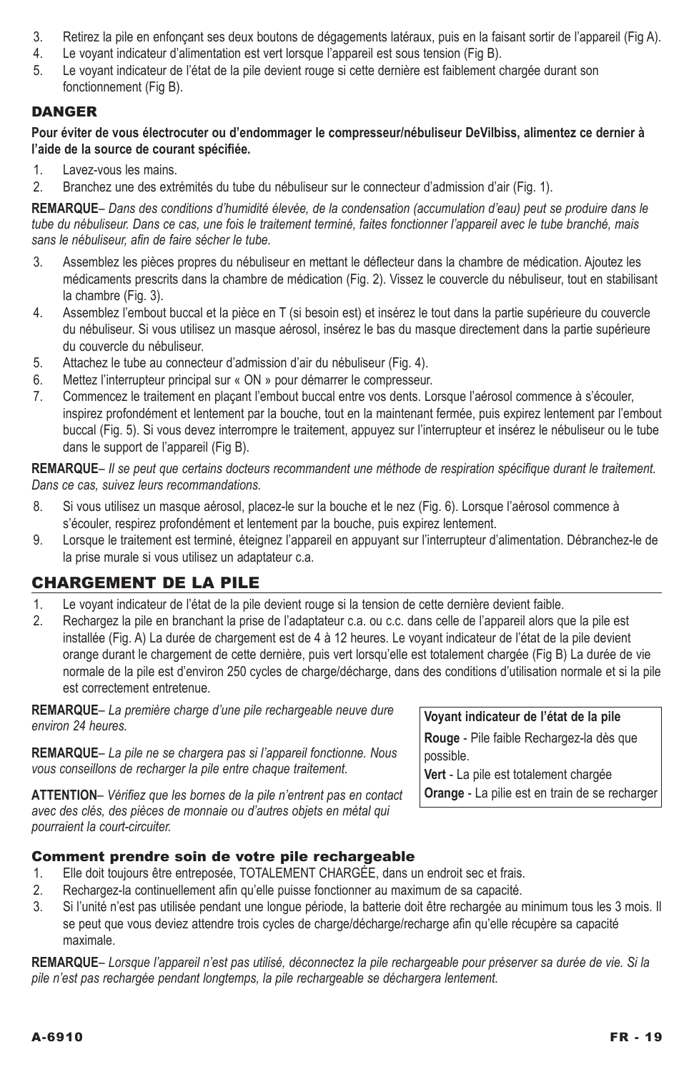3. Retirez la pile en enfonçant ses deux boutons de dégagements latéraux, puis en la faisant sortir de l'appareil (Fig A).
4. Le voyant indicateur d'alimentation est vert lorsque l'appareil est sous tension (Fig B).
5. Le voyant indicateur de l'état de la pile devient rouge si cette dernière est faiblement chargée durant son fonctionnement (Fig B).

### DANGER

**Pour éviter de vous électrocuter ou d'endommager le compresseur/nébuliseur DeVilbiss, alimentez ce dernier à l'aide de la source de courant spécifiée.**

1. Lavez-vous les mains.
2. Branchez une des extrémités du tube du nébuliseur sur le connecteur d'admission d'air (Fig. 1).

**REMARQUE**– *Dans des conditions d'humidité élevée, de la condensation (accumulation d'eau) peut se produire dans le tube du nébuliseur. Dans ce cas, une fois le traitement terminé, faites fonctionner l'appareil avec le tube branché, mais sans le nébuliseur, afin de faire sécher le tube.*

3. Assemblez les pièces propres du nébuliseur en mettant le déflecteur dans la chambre de médication. Ajoutez les médicaments prescrits dans la chambre de médication (Fig. 2). Vissez le couvercle du nébuliseur, tout en stabilisant la chambre (Fig. 3).
4. Assemblez l'embout buccal et la pièce en T (si besoin est) et insérez le tout dans la partie supérieure du couvercle du nébuliseur. Si vous utilisez un masque aérosol, insérez le bas du masque directement dans la partie supérieure du couvercle du nébuliseur.
5. Attachez le tube au connecteur d'admission d'air du nébuliseur (Fig. 4).
6. Mettez l'interrupteur principal sur « ON » pour démarrer le compresseur.
7. Commencez le traitement en plaçant l'embout buccal entre vos dents. Lorsque l'aérosol commence à s'écouler, inspirez profondément et lentement par la bouche, tout en la maintenant fermée, puis expirez lentement par l'embout buccal (Fig. 5). Si vous devez interrompre le traitement, appuyez sur l'interrupteur et insérez le nébuliseur ou le tube dans le support de l'appareil (Fig B).

**REMARQUE**– *Il se peut que certains docteurs recommandent une méthode de respiration spécifique durant le traitement. Dans ce cas, suivez leurs recommandations.*

8. Si vous utilisez un masque aérosol, placez-le sur la bouche et le nez (Fig. 6). Lorsque l'aérosol commence à s'écouler, respirez profondément et lentement par la bouche, puis expirez lentement.
9. Lorsque le traitement est terminé, éteignez l'appareil en appuyant sur l'interrupteur d'alimentation. Débranchez-le de la prise murale si vous utilisez un adaptateur c.a.

## CHARGEMENT DE LA PILE

1. Le voyant indicateur de l'état de la pile devient rouge si la tension de cette dernière devient faible.
2. Rechargez la pile en branchant la prise de l'adaptateur c.a. ou c.c. dans celle de l'appareil alors que la pile est installée (Fig. A) La durée de chargement est de 4 à 12 heures. Le voyant indicateur de l'état de la pile devient orange durant le chargement de cette dernière, puis vert lorsqu'elle est totalement chargée (Fig B) La durée de vie normale de la pile est d'environ 250 cycles de charge/décharge, dans des conditions d'utilisation normale et si la pile est correctement entretenue.

**REMARQUE**– *La première charge d'une pile rechargeable neuve dure environ 24 heures.*

**REMARQUE**– *La pile ne se chargera pas si l'appareil fonctionne. Nous vous conseillons de recharger la pile entre chaque traitement.*

**ATTENTION**– *Vérifiez que les bornes de la pile n'entrent pas en contact avec des clés, des pièces de monnaie ou d'autres objets en métal qui pourraient la court-circuiter.*

| Voyant indicateur de l'état de la pile |
| --- |
| **Rouge** - Pile faible Rechargez-la dès que possible. |
| **Vert** - La pile est totalement chargée |
| **Orange** - La pilie est en train de se recharger |

### Comment prendre soin de votre pile rechargeable

1. Elle doit toujours être entreposée, TOTALEMENT CHARGÉE, dans un endroit sec et frais.
2. Rechargez-la continuellement afin qu'elle puisse fonctionner au maximum de sa capacité.
3. Si l'unité n'est pas utilisée pendant une longue période, la batterie doit être rechargée au minimum tous les 3 mois. Il se peut que vous deviez attendre trois cycles de charge/décharge/recharge afin qu'elle récupère sa capacité maximale.

**REMARQUE**– *Lorsque l'appareil n'est pas utilisé, déconnectez la pile rechargeable pour préserver sa durée de vie. Si la pile n'est pas rechargée pendant longtemps, la pile rechargeable se déchargera lentement.*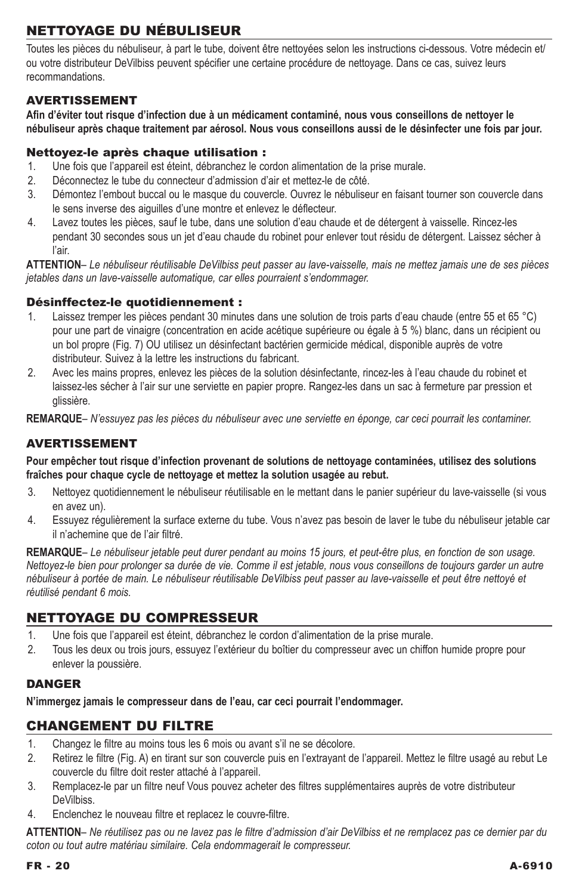## NETTOYAGE DU NÉBULISEUR

Toutes les pièces du nébuliseur, à part le tube, doivent être nettoyées selon les instructions ci-dessous. Votre médecin et/ou votre distributeur DeVilbiss peuvent spécifier une certaine procédure de nettoyage. Dans ce cas, suivez leurs recommandations.

### AVERTISSEMENT

**Afin d'éviter tout risque d'infection due à un médicament contaminé, nous vous conseillons de nettoyer le nébuliseur après chaque traitement par aérosol. Nous vous conseillons aussi de le désinfecter une fois par jour.**

#### Nettoyez-le après chaque utilisation :

1. Une fois que l'appareil est éteint, débranchez le cordon alimentation de la prise murale.
2. Déconnectez le tube du connecteur d'admission d'air et mettez-le de côté.
3. Démontez l'embout buccal ou le masque du couvercle. Ouvrez le nébuliseur en faisant tourner son couvercle dans le sens inverse des aiguilles d'une montre et enlevez le déflecteur.
4. Lavez toutes les pièces, sauf le tube, dans une solution d'eau chaude et de détergent à vaisselle. Rincez-les pendant 30 secondes sous un jet d'eau chaude du robinet pour enlever tout résidu de détergent. Laissez sécher à l'air.

**ATTENTION**– *Le nébuliseur réutilisable DeVilbiss peut passer au lave-vaisselle, mais ne mettez jamais une de ses pièces jetables dans un lave-vaisselle automatique, car elles pourraient s'endommager.*

#### Désinffectez-le quotidiennement :

1. Laissez tremper les pièces pendant 30 minutes dans une solution de trois parts d'eau chaude (entre 55 et 65 °C) pour une part de vinaigre (concentration en acide acétique supérieure ou égale à 5 %) blanc, dans un récipient ou un bol propre (Fig. 7) OU utilisez un désinfectant bactérien germicide médical, disponible auprès de votre distributeur. Suivez à la lettre les instructions du fabricant.
2. Avec les mains propres, enlevez les pièces de la solution désinfectante, rincez-les à l'eau chaude du robinet et laissez-les sécher à l'air sur une serviette en papier propre. Rangez-les dans un sac à fermeture par pression et glissière.

**REMARQUE**– *N'essuyez pas les pièces du nébuliseur avec une serviette en éponge, car ceci pourrait les contaminer.*

### AVERTISSEMENT

**Pour empêcher tout risque d'infection provenant de solutions de nettoyage contaminées, utilisez des solutions fraîches pour chaque cycle de nettoyage et mettez la solution usagée au rebut.**

3. Nettoyez quotidiennement le nébuliseur réutilisable en le mettant dans le panier supérieur du lave-vaisselle (si vous en avez un).
4. Essuyez régulièrement la surface externe du tube. Vous n'avez pas besoin de laver le tube du nébuliseur jetable car il n'achemine que de l'air filtré.

**REMARQUE**– *Le nébuliseur jetable peut durer pendant au moins 15 jours, et peut-être plus, en fonction de son usage. Nettoyez-le bien pour prolonger sa durée de vie. Comme il est jetable, nous vous conseillons de toujours garder un autre nébuliseur à portée de main. Le nébuliseur réutilisable DeVilbiss peut passer au lave-vaisselle et peut être nettoyé et réutilisé pendant 6 mois.*

## NETTOYAGE DU COMPRESSEUR

1. Une fois que l'appareil est éteint, débranchez le cordon d'alimentation de la prise murale.
2. Tous les deux ou trois jours, essuyez l'extérieur du boîtier du compresseur avec un chiffon humide propre pour enlever la poussière.

### DANGER

**N'immergez jamais le compresseur dans de l'eau, car ceci pourrait l'endommager.**

## CHANGEMENT DU FILTRE

1. Changez le filtre au moins tous les 6 mois ou avant s'il ne se décolore.
2. Retirez le filtre (Fig. A) en tirant sur son couvercle puis en l'extrayant de l'appareil. Mettez le filtre usagé au rebut Le couvercle du filtre doit rester attaché à l'appareil.
3. Remplacez-le par un filtre neuf Vous pouvez acheter des filtres supplémentaires auprès de votre distributeur DeVilbiss.
4. Enclenchez le nouveau filtre et replacez le couvre-filtre.

**ATTENTION**– *Ne réutilisez pas ou ne lavez pas le filtre d'admission d'air DeVilbiss et ne remplacez pas ce dernier par du coton ou tout autre matériau similaire. Cela endommagerait le compresseur.*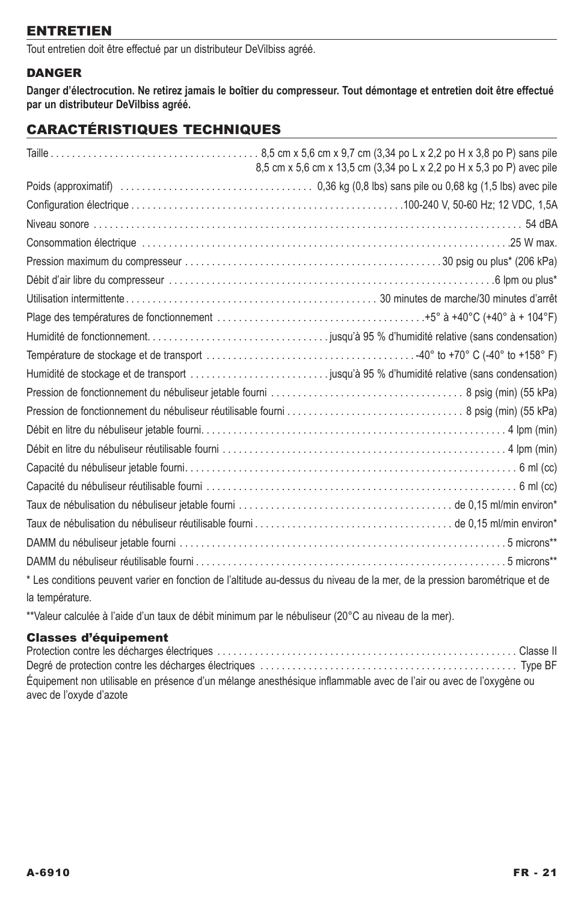## ENTRETIEN

Tout entretien doit être effectué par un distributeur DeVilbiss agréé.

### DANGER

**Danger d'électrocution. Ne retirez jamais le boîtier du compresseur. Tout démontage et entretien doit être effectué par un distributeur DeVilbiss agréé.**

## CARACTÉRISTIQUES TECHNIQUES

| | |
|---|---|
| Taille | 8,5 cm x 5,6 cm x 9,7 cm (3,34 po L x 2,2 po H x 3,8 po P) sans pile<br>8,5 cm x 5,6 cm x 13,5 cm (3,34 po L x 2,2 po H x 5,3 po P) avec pile |
| Poids (approximatif) | 0,36 kg (0,8 lbs) sans pile ou 0,68 kg (1,5 lbs) avec pile |
| Configuration électrique | 100-240 V, 50-60 Hz; 12 VDC, 1,5A |
| Niveau sonore | 54 dBA |
| Consommation électrique | 25 W max. |
| Pression maximum du compresseur | 30 psig ou plus* (206 kPa) |
| Débit d'air libre du compresseur | 6 lpm ou plus* |
| Utilisation intermittente | 30 minutes de marche/30 minutes d'arrêt |
| Plage des températures de fonctionnement | +5° à +40°C (+40° à + 104°F) |
| Humidité de fonctionnement | jusqu'à 95 % d'humidité relative (sans condensation) |
| Température de stockage et de transport | -40° to +70° C (-40° to +158° F) |
| Humidité de stockage et de transport | jusqu'à 95 % d'humidité relative (sans condensation) |
| Pression de fonctionnement du nébuliseur jetable fourni | 8 psig (min) (55 kPa) |
| Pression de fonctionnement du nébuliseur réutilisable fourni | 8 psig (min) (55 kPa) |
| Débit en litre du nébuliseur jetable fourni | 4 lpm (min) |
| Débit en litre du nébuliseur réutilisable fourni | 4 lpm (min) |
| Capacité du nébuliseur jetable fourni | 6 ml (cc) |
| Capacité du nébuliseur réutilisable fourni | 6 ml (cc) |
| Taux de nébulisation du nébuliseur jetable fourni | de 0,15 ml/min environ* |
| Taux de nébulisation du nébuliseur réutilisable fourni | de 0,15 ml/min environ* |
| DAMM du nébuliseur jetable fourni | 5 microns** |
| DAMM du nébuliseur réutilisable fourni | 5 microns** |

* Les conditions peuvent varier en fonction de l'altitude au-dessus du niveau de la mer, de la pression barométrique et de la température.

**Valeur calculée à l'aide d'un taux de débit minimum par le nébuliseur (20°C au niveau de la mer).

### Classes d'équipement

| | |
|---|---|
| Protection contre les décharges électriques | Classe II |
| Degré de protection contre les décharges électriques | Type BF |

Équipement non utilisable en présence d'un mélange anesthésique inflammable avec de l'air ou avec de l'oxygène ou avec de l'oxyde d'azote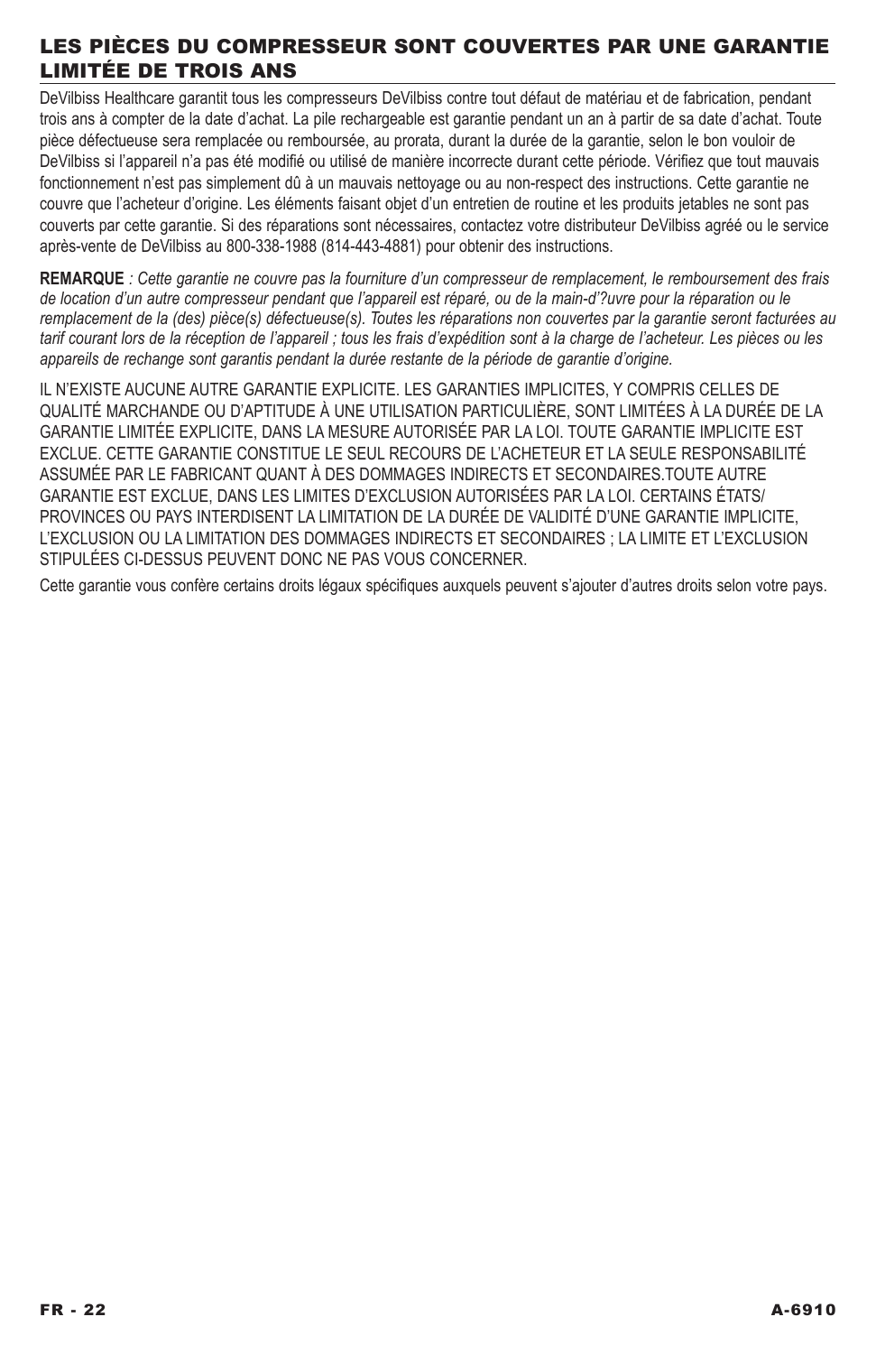## LES PIÈCES DU COMPRESSEUR SONT COUVERTES PAR UNE GARANTIE LIMITÉE DE TROIS ANS

DeVilbiss Healthcare garantit tous les compresseurs DeVilbiss contre tout défaut de matériau et de fabrication, pendant trois ans à compter de la date d’achat. La pile rechargeable est garantie pendant un an à partir de sa date d’achat. Toute pièce défectueuse sera remplacée ou remboursée, au prorata, durant la durée de la garantie, selon le bon vouloir de DeVilbiss si l’appareil n’a pas été modifié ou utilisé de manière incorrecte durant cette période. Vérifiez que tout mauvais fonctionnement n’est pas simplement dû à un mauvais nettoyage ou au non-respect des instructions. Cette garantie ne couvre que l’acheteur d’origine. Les éléments faisant objet d’un entretien de routine et les produits jetables ne sont pas couverts par cette garantie. Si des réparations sont nécessaires, contactez votre distributeur DeVilbiss agréé ou le service après-vente de DeVilbiss au 800-338-1988 (814-443-4881) pour obtenir des instructions.

**REMARQUE** *: Cette garantie ne couvre pas la fourniture d’un compresseur de remplacement, le remboursement des frais de location d’un autre compresseur pendant que l’appareil est réparé, ou de la main-d’?uvre pour la réparation ou le remplacement de la (des) pièce(s) défectueuse(s). Toutes les réparations non couvertes par la garantie seront facturées au tarif courant lors de la réception de l’appareil ; tous les frais d’expédition sont à la charge de l’acheteur. Les pièces ou les appareils de rechange sont garantis pendant la durée restante de la période de garantie d’origine.*

IL N’EXISTE AUCUNE AUTRE GARANTIE EXPLICITE. LES GARANTIES IMPLICITES, Y COMPRIS CELLES DE QUALITÉ MARCHANDE OU D’APTITUDE À UNE UTILISATION PARTICULIÈRE, SONT LIMITÉES À LA DURÉE DE LA GARANTIE LIMITÉE EXPLICITE, DANS LA MESURE AUTORISÉE PAR LA LOI. TOUTE GARANTIE IMPLICITE EST EXCLUE. CETTE GARANTIE CONSTITUE LE SEUL RECOURS DE L’ACHETEUR ET LA SEULE RESPONSABILITÉ ASSUMÉE PAR LE FABRICANT QUANT À DES DOMMAGES INDIRECTS ET SECONDAIRES.TOUTE AUTRE GARANTIE EST EXCLUE, DANS LES LIMITES D’EXCLUSION AUTORISÉES PAR LA LOI. CERTAINS ÉTATS/ PROVINCES OU PAYS INTERDISENT LA LIMITATION DE LA DURÉE DE VALIDITÉ D’UNE GARANTIE IMPLICITE, L’EXCLUSION OU LA LIMITATION DES DOMMAGES INDIRECTS ET SECONDAIRES ; LA LIMITE ET L’EXCLUSION STIPULÉES CI-DESSUS PEUVENT DONC NE PAS VOUS CONCERNER.

Cette garantie vous confère certains droits légaux spécifiques auxquels peuvent s’ajouter d’autres droits selon votre pays.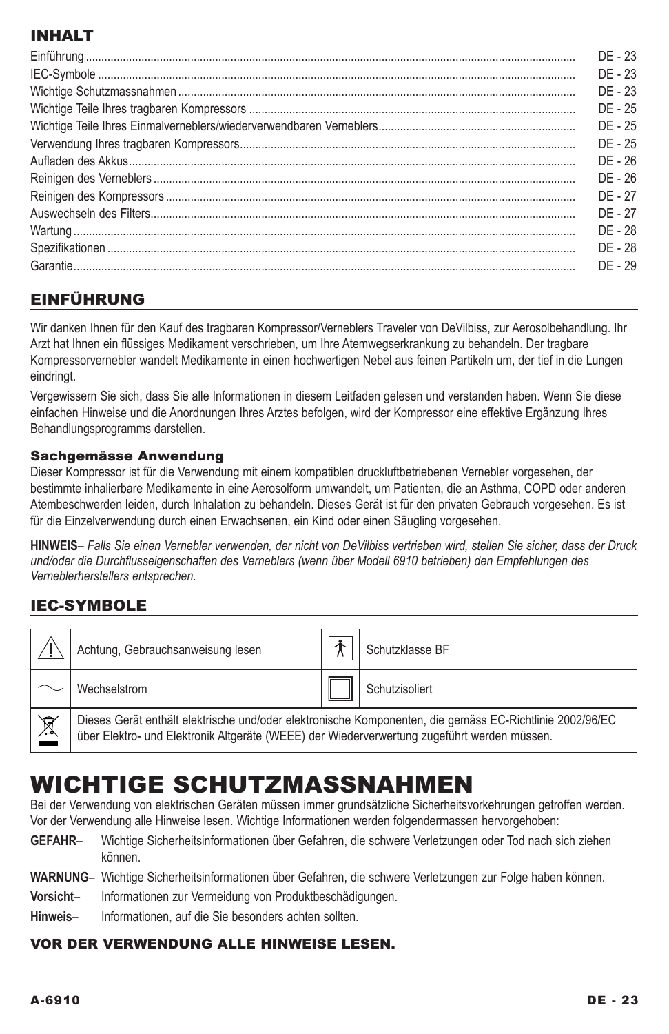## INHALT

| | |
|---|---|
| Einführung | DE - 23 |
| IEC-Symbole | DE - 23 |
| Wichtige Schutzmassnahmen | DE - 23 |
| Wichtige Teile Ihres tragbaren Kompressors | DE - 25 |
| Wichtige Teile Ihres Einmalverneblers/wiederverwendbaren Verneblers | DE - 25 |
| Verwendung Ihres tragbaren Kompressors | DE - 25 |
| Aufladen des Akkus | DE - 26 |
| Reinigen des Verneblers | DE - 26 |
| Reinigen des Kompressors | DE - 27 |
| Auswechseln des Filters | DE - 27 |
| Wartung | DE - 28 |
| Spezifikationen | DE - 28 |
| Garantie | DE - 29 |

## EINFÜHRUNG

Wir danken Ihnen für den Kauf des tragbaren Kompressor/Verneblers Traveler von DeVilbiss, zur Aerosolbehandlung. Ihr Arzt hat Ihnen ein flüssiges Medikament verschrieben, um Ihre Atemwegserkrankung zu behandeln. Der tragbare Kompressorvernebler wandelt Medikamente in einen hochwertigen Nebel aus feinen Partikeln um, der tief in die Lungen eindringt.

Vergewissern Sie sich, dass Sie alle Informationen in diesem Leitfaden gelesen und verstanden haben. Wenn Sie diese einfachen Hinweise und die Anordnungen Ihres Arztes befolgen, wird der Kompressor eine effektive Ergänzung Ihres Behandlungsprogramms darstellen.

### Sachgemässe Anwendung

Dieser Kompressor ist für die Verwendung mit einem kompatiblen druckluftbetriebenen Vernebler vorgesehen, der bestimmte inhalierbare Medikamente in eine Aerosolform umwandelt, um Patienten, die an Asthma, COPD oder anderen Atembeschwerden leiden, durch Inhalation zu behandeln. Dieses Gerät ist für den privaten Gebrauch vorgesehen. Es ist für die Einzelverwendung durch einen Erwachsenen, ein Kind oder einen Säugling vorgesehen.

**HINWEIS**– *Falls Sie einen Vernebler verwenden, der nicht von DeVilbiss vertrieben wird, stellen Sie sicher, dass der Druck und/oder die Durchflusseigenschaften des Verneblers (wenn über Modell 6910 betrieben) den Empfehlungen des Verneblerherstellers entsprechen.*

## IEC-SYMBOLE

| Symbol | Bedeutung | Symbol | Bedeutung |
|---|---|---|---|
| ⚠ | Achtung, Gebrauchsanweisung lesen | 🚶 | Schutzklasse BF |
| ~ | Wechselstrom | ⧈ | Schutzisoliert |
| WEEE | Dieses Gerät enthält elektrische und/oder elektronische Komponenten, die gemäss EC-Richtlinie 2002/96/EC über Elektro- und Elektronik Altgeräte (WEEE) der Wiederverwertung zugeführt werden müssen. | | |

# WICHTIGE SCHUTZMASSNAHMEN

Bei der Verwendung von elektrischen Geräten müssen immer grundsätzliche Sicherheitsvorkehrungen getroffen werden. Vor der Verwendung alle Hinweise lesen. Wichtige Informationen werden folgendermassen hervorgehoben:

**GEFAHR**– Wichtige Sicherheitsinformationen über Gefahren, die schwere Verletzungen oder Tod nach sich ziehen können.

**WARNUNG**– Wichtige Sicherheitsinformationen über Gefahren, die schwere Verletzungen zur Folge haben können.

**Vorsicht**– Informationen zur Vermeidung von Produktbeschädigungen.

**Hinweis**– Informationen, auf die Sie besonders achten sollten.

**VOR DER VERWENDUNG ALLE HINWEISE LESEN.**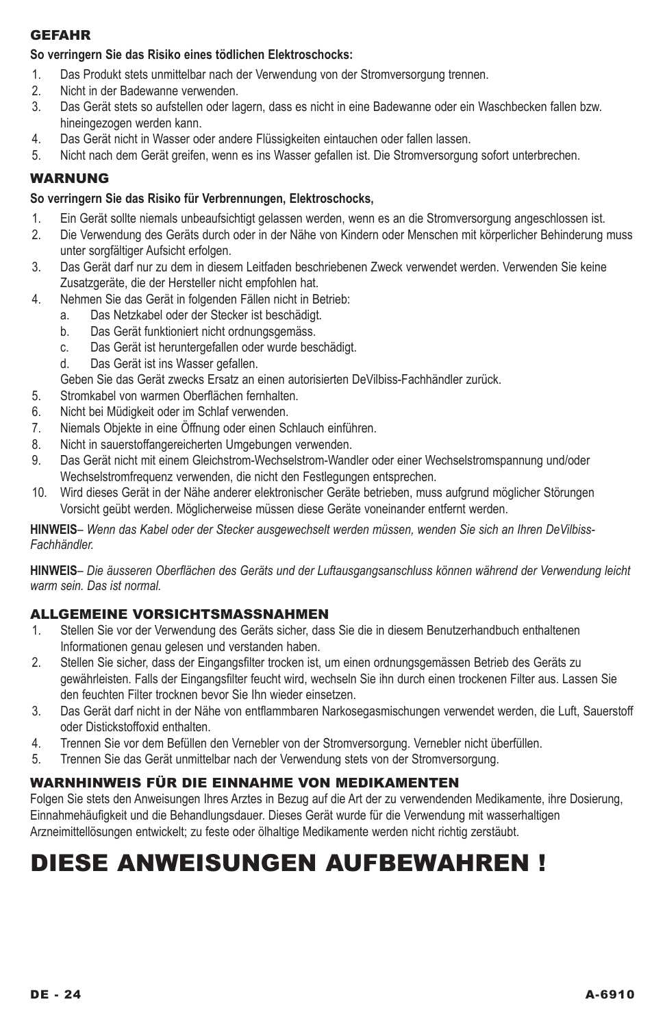## GEFAHR

**So verringern Sie das Risiko eines tödlichen Elektroschocks:**

1. Das Produkt stets unmittelbar nach der Verwendung von der Stromversorgung trennen.
2. Nicht in der Badewanne verwenden.
3. Das Gerät stets so aufstellen oder lagern, dass es nicht in eine Badewanne oder ein Waschbecken fallen bzw. hineingezogen werden kann.
4. Das Gerät nicht in Wasser oder andere Flüssigkeiten eintauchen oder fallen lassen.
5. Nicht nach dem Gerät greifen, wenn es ins Wasser gefallen ist. Die Stromversorgung sofort unterbrechen.

## WARNUNG

**So verringern Sie das Risiko für Verbrennungen, Elektroschocks,**

1. Ein Gerät sollte niemals unbeaufsichtigt gelassen werden, wenn es an die Stromversorgung angeschlossen ist.
2. Die Verwendung des Geräts durch oder in der Nähe von Kindern oder Menschen mit körperlicher Behinderung muss unter sorgfältiger Aufsicht erfolgen.
3. Das Gerät darf nur zu dem in diesem Leitfaden beschriebenen Zweck verwendet werden. Verwenden Sie keine Zusatzgeräte, die der Hersteller nicht empfohlen hat.
4. Nehmen Sie das Gerät in folgenden Fällen nicht in Betrieb:
   a. Das Netzkabel oder der Stecker ist beschädigt.
   b. Das Gerät funktioniert nicht ordnungsgemäss.
   c. Das Gerät ist heruntergefallen oder wurde beschädigt.
   d. Das Gerät ist ins Wasser gefallen.

   Geben Sie das Gerät zwecks Ersatz an einen autorisierten DeVilbiss-Fachhändler zurück.
5. Stromkabel von warmen Oberflächen fernhalten.
6. Nicht bei Müdigkeit oder im Schlaf verwenden.
7. Niemals Objekte in eine Öffnung oder einen Schlauch einführen.
8. Nicht in sauerstoffangereicherten Umgebungen verwenden.
9. Das Gerät nicht mit einem Gleichstrom-Wechselstrom-Wandler oder einer Wechselstromspannung und/oder Wechselstromfrequenz verwenden, die nicht den Festlegungen entsprechen.
10. Wird dieses Gerät in der Nähe anderer elektronischer Geräte betrieben, muss aufgrund möglicher Störungen Vorsicht geübt werden. Möglicherweise müssen diese Geräte voneinander entfernt werden.

**HINWEIS**– *Wenn das Kabel oder der Stecker ausgewechselt werden müssen, wenden Sie sich an Ihren DeVilbiss-Fachhändler.*

**HINWEIS**– *Die äusseren Oberflächen des Geräts und der Luftausgangsanschluss können während der Verwendung leicht warm sein. Das ist normal.*

## ALLGEMEINE VORSICHTSMASSNAHMEN

1. Stellen Sie vor der Verwendung des Geräts sicher, dass Sie die in diesem Benutzerhandbuch enthaltenen Informationen genau gelesen und verstanden haben.
2. Stellen Sie sicher, dass der Eingangsfilter trocken ist, um einen ordnungsgemässen Betrieb des Geräts zu gewährleisten. Falls der Eingangsfilter feucht wird, wechseln Sie ihn durch einen trockenen Filter aus. Lassen Sie den feuchten Filter trocknen bevor Sie Ihn wieder einsetzen.
3. Das Gerät darf nicht in der Nähe von entflammbaren Narkosegasmischungen verwendet werden, die Luft, Sauerstoff oder Distickstoffoxid enthalten.
4. Trennen Sie vor dem Befüllen den Vernebler von der Stromversorgung. Vernebler nicht überfüllen.
5. Trennen Sie das Gerät unmittelbar nach der Verwendung stets von der Stromversorgung.

## WARNHINWEIS FÜR DIE EINNAHME VON MEDIKAMENTEN

Folgen Sie stets den Anweisungen Ihres Arztes in Bezug auf die Art der zu verwendenden Medikamente, ihre Dosierung, Einnahmehäufigkeit und die Behandlungsdauer. Dieses Gerät wurde für die Verwendung mit wasserhaltigen Arzneimittellösungen entwickelt; zu feste oder ölhaltige Medikamente werden nicht richtig zerstäubt.

# DIESE ANWEISUNGEN AUFBEWAHREN !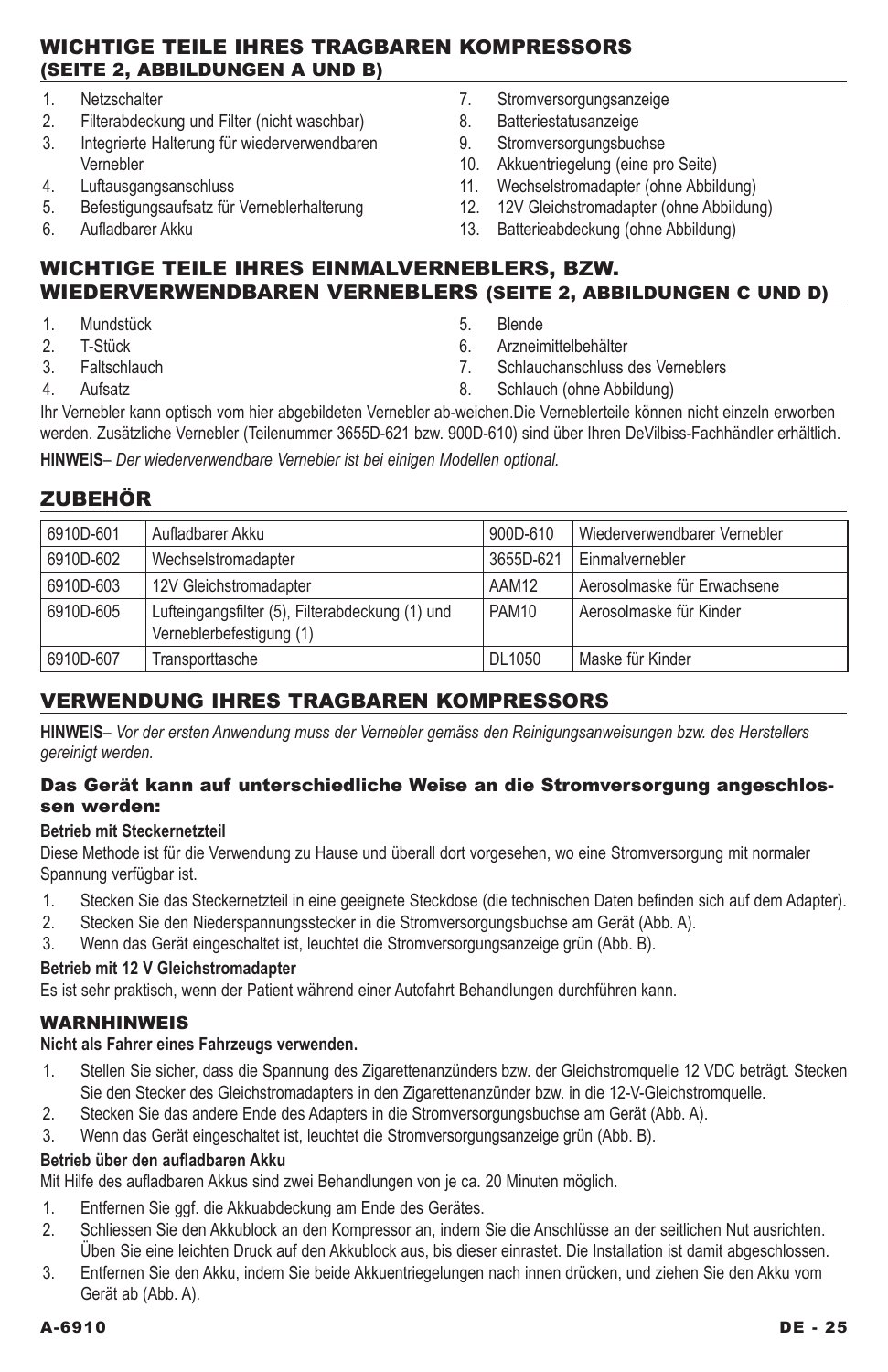## WICHTIGE TEILE IHRES TRAGBAREN KOMPRESSORS (SEITE 2, ABBILDUNGEN A UND B)

1. Netzschalter
2. Filterabdeckung und Filter (nicht waschbar)
3. Integrierte Halterung für wiederverwendbaren Vernebler
4. Luftausgangsanschluss
5. Befestigungsaufsatz für Verneblerhalterung
6. Aufladbarer Akku
7. Stromversorgungsanzeige
8. Batteriestatusanzeige
9. Stromversorgungsbuchse
10. Akkuentriegelung (eine pro Seite)
11. Wechselstromadapter (ohne Abbildung)
12. 12V Gleichstromadapter (ohne Abbildung)
13. Batterieabdeckung (ohne Abbildung)

## WICHTIGE TEILE IHRES EINMALVERNEBLERS, BZW. WIEDERVERWENDBAREN VERNEBLERS (SEITE 2, ABBILDUNGEN C UND D)

1. Mundstück
2. T-Stück
3. Faltschlauch
4. Aufsatz
5. Blende
6. Arzneimittelbehälter
7. Schlauchanschluss des Verneblers
8. Schlauch (ohne Abbildung)

Ihr Vernebler kann optisch vom hier abgebildeten Vernebler ab-weichen.Die Verneblerteile können nicht einzeln erworben werden. Zusätzliche Vernebler (Teilenummer 3655D-621 bzw. 900D-610) sind über Ihren DeVilbiss-Fachhändler erhältlich.

**HINWEIS**– *Der wiederverwendbare Vernebler ist bei einigen Modellen optional.*

## ZUBEHÖR

| 6910D-601 | Aufladbarer Akku | 900D-610 | Wiederverwendbarer Vernebler |
|---|---|---|---|
| 6910D-602 | Wechselstromadapter | 3655D-621 | Einmalvernebler |
| 6910D-603 | 12V Gleichstromadapter | AAM12 | Aerosolmaske für Erwachsene |
| 6910D-605 | Lufteingangsfilter (5), Filterabdeckung (1) und Verneblerbefestigung (1) | PAM10 | Aerosolmaske für Kinder |
| 6910D-607 | Transporttasche | DL1050 | Maske für Kinder |

## VERWENDUNG IHRES TRAGBAREN KOMPRESSORS

**HINWEIS**– *Vor der ersten Anwendung muss der Vernebler gemäss den Reinigungsanweisungen bzw. des Herstellers gereinigt werden.*

### Das Gerät kann auf unterschiedliche Weise an die Stromversorgung angeschlossen werden:

**Betrieb mit Steckernetzteil**

Diese Methode ist für die Verwendung zu Hause und überall dort vorgesehen, wo eine Stromversorgung mit normaler Spannung verfügbar ist.

1. Stecken Sie das Steckernetzteil in eine geeignete Steckdose (die technischen Daten befinden sich auf dem Adapter).
2. Stecken Sie den Niederspannungsstecker in die Stromversorgungsbuchse am Gerät (Abb. A).
3. Wenn das Gerät eingeschaltet ist, leuchtet die Stromversorgungsanzeige grün (Abb. B).

**Betrieb mit 12 V Gleichstromadapter**

Es ist sehr praktisch, wenn der Patient während einer Autofahrt Behandlungen durchführen kann.

### WARNHINWEIS

**Nicht als Fahrer eines Fahrzeugs verwenden.**

1. Stellen Sie sicher, dass die Spannung des Zigarettenanzünders bzw. der Gleichstromquelle 12 VDC beträgt. Stecken Sie den Stecker des Gleichstromadapters in den Zigarettenanzünder bzw. in die 12-V-Gleichstromquelle.
2. Stecken Sie das andere Ende des Adapters in die Stromversorgungsbuchse am Gerät (Abb. A).
3. Wenn das Gerät eingeschaltet ist, leuchtet die Stromversorgungsanzeige grün (Abb. B).

**Betrieb über den aufladbaren Akku**

Mit Hilfe des aufladbaren Akkus sind zwei Behandlungen von je ca. 20 Minuten möglich.

1. Entfernen Sie ggf. die Akkuabdeckung am Ende des Gerätes.
2. Schliessen Sie den Akkublock an den Kompressor an, indem Sie die Anschlüsse an der seitlichen Nut ausrichten. Üben Sie eine leichten Druck auf den Akkublock aus, bis dieser einrastet. Die Installation ist damit abgeschlossen.
3. Entfernen Sie den Akku, indem Sie beide Akkuentriegelungen nach innen drücken, und ziehen Sie den Akku vom Gerät ab (Abb. A).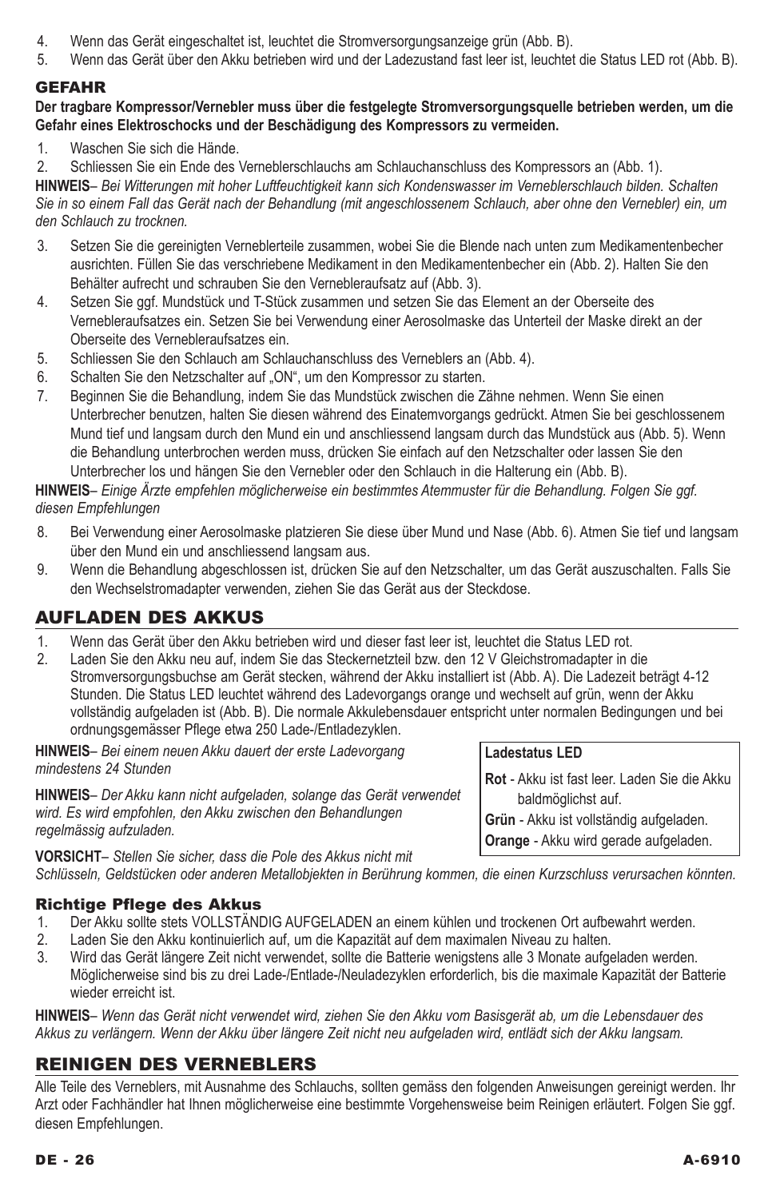4. Wenn das Gerät eingeschaltet ist, leuchtet die Stromversorgungsanzeige grün (Abb. B).
5. Wenn das Gerät über den Akku betrieben wird und der Ladezustand fast leer ist, leuchtet die Status LED rot (Abb. B).

### GEFAHR

**Der tragbare Kompressor/Vernebler muss über die festgelegte Stromversorgungsquelle betrieben werden, um die Gefahr eines Elektroschocks und der Beschädigung des Kompressors zu vermeiden.**

1. Waschen Sie sich die Hände.
2. Schliessen Sie ein Ende des Verneblerschlauchs am Schlauchanschluss des Kompressors an (Abb. 1).

**HINWEIS**– *Bei Witterungen mit hoher Luftfeuchtigkeit kann sich Kondenswasser im Verneblerschlauch bilden. Schalten Sie in so einem Fall das Gerät nach der Behandlung (mit angeschlossenem Schlauch, aber ohne den Vernebler) ein, um den Schlauch zu trocknen.*

3. Setzen Sie die gereinigten Verneblerteile zusammen, wobei Sie die Blende nach unten zum Medikamentenbecher ausrichten. Füllen Sie das verschriebene Medikament in den Medikamentenbecher ein (Abb. 2). Halten Sie den Behälter aufrecht und schrauben Sie den Verneblerauſsatz auf (Abb. 3).
4. Setzen Sie ggf. Mundstück und T-Stück zusammen und setzen Sie das Element an der Oberseite des Verneblerauſsatzes ein. Setzen Sie bei Verwendung einer Aerosolmaske das Unterteil der Maske direkt an der Oberseite des Verneblerauſsatzes ein.
5. Schliessen Sie den Schlauch am Schlauchanschluss des Verneblers an (Abb. 4).
6. Schalten Sie den Netzschalter auf „ON", um den Kompressor zu starten.
7. Beginnen Sie die Behandlung, indem Sie das Mundstück zwischen die Zähne nehmen. Wenn Sie einen Unterbrecher benutzen, halten Sie diesen während des Einatemvorgangs gedrückt. Atmen Sie bei geschlossenem Mund tief und langsam durch den Mund ein und anschliessend langsam durch das Mundstück aus (Abb. 5). Wenn die Behandlung unterbrochen werden muss, drücken Sie einfach auf den Netzschalter oder lassen Sie den Unterbrecher los und hängen Sie den Vernebler oder den Schlauch in die Halterung ein (Abb. B).

**HINWEIS**– *Einige Ärzte empfehlen möglicherweise ein bestimmtes Atemmuster für die Behandlung. Folgen Sie ggf. diesen Empfehlungen*

8. Bei Verwendung einer Aerosolmaske platzieren Sie diese über Mund und Nase (Abb. 6). Atmen Sie tief und langsam über den Mund ein und anschliessend langsam aus.
9. Wenn die Behandlung abgeschlossen ist, drücken Sie auf den Netzschalter, um das Gerät auszuschalten. Falls Sie den Wechselstromadapter verwenden, ziehen Sie das Gerät aus der Steckdose.

## AUFLADEN DES AKKUS

1. Wenn das Gerät über den Akku betrieben wird und dieser fast leer ist, leuchtet die Status LED rot.
2. Laden Sie den Akku neu auf, indem Sie das Steckernetzteil bzw. den 12 V Gleichstromadapter in die Stromversorgungsbuchse am Gerät stecken, während der Akku installiert ist (Abb. A). Die Ladezeit beträgt 4-12 Stunden. Die Status LED leuchtet während des Ladevorgangs orange und wechselt auf grün, wenn der Akku vollständig aufgeladen ist (Abb. B). Die normale Akkulebensdauer entspricht unter normalen Bedingungen und bei ordnungsgemässer Pflege etwa 250 Lade-/Entladezyklen.

**HINWEIS**– *Bei einem neuen Akku dauert der erste Ladevorgang mindestens 24 Stunden*

**HINWEIS**– *Der Akku kann nicht aufgeladen, solange das Gerät verwendet wird. Es wird empfohlen, den Akku zwischen den Behandlungen regelmässig aufzuladen.*

| Ladestatus LED |
|---|
| **Rot** - Akku ist fast leer. Laden Sie die Akku baldmöglichst auf. |
| **Grün** - Akku ist vollständig aufgeladen. |
| **Orange** - Akku wird gerade aufgeladen. |

**VORSICHT**– *Stellen Sie sicher, dass die Pole des Akkus nicht mit Schlüsseln, Geldstücken oder anderen Metallobjekten in Berührung kommen, die einen Kurzschluss verursachen könnten.*

### Richtige Pflege des Akkus

1. Der Akku sollte stets VOLLSTÄNDIG AUFGELADEN an einem kühlen und trockenen Ort aufbewahrt werden.
2. Laden Sie den Akku kontinuierlich auf, um die Kapazität auf dem maximalen Niveau zu halten.
3. Wird das Gerät längere Zeit nicht verwendet, sollte die Batterie wenigstens alle 3 Monate aufgeladen werden. Möglicherweise sind bis zu drei Lade-/Entlade-/Neuladezyklen erforderlich, bis die maximale Kapazität der Batterie wieder erreicht ist.

**HINWEIS**– *Wenn das Gerät nicht verwendet wird, ziehen Sie den Akku vom Basisgerät ab, um die Lebensdauer des Akkus zu verlängern. Wenn der Akku über längere Zeit nicht neu aufgeladen wird, entlädt sich der Akku langsam.*

## REINIGEN DES VERNEBLERS

Alle Teile des Verneblers, mit Ausnahme des Schlauchs, sollten gemäss den folgenden Anweisungen gereinigt werden. Ihr Arzt oder Fachhändler hat Ihnen möglicherweise eine bestimmte Vorgehensweise beim Reinigen erläutert. Folgen Sie ggf. diesen Empfehlungen.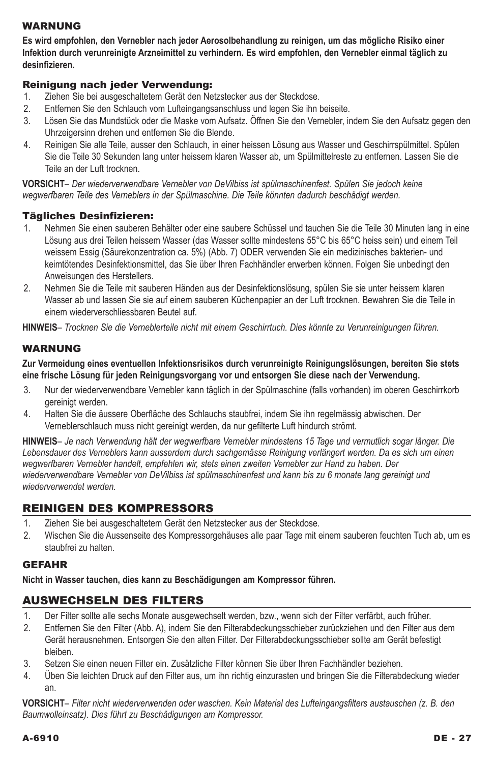### WARNUNG

**Es wird empfohlen, den Vernebler nach jeder Aerosolbehandlung zu reinigen, um das mögliche Risiko einer Infektion durch verunreinigte Arzneimittel zu verhindern. Es wird empfohlen, den Vernebler einmal täglich zu desinfizieren.**

### Reinigung nach jeder Verwendung:

1. Ziehen Sie bei ausgeschaltetem Gerät den Netzstecker aus der Steckdose.
2. Entfernen Sie den Schlauch vom Lufteingangsanschluss und legen Sie ihn beiseite.
3. Lösen Sie das Mundstück oder die Maske vom Aufsatz. Öffnen Sie den Vernebler, indem Sie den Aufsatz gegen den Uhrzeigersinn drehen und entfernen Sie die Blende.
4. Reinigen Sie alle Teile, ausser den Schlauch, in einer heissen Lösung aus Wasser und Geschirrspülmittel. Spülen Sie die Teile 30 Sekunden lang unter heissem klaren Wasser ab, um Spülmittelreste zu entfernen. Lassen Sie die Teile an der Luft trocknen.

**VORSICHT**– *Der wiederverwendbare Vernebler von DeVilbiss ist spülmaschinenfest. Spülen Sie jedoch keine wegwerfbaren Teile des Verneblers in der Spülmaschine. Die Teile könnten dadurch beschädigt werden.*

### Tägliches Desinfizieren:

1. Nehmen Sie einen sauberen Behälter oder eine saubere Schüssel und tauchen Sie die Teile 30 Minuten lang in eine Lösung aus drei Teilen heissem Wasser (das Wasser sollte mindestens 55°C bis 65°C heiss sein) und einem Teil weissem Essig (Säurekonzentration ca. 5%) (Abb. 7) ODER verwenden Sie ein medizinisches bakterien- und keimtötendes Desinfektionsmittel, das Sie über Ihren Fachhändler erwerben können. Folgen Sie unbedingt den Anweisungen des Herstellers.
2. Nehmen Sie die Teile mit sauberen Händen aus der Desinfektionslösung, spülen Sie sie unter heissem klaren Wasser ab und lassen Sie sie auf einem sauberen Küchenpapier an der Luft trocknen. Bewahren Sie die Teile in einem wiederverschliessbaren Beutel auf.

**HINWEIS**– *Trocknen Sie die Verneblerteile nicht mit einem Geschirrtuch. Dies könnte zu Verunreinigungen führen.*

### WARNUNG

**Zur Vermeidung eines eventuellen Infektionsrisikos durch verunreinigte Reinigungslösungen, bereiten Sie stets eine frische Lösung für jeden Reinigungsvorgang vor und entsorgen Sie diese nach der Verwendung.**

3. Nur der wiederverwendbare Vernebler kann täglich in der Spülmaschine (falls vorhanden) im oberen Geschirrkorb gereinigt werden.
4. Halten Sie die äussere Oberfläche des Schlauchs staubfrei, indem Sie ihn regelmässig abwischen. Der Verneblerschlauch muss nicht gereinigt werden, da nur gefilterte Luft hindurch strömt.

**HINWEIS**– *Je nach Verwendung hält der wegwerfbare Vernebler mindestens 15 Tage und vermutlich sogar länger. Die Lebensdauer des Verneblers kann ausserdem durch sachgemässe Reinigung verlängert werden. Da es sich um einen wegwerfbaren Vernebler handelt, empfehlen wir, stets einen zweiten Vernebler zur Hand zu haben. Der wiederverwendbare Vernebler von DeVilbiss ist spülmaschinenfest und kann bis zu 6 monate lang gereinigt und wiederverwendet werden.*

## REINIGEN DES KOMPRESSORS

1. Ziehen Sie bei ausgeschaltetem Gerät den Netzstecker aus der Steckdose.
2. Wischen Sie die Aussenseite des Kompressorgehäuses alle paar Tage mit einem sauberen feuchten Tuch ab, um es staubfrei zu halten.

### GEFAHR

**Nicht in Wasser tauchen, dies kann zu Beschädigungen am Kompressor führen.**

## AUSWECHSELN DES FILTERS

1. Der Filter sollte alle sechs Monate ausgewechselt werden, bzw., wenn sich der Filter verfärbt, auch früher.
2. Entfernen Sie den Filter (Abb. A), indem Sie den Filterabdeckungsschieber zurückziehen und den Filter aus dem Gerät herausnehmen. Entsorgen Sie den alten Filter. Der Filterabdeckungsschieber sollte am Gerät befestigt bleiben.
3. Setzen Sie einen neuen Filter ein. Zusätzliche Filter können Sie über Ihren Fachhändler beziehen.
4. Üben Sie leichten Druck auf den Filter aus, um ihn richtig einzurasten und bringen Sie die Filterabdeckung wieder an.

**VORSICHT**– *Filter nicht wiederverwenden oder waschen. Kein Material des Lufteingangsfilters austauschen (z. B. den Baumwolleinsatz). Dies führt zu Beschädigungen am Kompressor.*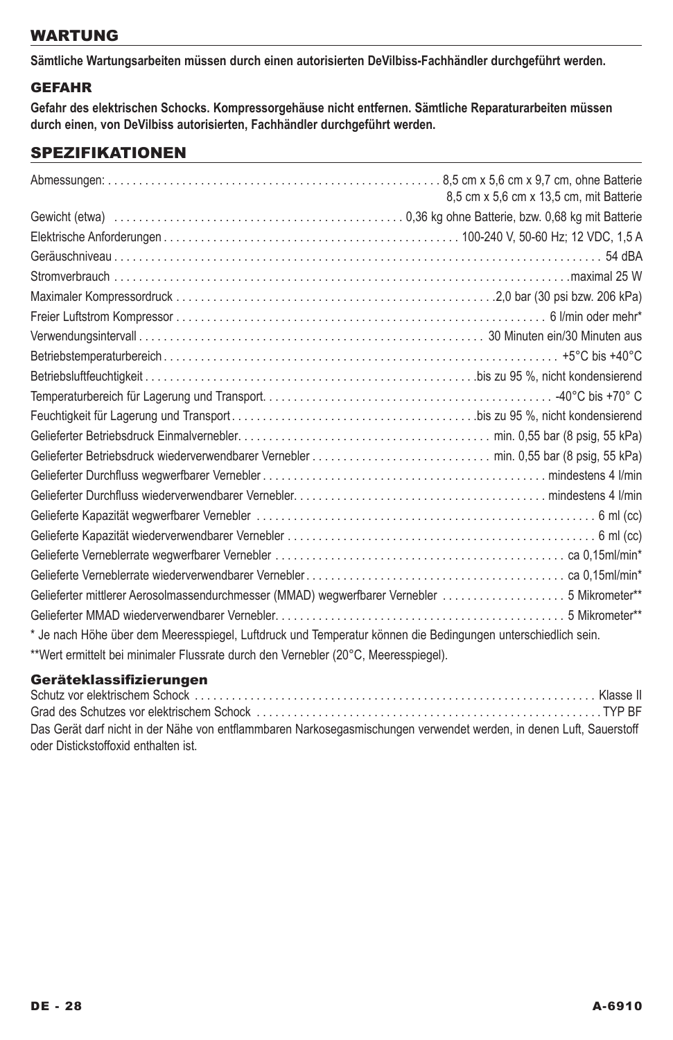## WARTUNG

**Sämtliche Wartungsarbeiten müssen durch einen autorisierten DeVilbiss-Fachhändler durchgeführt werden.**

### GEFAHR

**Gefahr des elektrischen Schocks. Kompressorgehäuse nicht entfernen. Sämtliche Reparaturarbeiten müssen durch einen, von DeVilbiss autorisierten, Fachhändler durchgeführt werden.**

## SPEZIFIKATIONEN

| | |
|---|---|
| Abmessungen: | 8,5 cm x 5,6 cm x 9,7 cm, ohne Batterie<br>8,5 cm x 5,6 cm x 13,5 cm, mit Batterie |
| Gewicht (etwa) | 0,36 kg ohne Batterie, bzw. 0,68 kg mit Batterie |
| Elektrische Anforderungen | 100-240 V, 50-60 Hz; 12 VDC, 1,5 A |
| Geräuschniveau | 54 dBA |
| Stromverbrauch | maximal 25 W |
| Maximaler Kompressordruck | 2,0 bar (30 psi bzw. 206 kPa) |
| Freier Luftstrom Kompressor | 6 l/min oder mehr* |
| Verwendungsintervall | 30 Minuten ein/30 Minuten aus |
| Betriebstemperaturbereich | +5°C bis +40°C |
| Betriebsluftfeuchtigkeit | bis zu 95 %, nicht kondensierend |
| Temperaturbereich für Lagerung und Transport | -40°C bis +70° C |
| Feuchtigkeit für Lagerung und Transport | bis zu 95 %, nicht kondensierend |
| Gelieferter Betriebsdruck Einmalvernebler | min. 0,55 bar (8 psig, 55 kPa) |
| Gelieferter Betriebsdruck wiederverwendbarer Vernebler | min. 0,55 bar (8 psig, 55 kPa) |
| Gelieferter Durchfluss wegwerfbarer Vernebler | mindestens 4 l/min |
| Gelieferter Durchfluss wiederverwendbarer Vernebler | mindestens 4 l/min |
| Gelieferte Kapazität wegwerfbarer Vernebler | 6 ml (cc) |
| Gelieferte Kapazität wiederverwendbarer Vernebler | 6 ml (cc) |
| Gelieferte Verneblerrate wegwerfbarer Vernebler | ca 0,15ml/min* |
| Gelieferte Verneblerrate wiederverwendbarer Vernebler | ca 0,15ml/min* |
| Gelieferter mittlerer Aerosolmassendurchmesser (MMAD) wegwerfbarer Vernebler | 5 Mikrometer** |
| Gelieferter MMAD wiederverwendbarer Vernebler | 5 Mikrometer** |

* Je nach Höhe über dem Meeresspiegel, Luftdruck und Temperatur können die Bedingungen unterschiedlich sein.

**Wert ermittelt bei minimaler Flussrate durch den Vernebler (20°C, Meeresspiegel).

### Geräteklassifizierungen

| | |
|---|---|
| Schutz vor elektrischem Schock | Klasse II |
| Grad des Schutzes vor elektrischem Schock | TYP BF |

Das Gerät darf nicht in der Nähe von entflammbaren Narkosegasmischungen verwendet werden, in denen Luft, Sauerstoff oder Distickstoffoxid enthalten ist.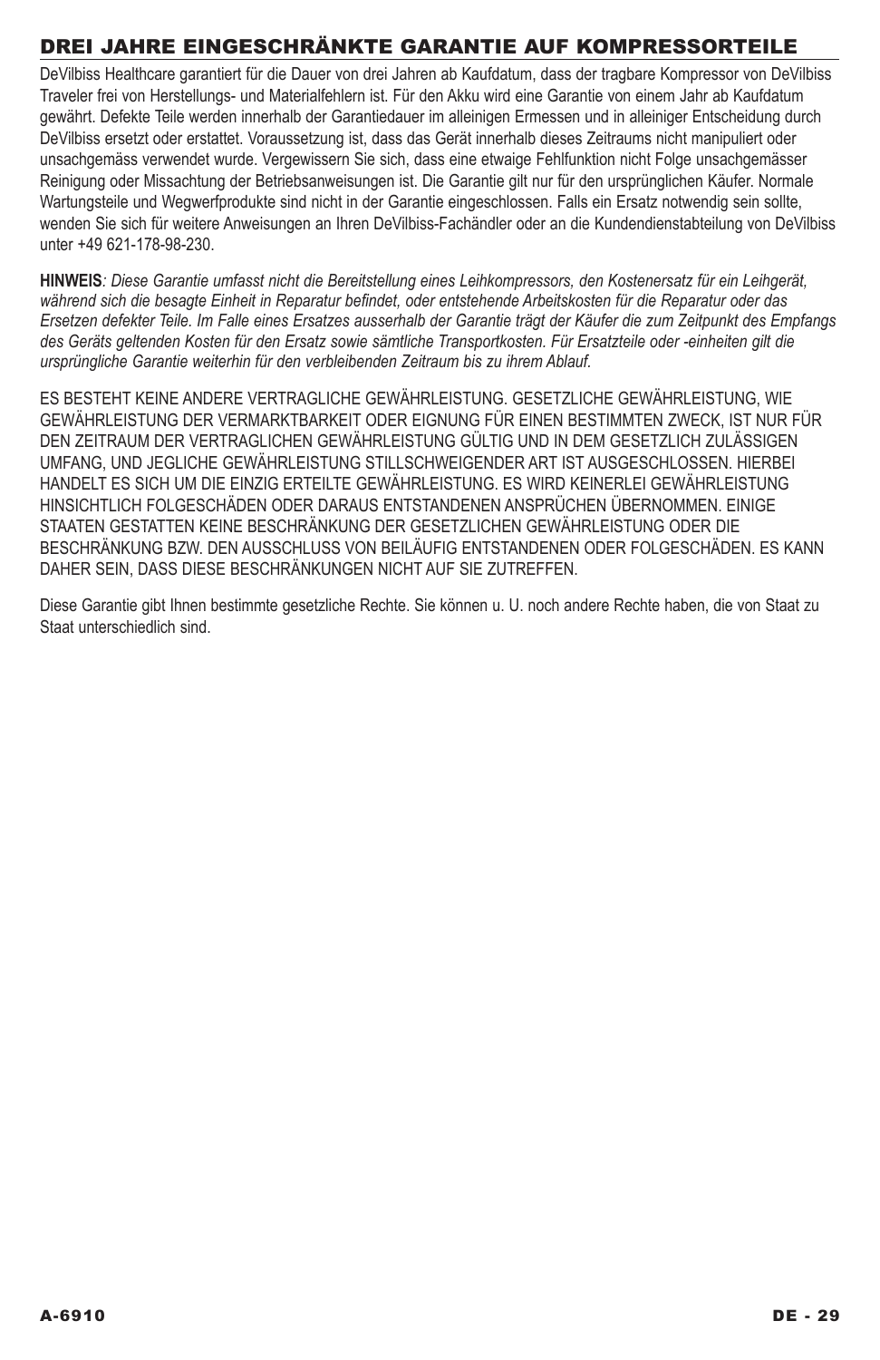## DREI JAHRE EINGESCHRÄNKTE GARANTIE AUF KOMPRESSORTEILE

DeVilbiss Healthcare garantiert für die Dauer von drei Jahren ab Kaufdatum, dass der tragbare Kompressor von DeVilbiss Traveler frei von Herstellungs- und Materialfehlern ist. Für den Akku wird eine Garantie von einem Jahr ab Kaufdatum gewährt. Defekte Teile werden innerhalb der Garantiedauer im alleinigen Ermessen und in alleiniger Entscheidung durch DeVilbiss ersetzt oder erstattet. Voraussetzung ist, dass das Gerät innerhalb dieses Zeitraums nicht manipuliert oder unsachgemäss verwendet wurde. Vergewissern Sie sich, dass eine etwaige Fehlfunktion nicht Folge unsachgemässer Reinigung oder Missachtung der Betriebsanweisungen ist. Die Garantie gilt nur für den ursprünglichen Käufer. Normale Wartungsteile und Wegwerfprodukte sind nicht in der Garantie eingeschlossen. Falls ein Ersatz notwendig sein sollte, wenden Sie sich für weitere Anweisungen an Ihren DeVilbiss-Fachändler oder an die Kundendienstabteilung von DeVilbiss unter +49 621-178-98-230.

**HINWEIS***: Diese Garantie umfasst nicht die Bereitstellung eines Leihkompressors, den Kostenersatz für ein Leihgerät, während sich die besagte Einheit in Reparatur befindet, oder entstehende Arbeitskosten für die Reparatur oder das Ersetzen defekter Teile. Im Falle eines Ersatzes ausserhalb der Garantie trägt der Käufer die zum Zeitpunkt des Empfangs des Geräts geltenden Kosten für den Ersatz sowie sämtliche Transportkosten. Für Ersatzteile oder -einheiten gilt die ursprüngliche Garantie weiterhin für den verbleibenden Zeitraum bis zu ihrem Ablauf.*

ES BESTEHT KEINE ANDERE VERTRAGLICHE GEWÄHRLEISTUNG. GESETZLICHE GEWÄHRLEISTUNG, WIE GEWÄHRLEISTUNG DER VERMARKTBARKEIT ODER EIGNUNG FÜR EINEN BESTIMMTEN ZWECK, IST NUR FÜR DEN ZEITRAUM DER VERTRAGLICHEN GEWÄHRLEISTUNG GÜLTIG UND IN DEM GESETZLICH ZULÄSSIGEN UMFANG, UND JEGLICHE GEWÄHRLEISTUNG STILLSCHWEIGENDER ART IST AUSGESCHLOSSEN. HIERBEI HANDELT ES SICH UM DIE EINZIG ERTEILTE GEWÄHRLEISTUNG. ES WIRD KEINERLEI GEWÄHRLEISTUNG HINSICHTLICH FOLGESCHÄDEN ODER DARAUS ENTSTANDENEN ANSPRÜCHEN ÜBERNOMMEN. EINIGE STAATEN GESTATTEN KEINE BESCHRÄNKUNG DER GESETZLICHEN GEWÄHRLEISTUNG ODER DIE BESCHRÄNKUNG BZW. DEN AUSSCHLUSS VON BEILÄUFIG ENTSTANDENEN ODER FOLGESCHÄDEN. ES KANN DAHER SEIN, DASS DIESE BESCHRÄNKUNGEN NICHT AUF SIE ZUTREFFEN.

Diese Garantie gibt Ihnen bestimmte gesetzliche Rechte. Sie können u. U. noch andere Rechte haben, die von Staat zu Staat unterschiedlich sind.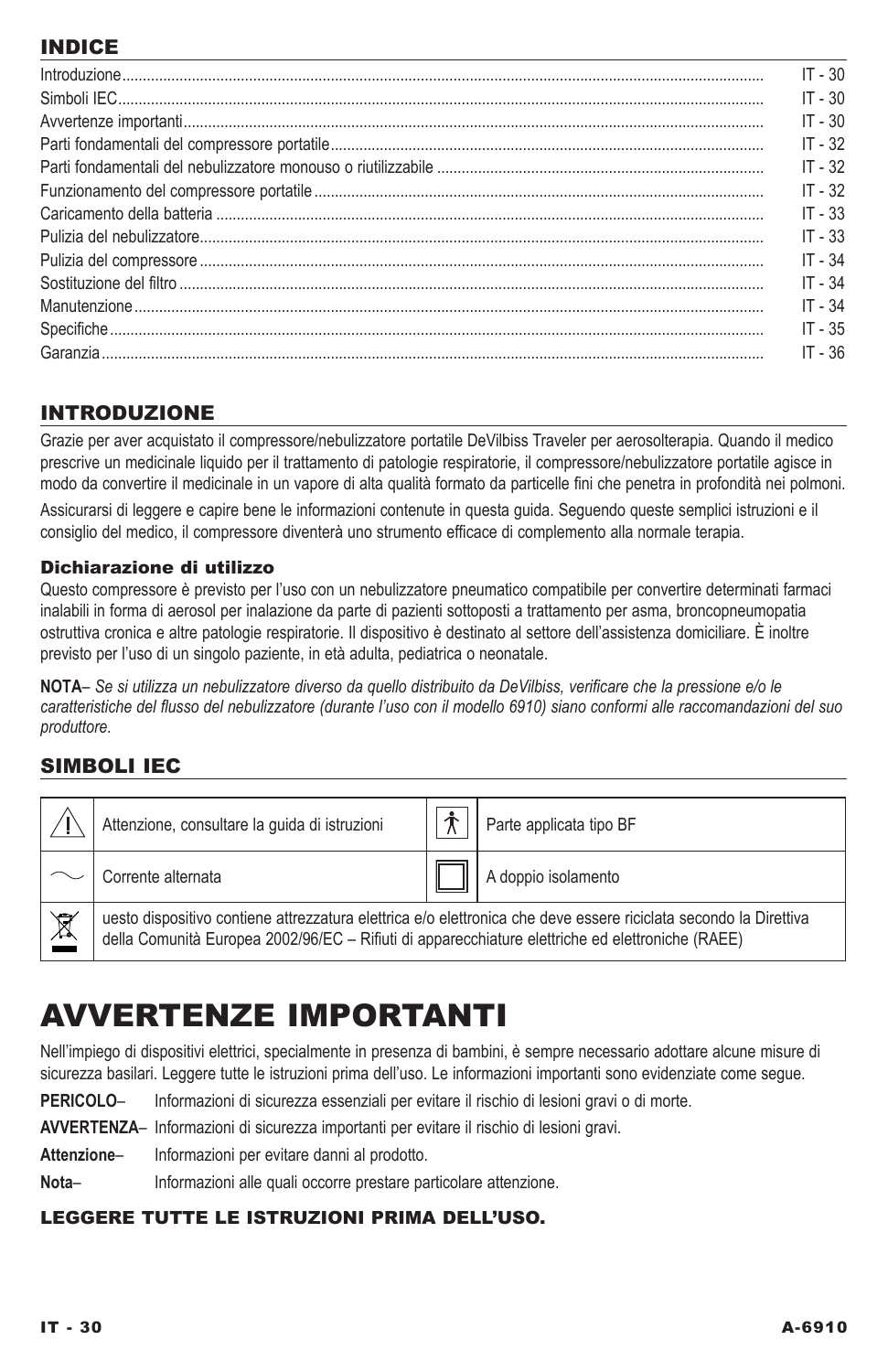## INDICE

| | |
|---|---|
| Introduzione | IT - 30 |
| Simboli IEC | IT - 30 |
| Avvertenze importanti | IT - 30 |
| Parti fondamentali del compressore portatile | IT - 32 |
| Parti fondamentali del nebulizzatore monouso o riutilizzabile | IT - 32 |
| Funzionamento del compressore portatile | IT - 32 |
| Caricamento della batteria | IT - 33 |
| Pulizia del nebulizzatore | IT - 33 |
| Pulizia del compressore | IT - 34 |
| Sostituzione del filtro | IT - 34 |
| Manutenzione | IT - 34 |
| Specifiche | IT - 35 |
| Garanzia | IT - 36 |

## INTRODUZIONE

Grazie per aver acquistato il compressore/nebulizzatore portatile DeVilbiss Traveler per aerosolterapia. Quando il medico prescrive un medicinale liquido per il trattamento di patologie respiratorie, il compressore/nebulizzatore portatile agisce in modo da convertire il medicinale in un vapore di alta qualità formato da particelle fini che penetra in profondità nei polmoni.

Assicurarsi di leggere e capire bene le informazioni contenute in questa guida. Seguendo queste semplici istruzioni e il consiglio del medico, il compressore diventerà uno strumento efficace di complemento alla normale terapia.

### Dichiarazione di utilizzo

Questo compressore è previsto per l'uso con un nebulizzatore pneumatico compatibile per convertire determinati farmaci inalabili in forma di aerosol per inalazione da parte di pazienti sottoposti a trattamento per asma, broncopneumopatia ostruttiva cronica e altre patologie respiratorie. Il dispositivo è destinato al settore dell'assistenza domiciliare. È inoltre previsto per l'uso di un singolo paziente, in età adulta, pediatrica o neonatale.

**NOTA**– *Se si utilizza un nebulizzatore diverso da quello distribuito da DeVilbiss, verificare che la pressione e/o le caratteristiche del flusso del nebulizzatore (durante l'uso con il modello 6910) siano conformi alle raccomandazioni del suo produttore.*

## SIMBOLI IEC

| Simbolo | Significato | Simbolo | Significato |
|---|---|---|---|
| ⚠ | Attenzione, consultare la guida di istruzioni | 🚶 | Parte applicata tipo BF |
| ∼ | Corrente alternata | ⧈ | A doppio isolamento |
| 🗑 | uesto dispositivo contiene attrezzatura elettrica e/o elettronica che deve essere riciclata secondo la Direttiva della Comunità Europea 2002/96/EC – Rifiuti di apparecchiature elettriche ed elettroniche (RAEE) | | |

# AVVERTENZE IMPORTANTI

Nell'impiego di dispositivi elettrici, specialmente in presenza di bambini, è sempre necessario adottare alcune misure di sicurezza basilari. Leggere tutte le istruzioni prima dell'uso. Le informazioni importanti sono evidenziate come segue.

**PERICOLO**– Informazioni di sicurezza essenziali per evitare il rischio di lesioni gravi o di morte.

**AVVERTENZA**– Informazioni di sicurezza importanti per evitare il rischio di lesioni gravi.

**Attenzione**– Informazioni per evitare danni al prodotto.

**Nota**– Informazioni alle quali occorre prestare particolare attenzione.

### LEGGERE TUTTE LE ISTRUZIONI PRIMA DELL'USO.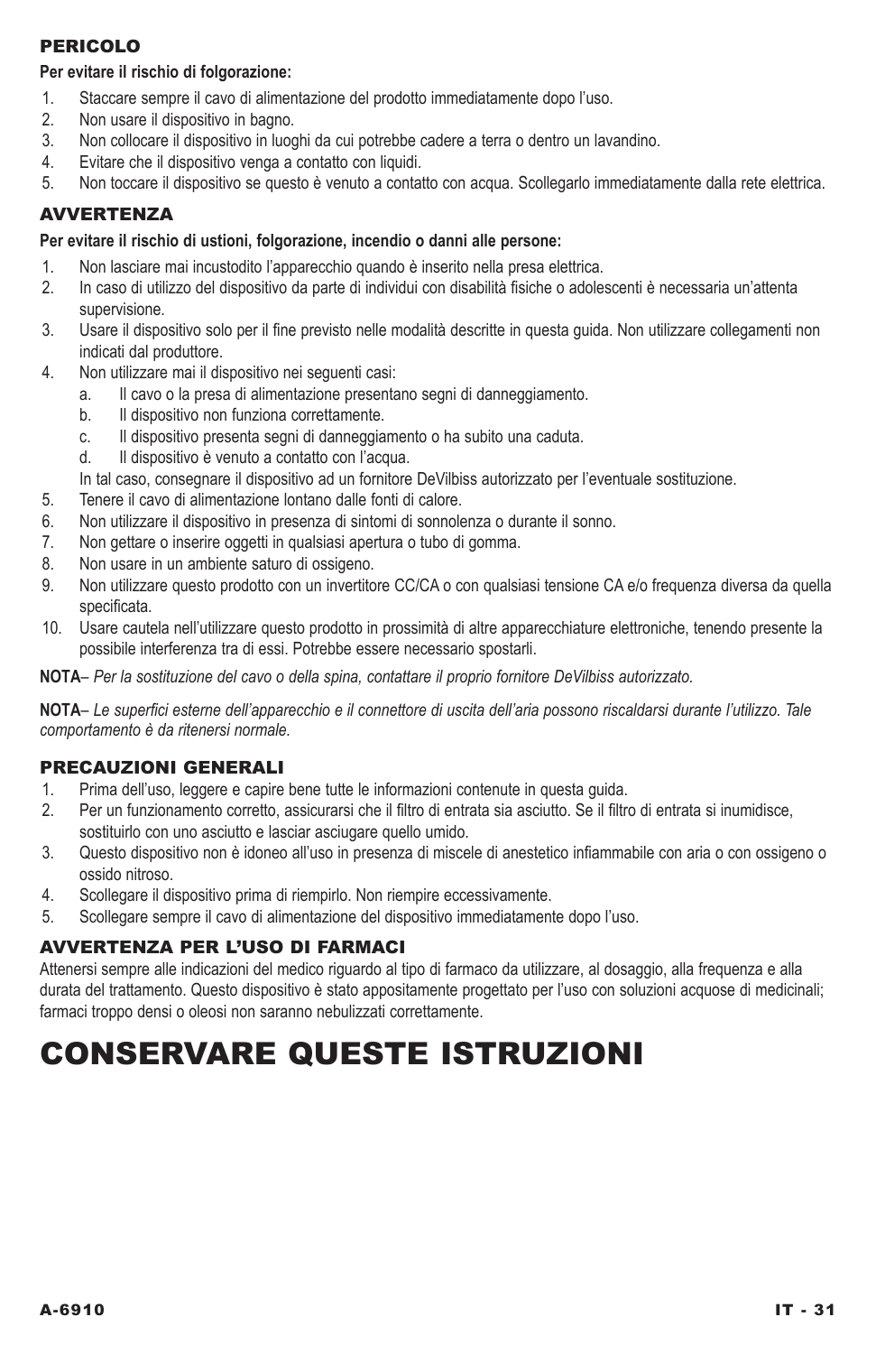## PERICOLO

**Per evitare il rischio di folgorazione:**

1. Staccare sempre il cavo di alimentazione del prodotto immediatamente dopo l'uso.
2. Non usare il dispositivo in bagno.
3. Non collocare il dispositivo in luoghi da cui potrebbe cadere a terra o dentro un lavandino.
4. Evitare che il dispositivo venga a contatto con liquidi.
5. Non toccare il dispositivo se questo è venuto a contatto con acqua. Scollegarlo immediatamente dalla rete elettrica.

## AVVERTENZA

**Per evitare il rischio di ustioni, folgorazione, incendio o danni alle persone:**

1. Non lasciare mai incustodito l'apparecchio quando è inserito nella presa elettrica.
2. In caso di utilizzo del dispositivo da parte di individui con disabilità fisiche o adolescenti è necessaria un'attenta supervisione.
3. Usare il dispositivo solo per il fine previsto nelle modalità descritte in questa guida. Non utilizzare collegamenti non indicati dal produttore.
4. Non utilizzare mai il dispositivo nei seguenti casi:
   a. Il cavo o la presa di alimentazione presentano segni di danneggiamento.
   b. Il dispositivo non funziona correttamente.
   c. Il dispositivo presenta segni di danneggiamento o ha subito una caduta.
   d. Il dispositivo è venuto a contatto con l'acqua.

   In tal caso, consegnare il dispositivo ad un fornitore DeVilbiss autorizzato per l'eventuale sostituzione.
5. Tenere il cavo di alimentazione lontano dalle fonti di calore.
6. Non utilizzare il dispositivo in presenza di sintomi di sonnolenza o durante il sonno.
7. Non gettare o inserire oggetti in qualsiasi apertura o tubo di gomma.
8. Non usare in un ambiente saturo di ossigeno.
9. Non utilizzare questo prodotto con un invertitore CC/CA o con qualsiasi tensione CA e/o frequenza diversa da quella specificata.
10. Usare cautela nell'utilizzare questo prodotto in prossimità di altre apparecchiature elettroniche, tenendo presente la possibile interferenza tra di essi. Potrebbe essere necessario spostarli.

**NOTA**– *Per la sostituzione del cavo o della spina, contattare il proprio fornitore DeVilbiss autorizzato.*

**NOTA**– *Le superfici esterne dell'apparecchio e il connettore di uscita dell'aria possono riscaldarsi durante l'utilizzo. Tale comportamento è da ritenersi normale.*

## PRECAUZIONI GENERALI

1. Prima dell'uso, leggere e capire bene tutte le informazioni contenute in questa guida.
2. Per un funzionamento corretto, assicurarsi che il filtro di entrata sia asciutto. Se il filtro di entrata si inumidisce, sostituirlo con uno asciutto e lasciar asciugare quello umido.
3. Questo dispositivo non è idoneo all'uso in presenza di miscele di anestetico infiammabile con aria o con ossigeno o ossido nitroso.
4. Scollegare il dispositivo prima di riempirlo. Non riempire eccessivamente.
5. Scollegare sempre il cavo di alimentazione del dispositivo immediatamente dopo l'uso.

## AVVERTENZA PER L'USO DI FARMACI

Attenersi sempre alle indicazioni del medico riguardo al tipo di farmaco da utilizzare, al dosaggio, alla frequenza e alla durata del trattamento. Questo dispositivo è stato appositamente progettato per l'uso con soluzioni acquose di medicinali; farmaci troppo densi o oleosi non saranno nebulizzati correttamente.

# CONSERVARE QUESTE ISTRUZIONI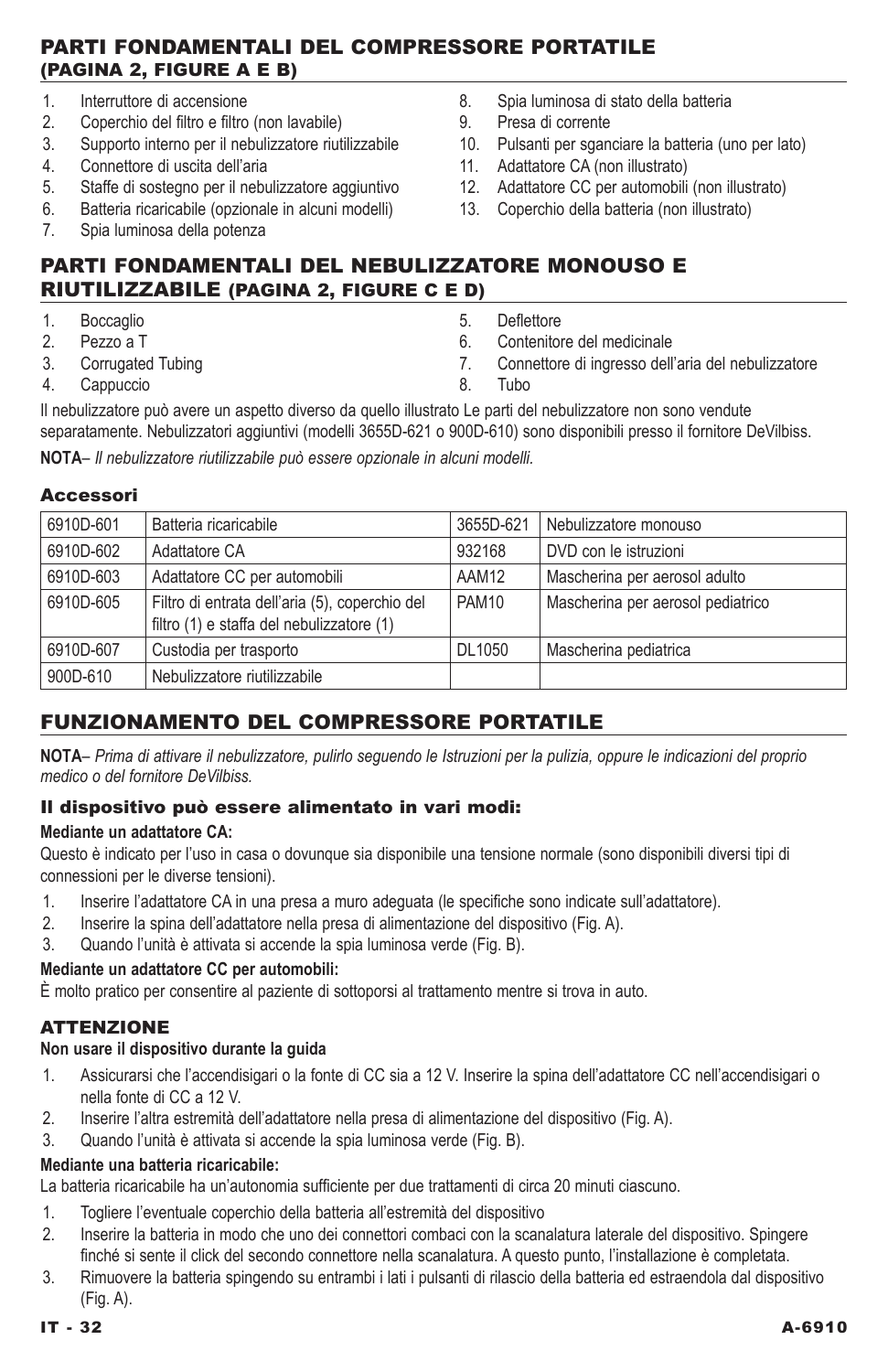## PARTI FONDAMENTALI DEL COMPRESSORE PORTATILE (PAGINA 2, FIGURE A E B)

1. Interruttore di accensione
2. Coperchio del filtro e filtro (non lavabile)
3. Supporto interno per il nebulizzatore riutilizzabile
4. Connettore di uscita dell'aria
5. Staffe di sostegno per il nebulizzatore aggiuntivo
6. Batteria ricaricabile (opzionale in alcuni modelli)
7. Spia luminosa della potenza
8. Spia luminosa di stato della batteria
9. Presa di corrente
10. Pulsanti per sganciare la batteria (uno per lato)
11. Adattatore CA (non illustrato)
12. Adattatore CC per automobili (non illustrato)
13. Coperchio della batteria (non illustrato)

## PARTI FONDAMENTALI DEL NEBULIZZATORE MONOUSO E RIUTILIZZABILE (PAGINA 2, FIGURE C E D)

1. Boccaglio
2. Pezzo a T
3. Corrugated Tubing
4. Cappuccio
5. Deflettore
6. Contenitore del medicinale
7. Connettore di ingresso dell'aria del nebulizzatore
8. Tubo

Il nebulizzatore può avere un aspetto diverso da quello illustrato Le parti del nebulizzatore non sono vendute separatamente. Nebulizzatori aggiuntivi (modelli 3655D-621 o 900D-610) sono disponibili presso il fornitore DeVilbiss.

**NOTA**– *Il nebulizzatore riutilizzabile può essere opzionale in alcuni modelli.*

### Accessori

| | | | |
|---|---|---|---|
| 6910D-601 | Batteria ricaricabile | 3655D-621 | Nebulizzatore monouso |
| 6910D-602 | Adattatore CA | 932168 | DVD con le istruzioni |
| 6910D-603 | Adattatore CC per automobili | AAM12 | Mascherina per aerosol adulto |
| 6910D-605 | Filtro di entrata dell'aria (5), coperchio del filtro (1) e staffa del nebulizzatore (1) | PAM10 | Mascherina per aerosol pediatrico |
| 6910D-607 | Custodia per trasporto | DL1050 | Mascherina pediatrica |
| 900D-610 | Nebulizzatore riutilizzabile | | |

## FUNZIONAMENTO DEL COMPRESSORE PORTATILE

**NOTA**– *Prima di attivare il nebulizzatore, pulirlo seguendo le Istruzioni per la pulizia, oppure le indicazioni del proprio medico o del fornitore DeVilbiss.*

### Il dispositivo può essere alimentato in vari modi:

**Mediante un adattatore CA:**

Questo è indicato per l'uso in casa o dovunque sia disponibile una tensione normale (sono disponibili diversi tipi di connessioni per le diverse tensioni).

1. Inserire l'adattatore CA in una presa a muro adeguata (le specifiche sono indicate sull'adattatore).
2. Inserire la spina dell'adattatore nella presa di alimentazione del dispositivo (Fig. A).
3. Quando l'unità è attivata si accende la spia luminosa verde (Fig. B).

**Mediante un adattatore CC per automobili:**

È molto pratico per consentire al paziente di sottoporsi al trattamento mentre si trova in auto.

### ATTENZIONE

**Non usare il dispositivo durante la guida**

1. Assicurarsi che l'accendisigari o la fonte di CC sia a 12 V. Inserire la spina dell'adattatore CC nell'accendisigari o nella fonte di CC a 12 V.
2. Inserire l'altra estremità dell'adattatore nella presa di alimentazione del dispositivo (Fig. A).
3. Quando l'unità è attivata si accende la spia luminosa verde (Fig. B).

**Mediante una batteria ricaricabile:**

La batteria ricaricabile ha un'autonomia sufficiente per due trattamenti di circa 20 minuti ciascuno.

1. Togliere l'eventuale coperchio della batteria all'estremità del dispositivo
2. Inserire la batteria in modo che uno dei connettori combaci con la scanalatura laterale del dispositivo. Spingere finché si sente il click del secondo connettore nella scanalatura. A questo punto, l'installazione è completata.
3. Rimuovere la batteria spingendo su entrambi i lati i pulsanti di rilascio della batteria ed estraendola dal dispositivo (Fig. A).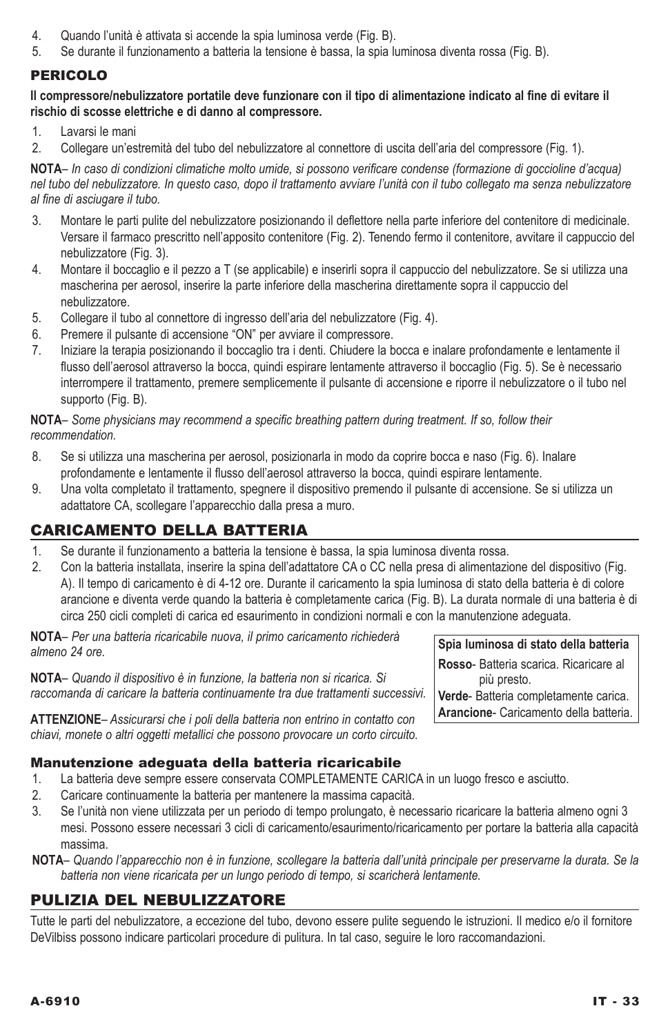4. Quando l'unità è attivata si accende la spia luminosa verde (Fig. B).
5. Se durante il funzionamento a batteria la tensione è bassa, la spia luminosa diventa rossa (Fig. B).

#### PERICOLO

**Il compressore/nebulizzatore portatile deve funzionare con il tipo di alimentazione indicato al fine di evitare il rischio di scosse elettriche e di danno al compressore.**

1. Lavarsi le mani
2. Collegare un'estremità del tubo del nebulizzatore al connettore di uscita dell'aria del compressore (Fig. 1).

**NOTA**– *In caso di condizioni climatiche molto umide, si possono verificare condense (formazione di goccioline d'acqua) nel tubo del nebulizzatore. In questo caso, dopo il trattamento avviare l'unità con il tubo collegato ma senza nebulizzatore al fine di asciugare il tubo.*

3. Montare le parti pulite del nebulizzatore posizionando il deflettore nella parte inferiore del contenitore di medicinale. Versare il farmaco prescritto nell'apposito contenitore (Fig. 2). Tenendo fermo il contenitore, avvitare il cappuccio del nebulizzatore (Fig. 3).
4. Montare il boccaglio e il pezzo a T (se applicabile) e inserirli sopra il cappuccio del nebulizzatore. Se si utilizza una mascherina per aerosol, inserire la parte inferiore della mascherina direttamente sopra il cappuccio del nebulizzatore.
5. Collegare il tubo al connettore di ingresso dell'aria del nebulizzatore (Fig. 4).
6. Premere il pulsante di accensione "ON" per avviare il compressore.
7. Iniziare la terapia posizionando il boccaglio tra i denti. Chiudere la bocca e inalare profondamente e lentamente il flusso dell'aerosol attraverso la bocca, quindi espirare lentamente attraverso il boccaglio (Fig. 5). Se è necessario interrompere il trattamento, premere semplicemente il pulsante di accensione e riporre il nebulizzatore o il tubo nel supporto (Fig. B).

**NOTA**– *Some physicians may recommend a specific breathing pattern during treatment. If so, follow their recommendation.*

8. Se si utilizza una mascherina per aerosol, posizionarla in modo da coprire bocca e naso (Fig. 6). Inalare profondamente e lentamente il flusso dell'aerosol attraverso la bocca, quindi espirare lentamente.
9. Una volta completato il trattamento, spegnere il dispositivo premendo il pulsante di accensione. Se si utilizza un adattatore CA, scollegare l'apparecchio dalla presa a muro.

## CARICAMENTO DELLA BATTERIA

1. Se durante il funzionamento a batteria la tensione è bassa, la spia luminosa diventa rossa.
2. Con la batteria installata, inserire la spina dell'adattatore CA o CC nella presa di alimentazione del dispositivo (Fig. A). Il tempo di caricamento è di 4-12 ore. Durante il caricamento la spia luminosa di stato della batteria è di colore arancione e diventa verde quando la batteria è completamente carica (Fig. B). La durata normale di una batteria è di circa 250 cicli completi di carica ed esaurimento in condizioni normali e con la manutenzione adeguata.

**NOTA**– *Per una batteria ricaricabile nuova, il primo caricamento richiederà almeno 24 ore.*

**NOTA**– *Quando il dispositivo è in funzione, la batteria non si ricarica. Si raccomanda di caricare la batteria continuamente tra due trattamenti successivi.*

**ATTENZIONE**– *Assicurarsi che i poli della batteria non entrino in contatto con chiavi, monete o altri oggetti metallici che possono provocare un corto circuito.*

| **Spia luminosa di stato della batteria** |
|---|
| **Rosso**- Batteria scarica. Ricaricare al più presto. |
| **Verde**- Batteria completamente carica. |
| **Arancione**- Caricamento della batteria. |

### Manutenzione adeguata della batteria ricaricabile

1. La batteria deve sempre essere conservata COMPLETAMENTE CARICA in un luogo fresco e asciutto.
2. Caricare continuamente la batteria per mantenere la massima capacità.
3. Se l'unità non viene utilizzata per un periodo di tempo prolungato, è necessario ricaricare la batteria almeno ogni 3 mesi. Possono essere necessari 3 cicli di caricamento/esaurimento/ricaricamento per portare la batteria alla capacità massima.

**NOTA**– *Quando l'apparecchio non è in funzione, scollegare la batteria dall'unità principale per preservarne la durata. Se la batteria non viene ricaricata per un lungo periodo di tempo, si scaricherà lentamente.*

## PULIZIA DEL NEBULIZZATORE

Tutte le parti del nebulizzatore, a eccezione del tubo, devono essere pulite seguendo le istruzioni. Il medico e/o il fornitore DeVilbiss possono indicare particolari procedure di pulitura. In tal caso, seguire le loro raccomandazioni.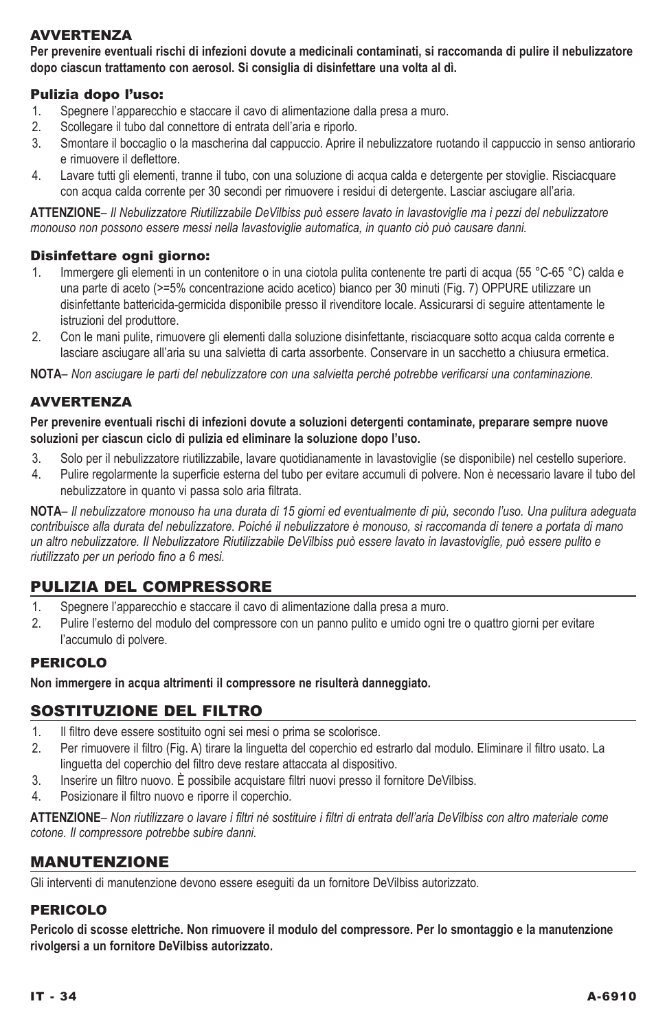### AVVERTENZA

**Per prevenire eventuali rischi di infezioni dovute a medicinali contaminati, si raccomanda di pulire il nebulizzatore dopo ciascun trattamento con aerosol. Si consiglia di disinfettare una volta al dì.**

#### Pulizia dopo l'uso:

1. Spegnere l'apparecchio e staccare il cavo di alimentazione dalla presa a muro.
2. Scollegare il tubo dal connettore di entrata dell'aria e riporlo.
3. Smontare il boccaglio o la mascherina dal cappuccio. Aprire il nebulizzatore ruotando il cappuccio in senso antiorario e rimuovere il deflettore.
4. Lavare tutti gli elementi, tranne il tubo, con una soluzione di acqua calda e detergente per stoviglie. Risciacquare con acqua calda corrente per 30 secondi per rimuovere i residui di detergente. Lasciar asciugare all'aria.

**ATTENZIONE**– *Il Nebulizzatore Riutilizzabile DeVilbiss può essere lavato in lavastoviglie ma i pezzi del nebulizzatore monouso non possono essere messi nella lavastoviglie automatica, in quanto ciò può causare danni.*

#### Disinfettare ogni giorno:

1. Immergere gli elementi in un contenitore o in una ciotola pulita contenente tre parti di acqua (55 °C-65 °C) calda e una parte di aceto (>=5% concentrazione acido acetico) bianco per 30 minuti (Fig. 7) OPPURE utilizzare un disinfettante battericida-germicida disponibile presso il rivenditore locale. Assicurarsi di seguire attentamente le istruzioni del produttore.
2. Con le mani pulite, rimuovere gli elementi dalla soluzione disinfettante, risciacquare sotto acqua calda corrente e lasciare asciugare all'aria su una salvietta di carta assorbente. Conservare in un sacchetto a chiusura ermetica.

**NOTA**– *Non asciugare le parti del nebulizzatore con una salvietta perché potrebbe verificarsi una contaminazione.*

### AVVERTENZA

**Per prevenire eventuali rischi di infezioni dovute a soluzioni detergenti contaminate, preparare sempre nuove soluzioni per ciascun ciclo di pulizia ed eliminare la soluzione dopo l'uso.**

3. Solo per il nebulizzatore riutilizzabile, lavare quotidianamente in lavastoviglie (se disponibile) nel cestello superiore.
4. Pulire regolarmente la superficie esterna del tubo per evitare accumuli di polvere. Non è necessario lavare il tubo del nebulizzatore in quanto vi passa solo aria filtrata.

**NOTA**– *Il nebulizzatore monouso ha una durata di 15 giorni ed eventualmente di più, secondo l'uso. Una pulitura adeguata contribuisce alla durata del nebulizzatore. Poiché il nebulizzatore è monouso, si raccomanda di tenere a portata di mano un altro nebulizzatore. Il Nebulizzatore Riutilizzabile DeVilbiss può essere lavato in lavastoviglie, può essere pulito e riutilizzato per un periodo fino a 6 mesi.*

## PULIZIA DEL COMPRESSORE

1. Spegnere l'apparecchio e staccare il cavo di alimentazione dalla presa a muro.
2. Pulire l'esterno del modulo del compressore con un panno pulito e umido ogni tre o quattro giorni per evitare l'accumulo di polvere.

### PERICOLO

**Non immergere in acqua altrimenti il compressore ne risulterà danneggiato.**

## SOSTITUZIONE DEL FILTRO

1. Il filtro deve essere sostituito ogni sei mesi o prima se scolorisce.
2. Per rimuovere il filtro (Fig. A) tirare la linguetta del coperchio ed estrarlo dal modulo. Eliminare il filtro usato. La linguetta del coperchio del filtro deve restare attaccata al dispositivo.
3. Inserire un filtro nuovo. È possibile acquistare filtri nuovi presso il fornitore DeVilbiss.
4. Posizionare il filtro nuovo e riporre il coperchio.

**ATTENZIONE**– *Non riutilizzare o lavare i filtri né sostituire i filtri di entrata dell'aria DeVilbiss con altro materiale come cotone. Il compressore potrebbe subire danni.*

## MANUTENZIONE

Gli interventi di manutenzione devono essere eseguiti da un fornitore DeVilbiss autorizzato.

### PERICOLO

**Pericolo di scosse elettriche. Non rimuovere il modulo del compressore. Per lo smontaggio e la manutenzione rivolgersi a un fornitore DeVilbiss autorizzato.**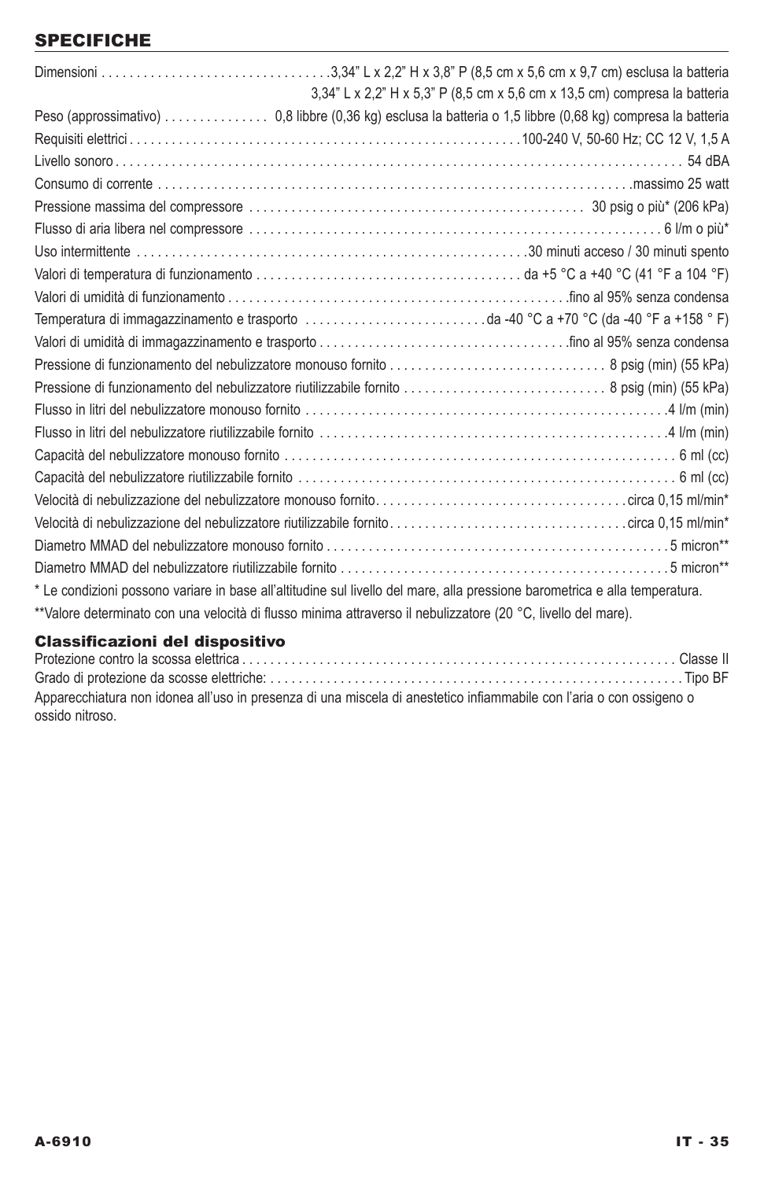## SPECIFICHE

Dimensioni . . . . . . . . . . . . . . . . . . . . . . . . . . . . . . . . .3,34” L x 2,2” H x 3,8” P (8,5 cm x 5,6 cm x 9,7 cm) esclusa la batteria
3,34” L x 2,2” H x 5,3” P (8,5 cm x 5,6 cm x 13,5 cm) compresa la batteria

Peso (approssimativo) . . . . . . . . . . . . . . . 0,8 libbre (0,36 kg) esclusa la batteria o 1,5 libbre (0,68 kg) compresa la batteria

Requisiti elettrici . . . . . . . . . . . . . . . . . . . . . . . . . . . . . . . . . . . . . . . . . . . . . . . . . . . . . .100-240 V, 50-60 Hz; CC 12 V, 1,5 A

Livello sonoro . . . . . . . . . . . . . . . . . . . . . . . . . . . . . . . . . . . . . . . . . . . . . . . . . . . . . . . . . . . . . . . . . . . . . . . . . . . 54 dBA

Consumo di corrente . . . . . . . . . . . . . . . . . . . . . . . . . . . . . . . . . . . . . . . . . . . . . . . . . . . . . . . . . . . . . . . . . .massimo 25 watt

Pressione massima del compressore . . . . . . . . . . . . . . . . . . . . . . . . . . . . . . . . . . . . . . . . . . . . . . . . 30 psig o più* (206 kPa)

Flusso di aria libera nel compressore . . . . . . . . . . . . . . . . . . . . . . . . . . . . . . . . . . . . . . . . . . . . . . . . . . . . . . . . . . . 6 l/m o più*

Uso intermittente . . . . . . . . . . . . . . . . . . . . . . . . . . . . . . . . . . . . . . . . . . . . . . . . . . . . . . . .30 minuti acceso / 30 minuti spento

Valori di temperatura di funzionamento . . . . . . . . . . . . . . . . . . . . . . . . . . . . . . . . . . . . . . da +5 °C a +40 °C (41 °F a 104 °F)

Valori di umidità di funzionamento . . . . . . . . . . . . . . . . . . . . . . . . . . . . . . . . . . . . . . . . . . . . . . . . .fino al 95% senza condensa

Temperatura di immagazzinamento e trasporto . . . . . . . . . . . . . . . . . . . . . . . . . .da -40 °C a +70 °C (da -40 °F a +158 ° F)

Valori di umidità di immagazzinamento e trasporto . . . . . . . . . . . . . . . . . . . . . . . . . . . . . . . . . . . .fino al 95% senza condensa

Pressione di funzionamento del nebulizzatore monouso fornito . . . . . . . . . . . . . . . . . . . . . . . . . . . . . . . 8 psig (min) (55 kPa)

Pressione di funzionamento del nebulizzatore riutilizzabile fornito . . . . . . . . . . . . . . . . . . . . . . . . . . . . . 8 psig (min) (55 kPa)

Flusso in litri del nebulizzatore monouso fornito . . . . . . . . . . . . . . . . . . . . . . . . . . . . . . . . . . . . . . . . . . . . . . . . . . . .4 l/m (min)

Flusso in litri del nebulizzatore riutilizzabile fornito . . . . . . . . . . . . . . . . . . . . . . . . . . . . . . . . . . . . . . . . . . . . . . . . . .4 l/m (min)

Capacità del nebulizzatore monouso fornito . . . . . . . . . . . . . . . . . . . . . . . . . . . . . . . . . . . . . . . . . . . . . . . . . . . . . . . . 6 ml (cc)

Capacità del nebulizzatore riutilizzabile fornito . . . . . . . . . . . . . . . . . . . . . . . . . . . . . . . . . . . . . . . . . . . . . . . . . . . . . . 6 ml (cc)

Velocità di nebulizzazione del nebulizzatore monouso fornito. . . . . . . . . . . . . . . . . . . . . . . . . . . . . . . . . . . .circa 0,15 ml/min*

Velocità di nebulizzazione del nebulizzatore riutilizzabile fornito. . . . . . . . . . . . . . . . . . . . . . . . . . . . . . . . .circa 0,15 ml/min*

Diametro MMAD del nebulizzatore monouso fornito . . . . . . . . . . . . . . . . . . . . . . . . . . . . . . . . . . . . . . . . . . . . . . . . .5 micron**

Diametro MMAD del nebulizzatore riutilizzabile fornito . . . . . . . . . . . . . . . . . . . . . . . . . . . . . . . . . . . . . . . . . . . . . . .5 micron**

* Le condizioni possono variare in base all’altitudine sul livello del mare, alla pressione barometrica e alla temperatura.

**Valore determinato con una velocità di flusso minima attraverso il nebulizzatore (20 °C, livello del mare).

### Classificazioni del dispositivo

Protezione contro la scossa elettrica . . . . . . . . . . . . . . . . . . . . . . . . . . . . . . . . . . . . . . . . . . . . . . . . . . . . . . . . . . . . . . . . Classe II

Grado di protezione da scosse elettriche: . . . . . . . . . . . . . . . . . . . . . . . . . . . . . . . . . . . . . . . . . . . . . . . . . . . . . . . . . . . . Tipo BF

Apparecchiatura non idonea all’uso in presenza di una miscela di anestetico infiammabile con l’aria o con ossigeno o ossido nitroso.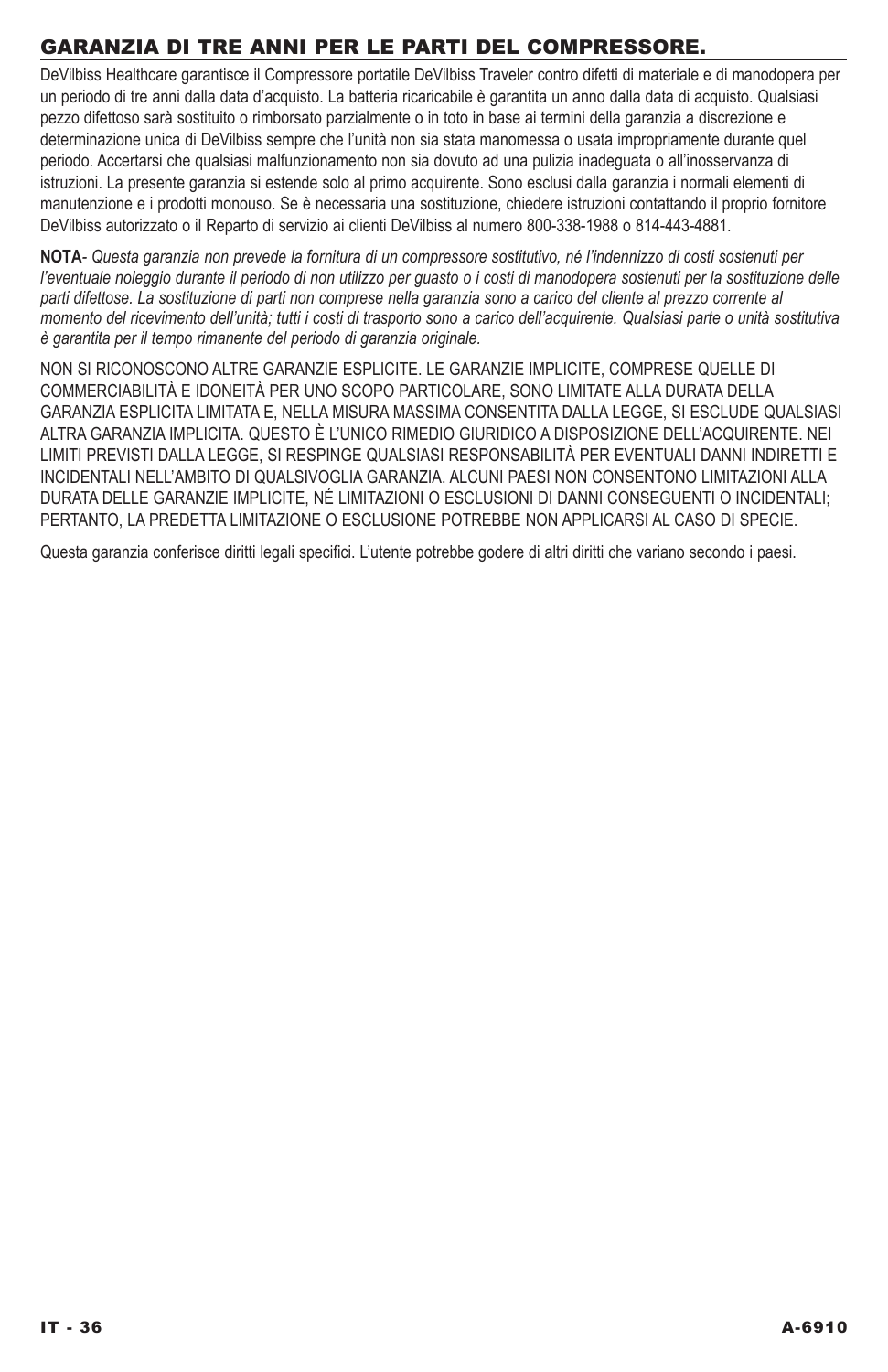## GARANZIA DI TRE ANNI PER LE PARTI DEL COMPRESSORE.

DeVilbiss Healthcare garantisce il Compressore portatile DeVilbiss Traveler contro difetti di materiale e di manodopera per un periodo di tre anni dalla data d'acquisto. La batteria ricaricabile è garantita un anno dalla data di acquisto. Qualsiasi pezzo difettoso sarà sostituito o rimborsato parzialmente o in toto in base ai termini della garanzia a discrezione e determinazione unica di DeVilbiss sempre che l'unità non sia stata manomessa o usata impropriamente durante quel periodo. Accertarsi che qualsiasi malfunzionamento non sia dovuto ad una pulizia inadeguata o all'inosservanza di istruzioni. La presente garanzia si estende solo al primo acquirente. Sono esclusi dalla garanzia i normali elementi di manutenzione e i prodotti monouso. Se è necessaria una sostituzione, chiedere istruzioni contattando il proprio fornitore DeVilbiss autorizzato o il Reparto di servizio ai clienti DeVilbiss al numero 800-338-1988 o 814-443-4881.

**NOTA**- *Questa garanzia non prevede la fornitura di un compressore sostitutivo, né l'indennizzo di costi sostenuti per l'eventuale noleggio durante il periodo di non utilizzo per guasto o i costi di manodopera sostenuti per la sostituzione delle parti difettose. La sostituzione di parti non comprese nella garanzia sono a carico del cliente al prezzo corrente al momento del ricevimento dell'unità; tutti i costi di trasporto sono a carico dell'acquirente. Qualsiasi parte o unità sostitutiva è garantita per il tempo rimanente del periodo di garanzia originale.*

NON SI RICONOSCONO ALTRE GARANZIE ESPLICITE. LE GARANZIE IMPLICITE, COMPRESE QUELLE DI COMMERCIABILITÀ E IDONEITÀ PER UNO SCOPO PARTICOLARE, SONO LIMITATE ALLA DURATA DELLA GARANZIA ESPLICITA LIMITATA E, NELLA MISURA MASSIMA CONSENTITA DALLA LEGGE, SI ESCLUDE QUALSIASI ALTRA GARANZIA IMPLICITA. QUESTO È L'UNICO RIMEDIO GIURIDICO A DISPOSIZIONE DELL'ACQUIRENTE. NEI LIMITI PREVISTI DALLA LEGGE, SI RESPINGE QUALSIASI RESPONSABILITÀ PER EVENTUALI DANNI INDIRETTI E INCIDENTALI NELL'AMBITO DI QUALSIVOGLIA GARANZIA. ALCUNI PAESI NON CONSENTONO LIMITAZIONI ALLA DURATA DELLE GARANZIE IMPLICITE, NÉ LIMITAZIONI O ESCLUSIONI DI DANNI CONSEGUENTI O INCIDENTALI; PERTANTO, LA PREDETTA LIMITAZIONE O ESCLUSIONE POTREBBE NON APPLICARSI AL CASO DI SPECIE.

Questa garanzia conferisce diritti legali specifici. L'utente potrebbe godere di altri diritti che variano secondo i paesi.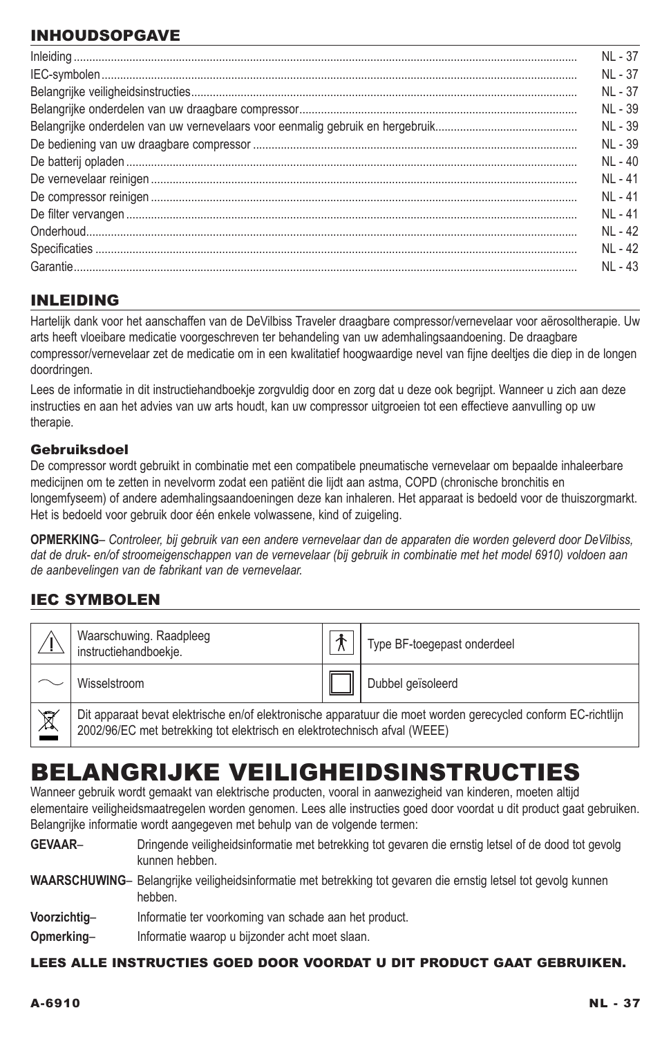## INHOUDSOPGAVE

| | |
|---|---|
| Inleiding | NL - 37 |
| IEC-symbolen | NL - 37 |
| Belangrijke veiligheidsinstructies | NL - 37 |
| Belangrijke onderdelen van uw draagbare compressor | NL - 39 |
| Belangrijke onderdelen van uw vernevelaars voor eenmalig gebruik en hergebruik | NL - 39 |
| De bediening van uw draagbare compressor | NL - 39 |
| De batterij opladen | NL - 40 |
| De vernevelaar reinigen | NL - 41 |
| De compressor reinigen | NL - 41 |
| De filter vervangen | NL - 41 |
| Onderhoud | NL - 42 |
| Specificaties | NL - 42 |
| Garantie | NL - 43 |

## INLEIDING

Hartelijk dank voor het aanschaffen van de DeVilbiss Traveler draagbare compressor/vernevelaar voor aërosoltherapie. Uw arts heeft vloeibare medicatie voorgeschreven ter behandeling van uw ademhalingsaandoening. De draagbare compressor/vernevelaar zet de medicatie om in een kwalitatief hoogwaardige nevel van fijne deeltjes die diep in de longen doordringen.

Lees de informatie in dit instructiehandboekje zorgvuldig door en zorg dat u deze ook begrijpt. Wanneer u zich aan deze instructies en aan het advies van uw arts houdt, kan uw compressor uitgroeien tot een effectieve aanvulling op uw therapie.

### Gebruiksdoel

De compressor wordt gebruikt in combinatie met een compatibele pneumatische vernevelaar om bepaalde inhaleerbare medicijnen om te zetten in nevelvorm zodat een patiënt die lijdt aan astma, COPD (chronische bronchitis en longemfyseem) of andere ademhalingsaandoeningen deze kan inhaleren. Het apparaat is bedoeld voor de thuiszorgmarkt. Het is bedoeld voor gebruik door één enkele volwassene, kind of zuigeling.

**OPMERKING**– *Controleer, bij gebruik van een andere vernevelaar dan de apparaten die worden geleverd door DeVilbiss, dat de druk- en/of stroomeigenschappen van de vernevelaar (bij gebruik in combinatie met het model 6910) voldoen aan de aanbevelingen van de fabrikant van de vernevelaar.*

## IEC SYMBOLEN

| Symbool | Betekenis | Symbool | Betekenis |
|---|---|---|---|
| ⚠ | Waarschuwing. Raadpleeg instructiehandboekje. | 🚶 | Type BF-toegepast onderdeel |
| ∼ | Wisselstroom | ▣ | Dubbel geïsoleerd |
| WEEE | Dit apparaat bevat elektrische en/of elektronische apparatuur die moet worden gerecycled conform EC-richtlijn 2002/96/EC met betrekking tot elektrisch en elektrotechnisch afval (WEEE) | | |

# BELANGRIJKE VEILIGHEIDSINSTRUCTIES

Wanneer gebruik wordt gemaakt van elektrische producten, vooral in aanwezigheid van kinderen, moeten altijd elementaire veiligheidsmaatregelen worden genomen. Lees alle instructies goed door voordat u dit product gaat gebruiken. Belangrijke informatie wordt aangegeven met behulp van de volgende termen:

**GEVAAR**– Dringende veiligheidsinformatie met betrekking tot gevaren die ernstig letsel of de dood tot gevolg kunnen hebben.

**WAARSCHUWING**– Belangrijke veiligheidsinformatie met betrekking tot gevaren die ernstig letsel tot gevolg kunnen hebben.

**Voorzichtig**– Informatie ter voorkoming van schade aan het product.

**Opmerking**– Informatie waarop u bijzonder acht moet slaan.

**LEES ALLE INSTRUCTIES GOED DOOR VOORDAT U DIT PRODUCT GAAT GEBRUIKEN.**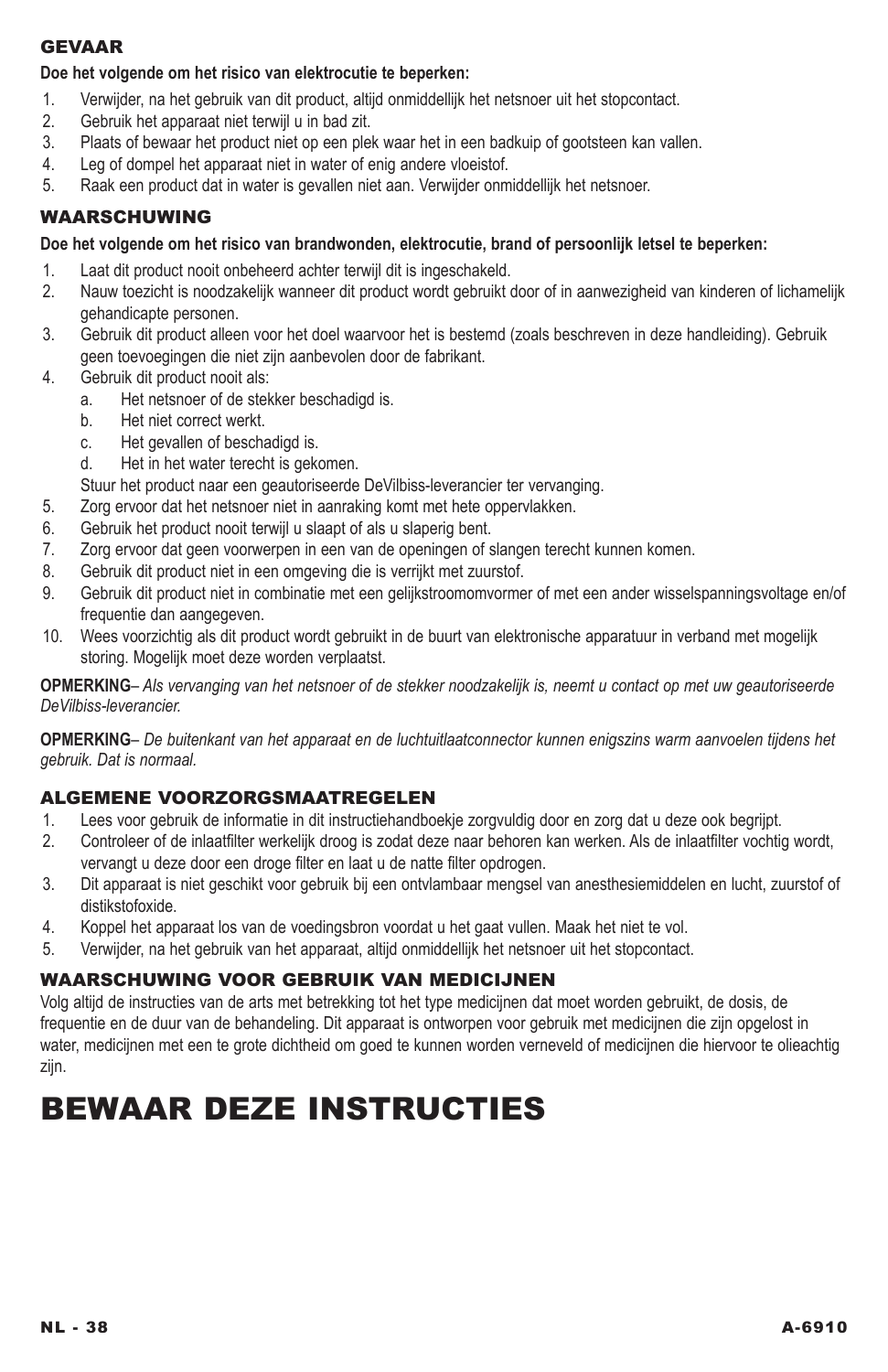## GEVAAR

**Doe het volgende om het risico van elektrocutie te beperken:**

1. Verwijder, na het gebruik van dit product, altijd onmiddellijk het netsnoer uit het stopcontact.
2. Gebruik het apparaat niet terwijl u in bad zit.
3. Plaats of bewaar het product niet op een plek waar het in een badkuip of gootsteen kan vallen.
4. Leg of dompel het apparaat niet in water of enig andere vloeistof.
5. Raak een product dat in water is gevallen niet aan. Verwijder onmiddellijk het netsnoer.

## WAARSCHUWING

**Doe het volgende om het risico van brandwonden, elektrocutie, brand of persoonlijk letsel te beperken:**

1. Laat dit product nooit onbeheerd achter terwijl dit is ingeschakeld.
2. Nauw toezicht is noodzakelijk wanneer dit product wordt gebruikt door of in aanwezigheid van kinderen of lichamelijk gehandicapte personen.
3. Gebruik dit product alleen voor het doel waarvoor het is bestemd (zoals beschreven in deze handleiding). Gebruik geen toevoegingen die niet zijn aanbevolen door de fabrikant.
4. Gebruik dit product nooit als:
   a. Het netsnoer of de stekker beschadigd is.
   b. Het niet correct werkt.
   c. Het gevallen of beschadigd is.
   d. Het in het water terecht is gekomen.

   Stuur het product naar een geautoriseerde DeVilbiss-leverancier ter vervanging.
5. Zorg ervoor dat het netsnoer niet in aanraking komt met hete oppervlakken.
6. Gebruik het product nooit terwijl u slaapt of als u slaperig bent.
7. Zorg ervoor dat geen voorwerpen in een van de openingen of slangen terecht kunnen komen.
8. Gebruik dit product niet in een omgeving die is verrijkt met zuurstof.
9. Gebruik dit product niet in combinatie met een gelijkstroomomvormer of met een ander wisselspanningsvoltage en/of frequentie dan aangegeven.
10. Wees voorzichtig als dit product wordt gebruikt in de buurt van elektronische apparatuur in verband met mogelijk storing. Mogelijk moet deze worden verplaatst.

**OPMERKING**– *Als vervanging van het netsnoer of de stekker noodzakelijk is, neemt u contact op met uw geautoriseerde DeVilbiss-leverancier.*

**OPMERKING**– *De buitenkant van het apparaat en de luchtuitlaatconnector kunnen enigszins warm aanvoelen tijdens het gebruik. Dat is normaal.*

## ALGEMENE VOORZORGSMAATREGELEN

1. Lees voor gebruik de informatie in dit instructiehandboekje zorgvuldig door en zorg dat u deze ook begrijpt.
2. Controleer of de inlaatfilter werkelijk droog is zodat deze naar behoren kan werken. Als de inlaatfilter vochtig wordt, vervangt u deze door een droge filter en laat u de natte filter opdrogen.
3. Dit apparaat is niet geschikt voor gebruik bij een ontvlambaar mengsel van anesthesiemiddelen en lucht, zuurstof of distikstofoxide.
4. Koppel het apparaat los van de voedingsbron voordat u het gaat vullen. Maak het niet te vol.
5. Verwijder, na het gebruik van het apparaat, altijd onmiddellijk het netsnoer uit het stopcontact.

## WAARSCHUWING VOOR GEBRUIK VAN MEDICIJNEN

Volg altijd de instructies van de arts met betrekking tot het type medicijnen dat moet worden gebruikt, de dosis, de frequentie en de duur van de behandeling. Dit apparaat is ontworpen voor gebruik met medicijnen die zijn opgelost in water, medicijnen met een te grote dichtheid om goed te kunnen worden verneveld of medicijnen die hiervoor te olieachtig zijn.

# BEWAAR DEZE INSTRUCTIES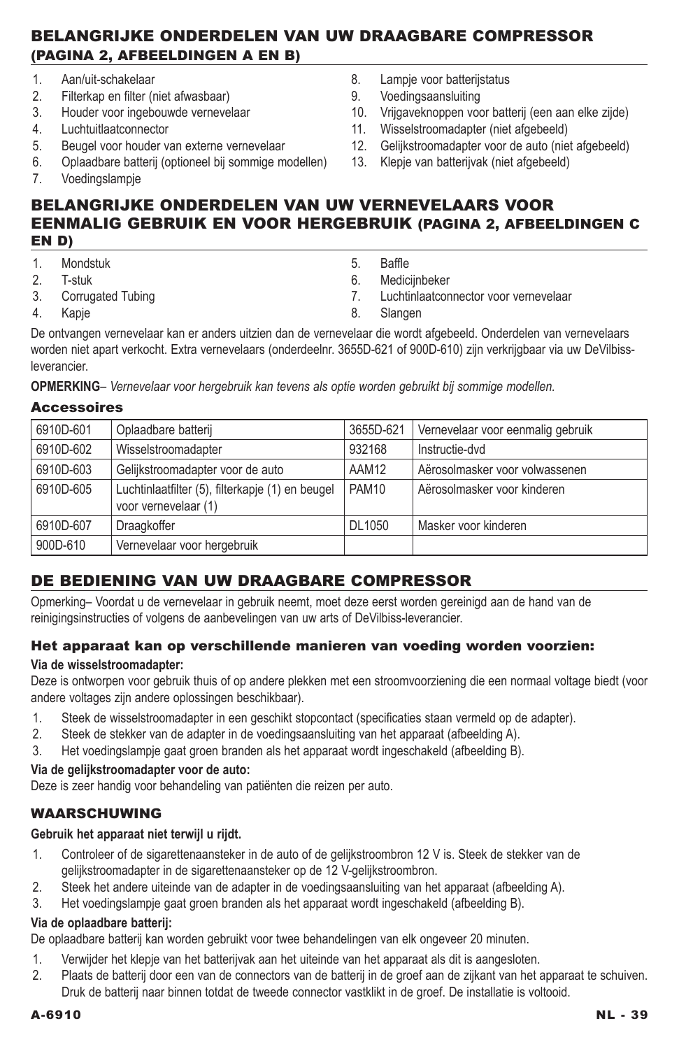## BELANGRIJKE ONDERDELEN VAN UW DRAAGBARE COMPRESSOR (PAGINA 2, AFBEELDINGEN A EN B)

1. Aan/uit-schakelaar
2. Filterkap en filter (niet afwasbaar)
3. Houder voor ingebouwde vernevelaar
4. Luchtuitlaatconnector
5. Beugel voor houder van externe vernevelaar
6. Oplaadbare batterij (optioneel bij sommige modellen)
7. Voedingslampje
8. Lampje voor batterijstatus
9. Voedingsaansluiting
10. Vrijgaveknoppen voor batterij (een aan elke zijde)
11. Wisselstroomadapter (niet afgebeeld)
12. Gelijkstroomadapter voor de auto (niet afgebeeld)
13. Klepje van batterijvak (niet afgebeeld)

## BELANGRIJKE ONDERDELEN VAN UW VERNEVELAARS VOOR EENMALIG GEBRUIK EN VOOR HERGEBRUIK (PAGINA 2, AFBEELDINGEN C EN D)

1. Mondstuk
2. T-stuk
3. Corrugated Tubing
4. Kapje
5. Baffle
6. Medicijnbeker
7. Luchtinlaatconnector voor vernevelaar
8. Slangen

De ontvangen vernevelaar kan er anders uitzien dan de vernevelaar die wordt afgebeeld. Onderdelen van vernevelaars worden niet apart verkocht. Extra vernevelaars (onderdeelnr. 3655D-621 of 900D-610) zijn verkrijgbaar via uw DeVilbiss-leverancier.

**OPMERKING**– *Vernevelaar voor hergebruik kan tevens als optie worden gebruikt bij sommige modellen.*

### Accessoires

| | | | |
|---|---|---|---|
| 6910D-601 | Oplaadbare batterij | 3655D-621 | Vernevelaar voor eenmalig gebruik |
| 6910D-602 | Wisselstroomadapter | 932168 | Instructie-dvd |
| 6910D-603 | Gelijkstroomadapter voor de auto | AAM12 | Aërosolmasker voor volwassenen |
| 6910D-605 | Luchtinlaatfilter (5), filterkapje (1) en beugel voor vernevelaar (1) | PAM10 | Aërosolmasker voor kinderen |
| 6910D-607 | Draagkoffer | DL1050 | Masker voor kinderen |
| 900D-610 | Vernevelaar voor hergebruik | | |

## DE BEDIENING VAN UW DRAAGBARE COMPRESSOR

Opmerking– Voordat u de vernevelaar in gebruik neemt, moet deze eerst worden gereinigd aan de hand van de reinigingsinstructies of volgens de aanbevelingen van uw arts of DeVilbiss-leverancier.

### Het apparaat kan op verschillende manieren van voeding worden voorzien:

**Via de wisselstroomadapter:**

Deze is ontworpen voor gebruik thuis of op andere plekken met een stroomvoorziening die een normaal voltage biedt (voor andere voltages zijn andere oplossingen beschikbaar).

1. Steek de wisselstroomadapter in een geschikt stopcontact (specificaties staan vermeld op de adapter).
2. Steek de stekker van de adapter in de voedingsaansluiting van het apparaat (afbeelding A).
3. Het voedingslampje gaat groen branden als het apparaat wordt ingeschakeld (afbeelding B).

**Via de gelijkstroomadapter voor de auto:**

Deze is zeer handig voor behandeling van patiënten die reizen per auto.

### WAARSCHUWING

**Gebruik het apparaat niet terwijl u rijdt.**

1. Controleer of de sigarettenaansteker in de auto of de gelijkstroombron 12 V is. Steek de stekker van de gelijkstroomadapter in de sigarettenaansteker op de 12 V-gelijkstroombron.
2. Steek het andere uiteinde van de adapter in de voedingsaansluiting van het apparaat (afbeelding A).
3. Het voedingslampje gaat groen branden als het apparaat wordt ingeschakeld (afbeelding B).

**Via de oplaadbare batterij:**

De oplaadbare batterij kan worden gebruikt voor twee behandelingen van elk ongeveer 20 minuten.

1. Verwijder het klepje van het batterijvak aan het uiteinde van het apparaat als dit is aangesloten.
2. Plaats de batterij door een van de connectors van de batterij in de groef aan de zijkant van het apparaat te schuiven. Druk de batterij naar binnen totdat de tweede connector vastklikt in de groef. De installatie is voltooid.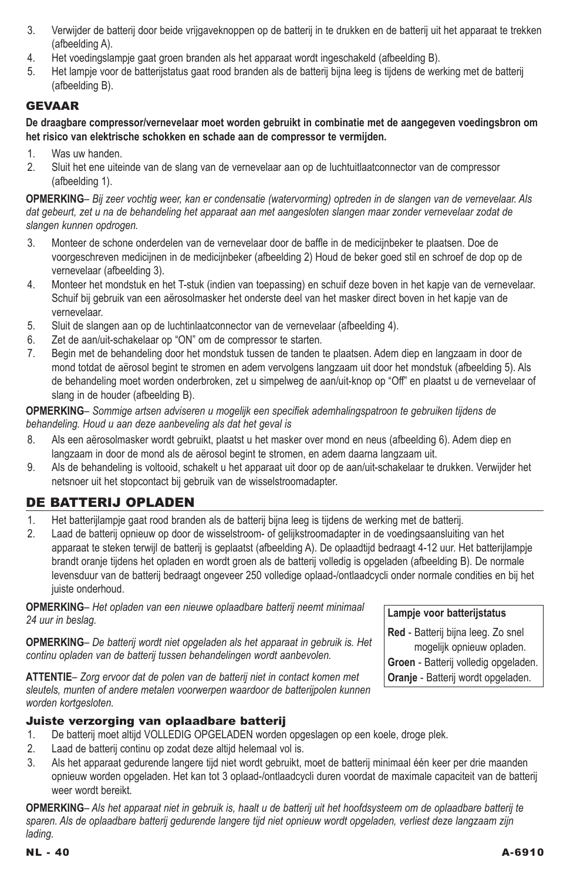3. Verwijder de batterij door beide vrijgaveknoppen op de batterij in te drukken en de batterij uit het apparaat te trekken (afbeelding A).
4. Het voedingslampje gaat groen branden als het apparaat wordt ingeschakeld (afbeelding B).
5. Het lampje voor de batterijstatus gaat rood branden als de batterij bijna leeg is tijdens de werking met de batterij (afbeelding B).

### GEVAAR

**De draagbare compressor/vernevelaar moet worden gebruikt in combinatie met de aangegeven voedingsbron om het risico van elektrische schokken en schade aan de compressor te vermijden.**

1. Was uw handen.
2. Sluit het ene uiteinde van de slang van de vernevelaar aan op de luchtuitlaatconnector van de compressor (afbeelding 1).

**OPMERKING**– *Bij zeer vochtig weer, kan er condensatie (watervorming) optreden in de slangen van de vernevelaar. Als dat gebeurt, zet u na de behandeling het apparaat aan met aangesloten slangen maar zonder vernevelaar zodat de slangen kunnen opdrogen.*

3. Monteer de schone onderdelen van de vernevelaar door de baffle in de medicijnbeker te plaatsen. Doe de voorgeschreven medicijnen in de medicijnbeker (afbeelding 2) Houd de beker goed stil en schroef de dop op de vernevelaar (afbeelding 3).
4. Monteer het mondstuk en het T-stuk (indien van toepassing) en schuif deze boven in het kapje van de vernevelaar. Schuif bij gebruik van een aërosolmasker het onderste deel van het masker direct boven in het kapje van de vernevelaar.
5. Sluit de slangen aan op de luchtinlaatconnector van de vernevelaar (afbeelding 4).
6. Zet de aan/uit-schakelaar op "ON" om de compressor te starten.
7. Begin met de behandeling door het mondstuk tussen de tanden te plaatsen. Adem diep en langzaam in door de mond totdat de aërosol begint te stromen en adem vervolgens langzaam uit door het mondstuk (afbeelding 5). Als de behandeling moet worden onderbroken, zet u simpelweg de aan/uit-knop op "Off" en plaatst u de vernevelaar of slang in de houder (afbeelding B).

**OPMERKING**– *Sommige artsen adviseren u mogelijk een specifiek ademhalingspatroon te gebruiken tijdens de behandeling. Houd u aan deze aanbeveling als dat het geval is*

8. Als een aërosolmasker wordt gebruikt, plaatst u het masker over mond en neus (afbeelding 6). Adem diep en langzaam in door de mond als de aërosol begint te stromen, en adem daarna langzaam uit.
9. Als de behandeling is voltooid, schakelt u het apparaat uit door op de aan/uit-schakelaar te drukken. Verwijder het netsnoer uit het stopcontact bij gebruik van de wisselstroomadapter.

## DE BATTERIJ OPLADEN

1. Het batterijlampje gaat rood branden als de batterij bijna leeg is tijdens de werking met de batterij.
2. Laad de batterij opnieuw op door de wisselstroom- of gelijkstroomadapter in de voedingsaansluiting van het apparaat te steken terwijl de batterij is geplaatst (afbeelding A). De oplaadtijd bedraagt 4-12 uur. Het batterijlampje brandt oranje tijdens het opladen en wordt groen als de batterij volledig is opgeladen (afbeelding B). De normale levensduur van de batterij bedraagt ongeveer 250 volledige oplaad-/ontlaadcycli onder normale condities en bij het juiste onderhoud.

**OPMERKING**– *Het opladen van een nieuwe oplaadbare batterij neemt minimaal 24 uur in beslag.*

**OPMERKING**– *De batterij wordt niet opgeladen als het apparaat in gebruik is. Het continu opladen van de batterij tussen behandelingen wordt aanbevolen.*

**ATTENTIE**– *Zorg ervoor dat de polen van de batterij niet in contact komen met sleutels, munten of andere metalen voorwerpen waardoor de batterijpolen kunnen worden kortgesloten.*

**Lampje voor batterijstatus**

**Red** - Batterij bijna leeg. Zo snel mogelijk opnieuw opladen.
**Groen** - Batterij volledig opgeladen.
**Oranje** - Batterij wordt opgeladen.

### Juiste verzorging van oplaadbare batterij

1. De batterij moet altijd VOLLEDIG OPGELADEN worden opgeslagen op een koele, droge plek.
2. Laad de batterij continu op zodat deze altijd helemaal vol is.
3. Als het apparaat gedurende langere tijd niet wordt gebruikt, moet de batterij minimaal één keer per drie maanden opnieuw worden opgeladen. Het kan tot 3 oplaad-/ontlaadcycli duren voordat de maximale capaciteit van de batterij weer wordt bereikt.

**OPMERKING**– *Als het apparaat niet in gebruik is, haalt u de batterij uit het hoofdsysteem om de oplaadbare batterij te sparen. Als de oplaadbare batterij gedurende langere tijd niet opnieuw wordt opgeladen, verliest deze langzaam zijn lading.*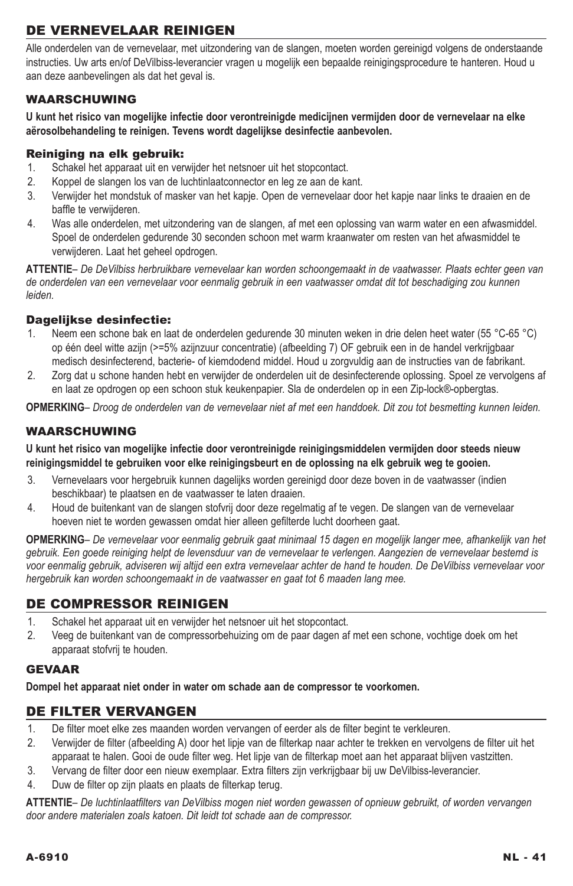## DE VERNEVELAAR REINIGEN

Alle onderdelen van de vernevelaar, met uitzondering van de slangen, moeten worden gereinigd volgens de onderstaande instructies. Uw arts en/of DeVilbiss-leverancier vragen u mogelijk een bepaalde reinigingsprocedure te hanteren. Houd u aan deze aanbevelingen als dat het geval is.

### WAARSCHUWING

**U kunt het risico van mogelijke infectie door verontreinigde medicijnen vermijden door de vernevelaar na elke aërosolbehandeling te reinigen. Tevens wordt dagelijkse desinfectie aanbevolen.**

### Reiniging na elk gebruik:

1. Schakel het apparaat uit en verwijder het netsnoer uit het stopcontact.
2. Koppel de slangen los van de luchtinlaatconnector en leg ze aan de kant.
3. Verwijder het mondstuk of masker van het kapje. Open de vernevelaar door het kapje naar links te draaien en de baffle te verwijderen.
4. Was alle onderdelen, met uitzondering van de slangen, af met een oplossing van warm water en een afwasmiddel. Spoel de onderdelen gedurende 30 seconden schoon met warm kraanwater om resten van het afwasmiddel te verwijderen. Laat het geheel opdrogen.

**ATTENTIE**– *De DeVilbiss herbruikbare vernevelaar kan worden schoongemaakt in de vaatwasser. Plaats echter geen van de onderdelen van een vernevelaar voor eenmalig gebruik in een vaatwasser omdat dit tot beschadiging zou kunnen leiden.*

### Dagelijkse desinfectie:

1. Neem een schone bak en laat de onderdelen gedurende 30 minuten weken in drie delen heet water (55 °C-65 °C) op één deel witte azijn (>=5% azijnzuur concentratie) (afbeelding 7) OF gebruik een in de handel verkrijgbaar medisch desinfecterend, bacterie- of kiemdodend middel. Houd u zorgvuldig aan de instructies van de fabrikant.
2. Zorg dat u schone handen hebt en verwijder de onderdelen uit de desinfecterende oplossing. Spoel ze vervolgens af en laat ze opdrogen op een schoon stuk keukenpapier. Sla de onderdelen op in een Zip-lock®-opbergtas.

**OPMERKING**– *Droog de onderdelen van de vernevelaar niet af met een handdoek. Dit zou tot besmetting kunnen leiden.*

### WAARSCHUWING

**U kunt het risico van mogelijke infectie door verontreinigde reinigingsmiddelen vermijden door steeds nieuw reinigingsmiddel te gebruiken voor elke reinigingsbeurt en de oplossing na elk gebruik weg te gooien.**

3. Vernevelaars voor hergebruik kunnen dagelijks worden gereinigd door deze boven in de vaatwasser (indien beschikbaar) te plaatsen en de vaatwasser te laten draaien.
4. Houd de buitenkant van de slangen stofvrij door deze regelmatig af te vegen. De slangen van de vernevelaar hoeven niet te worden gewassen omdat hier alleen gefilterde lucht doorheen gaat.

**OPMERKING**– *De vernevelaar voor eenmalig gebruik gaat minimaal 15 dagen en mogelijk langer mee, afhankelijk van het gebruik. Een goede reiniging helpt de levensduur van de vernevelaar te verlengen. Aangezien de vernevelaar bestemd is voor eenmalig gebruik, adviseren wij altijd een extra vernevelaar achter de hand te houden. De DeVilbiss vernevelaar voor hergebruik kan worden schoongemaakt in de vaatwasser en gaat tot 6 maaden lang mee.*

## DE COMPRESSOR REINIGEN

1. Schakel het apparaat uit en verwijder het netsnoer uit het stopcontact.
2. Veeg de buitenkant van de compressorbehuizing om de paar dagen af met een schone, vochtige doek om het apparaat stofvrij te houden.

### GEVAAR

**Dompel het apparaat niet onder in water om schade aan de compressor te voorkomen.**

## DE FILTER VERVANGEN

1. De filter moet elke zes maanden worden vervangen of eerder als de filter begint te verkleuren.
2. Verwijder de filter (afbeelding A) door het lipje van de filterkap naar achter te trekken en vervolgens de filter uit het apparaat te halen. Gooi de oude filter weg. Het lipje van de filterkap moet aan het apparaat blijven vastzitten.
3. Vervang de filter door een nieuw exemplaar. Extra filters zijn verkrijgbaar bij uw DeVilbiss-leverancier.
4. Duw de filter op zijn plaats en plaats de filterkap terug.

**ATTENTIE**– *De luchtinlaatfilters van DeVilbiss mogen niet worden gewassen of opnieuw gebruikt, of worden vervangen door andere materialen zoals katoen. Dit leidt tot schade aan de compressor.*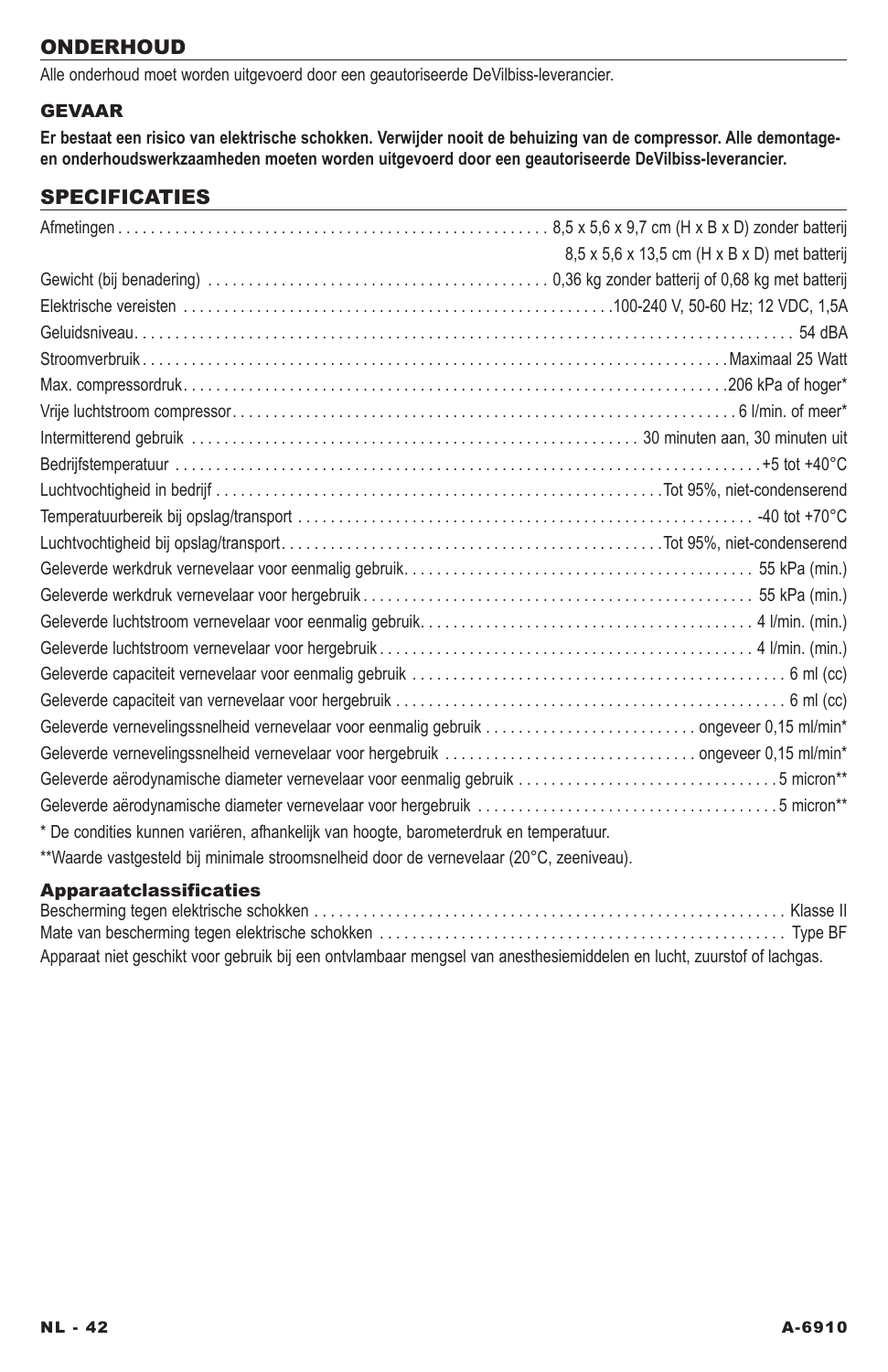## ONDERHOUD

Alle onderhoud moet worden uitgevoerd door een geautoriseerde DeVilbiss-leverancier.

### GEVAAR

**Er bestaat een risico van elektrische schokken. Verwijder nooit de behuizing van de compressor. Alle demontage- en onderhoudswerkzaamheden moeten worden uitgevoerd door een geautoriseerde DeVilbiss-leverancier.**

## SPECIFICATIES

| | |
|---|---|
| Afmetingen | 8,5 x 5,6 x 9,7 cm (H x B x D) zonder batterij<br>8,5 x 5,6 x 13,5 cm (H x B x D) met batterij |
| Gewicht (bij benadering) | 0,36 kg zonder batterij of 0,68 kg met batterij |
| Elektrische vereisten | 100-240 V, 50-60 Hz; 12 VDC, 1,5A |
| Geluidsniveau | 54 dBA |
| Stroomverbruik | Maximaal 25 Watt |
| Max. compressordruk | 206 kPa of hoger* |
| Vrije luchtstroom compressor | 6 l/min. of meer* |
| Intermitterend gebruik | 30 minuten aan, 30 minuten uit |
| Bedrijfstemperatuur | +5 tot +40°C |
| Luchtvochtigheid in bedrijf | Tot 95%, niet-condenserend |
| Temperatuurbereik bij opslag/transport | -40 tot +70°C |
| Luchtvochtigheid bij opslag/transport | Tot 95%, niet-condenserend |
| Geleverde werkdruk vernevelaar voor eenmalig gebruik | 55 kPa (min.) |
| Geleverde werkdruk vernevelaar voor hergebruik | 55 kPa (min.) |
| Geleverde luchtstroom vernevelaar voor eenmalig gebruik | 4 l/min. (min.) |
| Geleverde luchtstroom vernevelaar voor hergebruik | 4 l/min. (min.) |
| Geleverde capaciteit vernevelaar voor eenmalig gebruik | 6 ml (cc) |
| Geleverde capaciteit van vernevelaar voor hergebruik | 6 ml (cc) |
| Geleverde vernevelingssnelheid vernevelaar voor eenmalig gebruik | ongeveer 0,15 ml/min* |
| Geleverde vernevelingssnelheid vernevelaar voor hergebruik | ongeveer 0,15 ml/min* |
| Geleverde aërodynamische diameter vernevelaar voor eenmalig gebruik | 5 micron** |
| Geleverde aërodynamische diameter vernevelaar voor hergebruik | 5 micron** |

* De condities kunnen variëren, afhankelijk van hoogte, barometerdruk en temperatuur.

**Waarde vastgesteld bij minimale stroomsnelheid door de vernevelaar (20°C, zeeniveau).

### Apparaatclassificaties

| | |
|---|---|
| Bescherming tegen elektrische schokken | Klasse II |
| Mate van bescherming tegen elektrische schokken | Type BF |

Apparaat niet geschikt voor gebruik bij een ontvlambaar mengsel van anesthesiemiddelen en lucht, zuurstof of lachgas.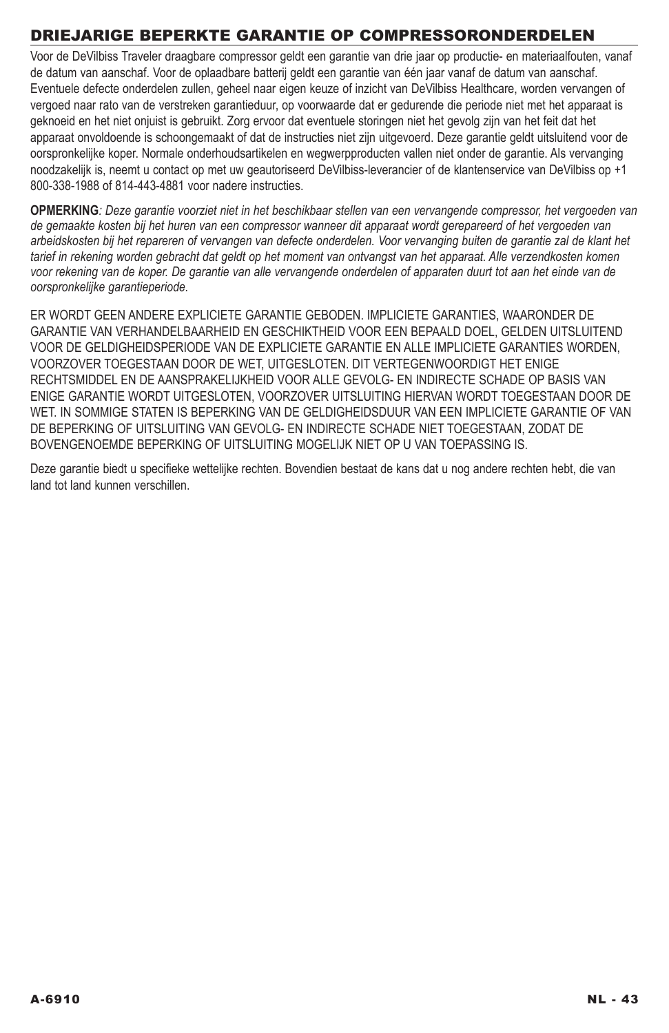## DRIEJARIGE BEPERKTE GARANTIE OP COMPRESSORONDERDELEN

Voor de DeVilbiss Traveler draagbare compressor geldt een garantie van drie jaar op productie- en materiaalfouten, vanaf de datum van aanschaf. Voor de oplaadbare batterij geldt een garantie van één jaar vanaf de datum van aanschaf. Eventuele defecte onderdelen zullen, geheel naar eigen keuze of inzicht van DeVilbiss Healthcare, worden vervangen of vergoed naar rato van de verstreken garantieduur, op voorwaarde dat er gedurende die periode niet met het apparaat is geknoeid en het niet onjuist is gebruikt. Zorg ervoor dat eventuele storingen niet het gevolg zijn van het feit dat het apparaat onvoldoende is schoongemaakt of dat de instructies niet zijn uitgevoerd. Deze garantie geldt uitsluitend voor de oorspronkelijke koper. Normale onderhoudsartikelen en wegwerpproducten vallen niet onder de garantie. Als vervanging noodzakelijk is, neemt u contact op met uw geautoriseerd DeVilbiss-leverancier of de klantenservice van DeVilbiss op +1 800-338-1988 of 814-443-4881 voor nadere instructies.

**OPMERKING***: Deze garantie voorziet niet in het beschikbaar stellen van een vervangende compressor, het vergoeden van de gemaakte kosten bij het huren van een compressor wanneer dit apparaat wordt gerepareerd of het vergoeden van arbeidskosten bij het repareren of vervangen van defecte onderdelen. Voor vervanging buiten de garantie zal de klant het tarief in rekening worden gebracht dat geldt op het moment van ontvangst van het apparaat. Alle verzendkosten komen voor rekening van de koper. De garantie van alle vervangende onderdelen of apparaten duurt tot aan het einde van de oorspronkelijke garantieperiode.*

ER WORDT GEEN ANDERE EXPLICIETE GARANTIE GEBODEN. IMPLICIETE GARANTIES, WAARONDER DE GARANTIE VAN VERHANDELBAARHEID EN GESCHIKTHEID VOOR EEN BEPAALD DOEL, GELDEN UITSLUITEND VOOR DE GELDIGHEIDSPERIODE VAN DE EXPLICIETE GARANTIE EN ALLE IMPLICIETE GARANTIES WORDEN, VOORZOVER TOEGESTAAN DOOR DE WET, UITGESLOTEN. DIT VERTEGENWOORDIGT HET ENIGE RECHTSMIDDEL EN DE AANSPRAKELIJKHEID VOOR ALLE GEVOLG- EN INDIRECTE SCHADE OP BASIS VAN ENIGE GARANTIE WORDT UITGESLOTEN, VOORZOVER UITSLUITING HIERVAN WORDT TOEGESTAAN DOOR DE WET. IN SOMMIGE STATEN IS BEPERKING VAN DE GELDIGHEIDSDUUR VAN EEN IMPLICIETE GARANTIE OF VAN DE BEPERKING OF UITSLUITING VAN GEVOLG- EN INDIRECTE SCHADE NIET TOEGESTAAN, ZODAT DE BOVENGENOEMDE BEPERKING OF UITSLUITING MOGELIJK NIET OP U VAN TOEPASSING IS.

Deze garantie biedt u specifieke wettelijke rechten. Bovendien bestaat de kans dat u nog andere rechten hebt, die van land tot land kunnen verschillen.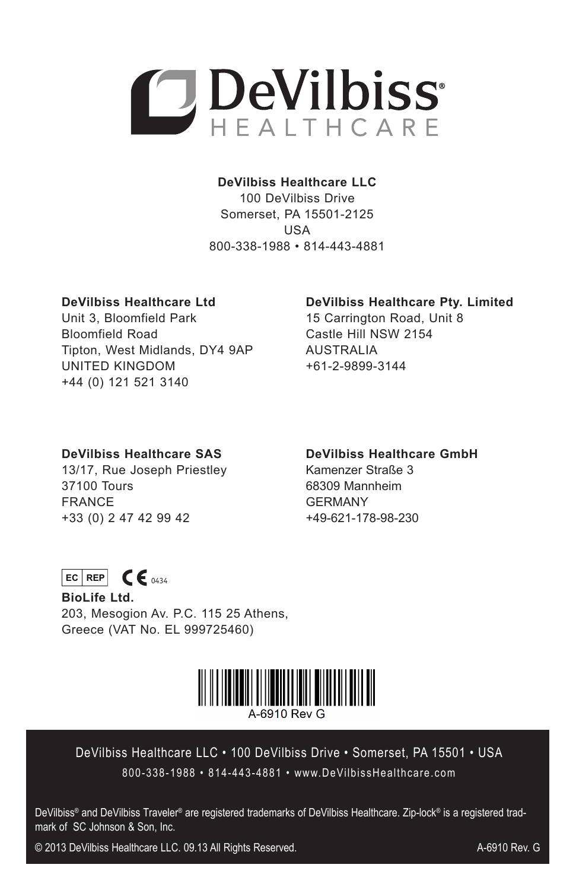# DeVilbiss® HEALTHCARE

**DeVilbiss Healthcare LLC**
100 DeVilbiss Drive
Somerset, PA 15501-2125
USA
800-338-1988 • 814-443-4881

**DeVilbiss Healthcare Ltd**
Unit 3, Bloomfield Park
Bloomfield Road
Tipton, West Midlands, DY4 9AP
UNITED KINGDOM
+44 (0) 121 521 3140

**DeVilbiss Healthcare Pty. Limited**
15 Carrington Road, Unit 8
Castle Hill NSW 2154
AUSTRALIA
+61-2-9899-3144

**DeVilbiss Healthcare SAS**
13/17, Rue Joseph Priestley
37100 Tours
FRANCE
+33 (0) 2 47 42 99 42

**DeVilbiss Healthcare GmbH**
Kamenzer Straße 3
68309 Mannheim
GERMANY
+49-621-178-98-230

EC REP CE 0434

**BioLife Ltd.**
203, Mesogion Av. P.C. 115 25 Athens,
Greece (VAT No. EL 999725460)

A-6910 Rev G

DeVilbiss Healthcare LLC • 100 DeVilbiss Drive • Somerset, PA 15501 • USA
800-338-1988 • 814-443-4881 • www.DeVilbissHealthcare.com

DeVilbiss® and DeVilbiss Traveler® are registered trademarks of DeVilbiss Healthcare. Zip-lock® is a registered trademark of SC Johnson & Son, Inc.

© 2013 DeVilbiss Healthcare LLC. 09.13 All Rights Reserved. A-6910 Rev. G